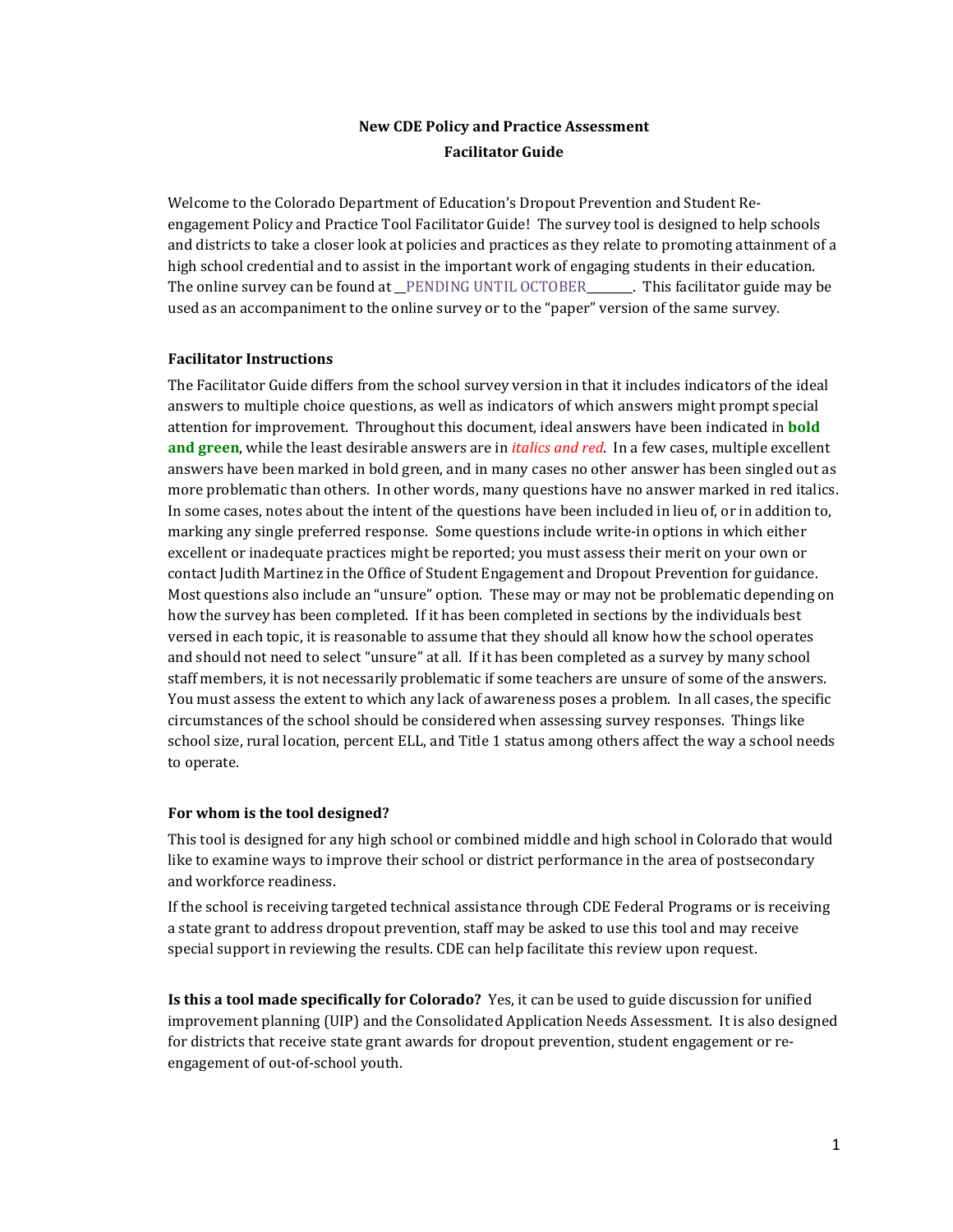**New CDE Policy and Practice Assessment**

**Facilitator Guide**

Welcome to the Colorado Department of Education's Dropout Prevention and Student Re-engagement Policy and Practice Tool Facilitator Guide! The survey tool is designed to help schools and districts to take a closer look at policies and practices as they relate to promoting attainment of a high school credential and to assist in the important work of engaging students in their education. The online survey can be found at __PENDING UNTIL OCTOBER________. This facilitator guide may be used as an accompaniment to the online survey or to the "paper" version of the same survey.

**Facilitator Instructions**

The Facilitator Guide differs from the school survey version in that it includes indicators of the ideal answers to multiple choice questions, as well as indicators of which answers might prompt special attention for improvement. Throughout this document, ideal answers have been indicated in **bold and green**, while the least desirable answers are in *italics and red*. In a few cases, multiple excellent answers have been marked in bold green, and in many cases no other answer has been singled out as more problematic than others. In other words, many questions have no answer marked in red italics. In some cases, notes about the intent of the questions have been included in lieu of, or in addition to, marking any single preferred response. Some questions include write-in options in which either excellent or inadequate practices might be reported; you must assess their merit on your own or contact Judith Martinez in the Office of Student Engagement and Dropout Prevention for guidance. Most questions also include an "unsure" option. These may or may not be problematic depending on how the survey has been completed. If it has been completed in sections by the individuals best versed in each topic, it is reasonable to assume that they should all know how the school operates and should not need to select "unsure" at all. If it has been completed as a survey by many school staff members, it is not necessarily problematic if some teachers are unsure of some of the answers. You must assess the extent to which any lack of awareness poses a problem. In all cases, the specific circumstances of the school should be considered when assessing survey responses. Things like school size, rural location, percent ELL, and Title 1 status among others affect the way a school needs to operate.

**For whom is the tool designed?**

This tool is designed for any high school or combined middle and high school in Colorado that would like to examine ways to improve their school or district performance in the area of postsecondary and workforce readiness.

If the school is receiving targeted technical assistance through CDE Federal Programs or is receiving a state grant to address dropout prevention, staff may be asked to use this tool and may receive special support in reviewing the results. CDE can help facilitate this review upon request.

**Is this a tool made specifically for Colorado?** Yes, it can be used to guide discussion for unified improvement planning (UIP) and the Consolidated Application Needs Assessment. It is also designed for districts that receive state grant awards for dropout prevention, student engagement or re-engagement of out-of-school youth.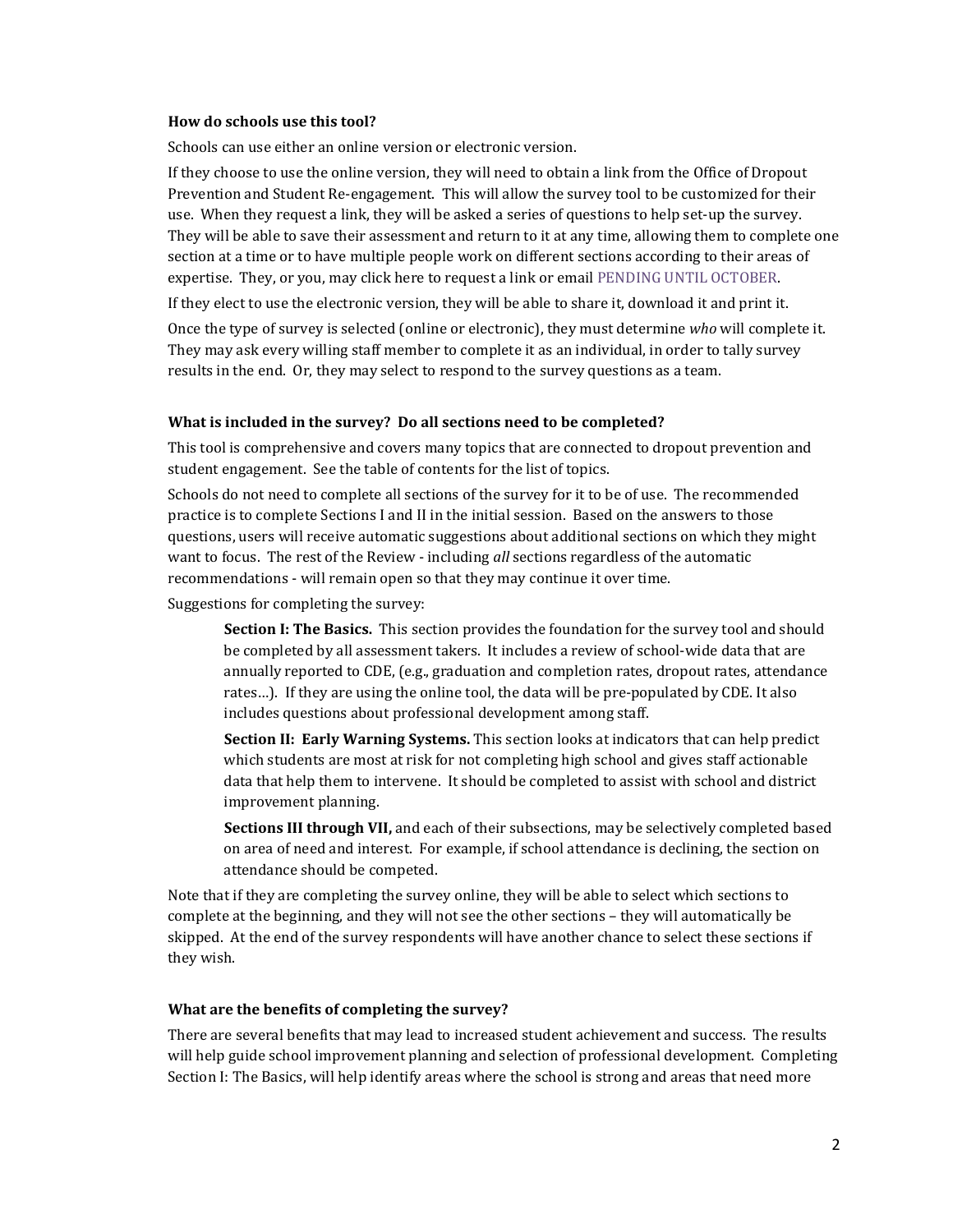**How do schools use this tool?**

Schools can use either an online version or electronic version.

If they choose to use the online version, they will need to obtain a link from the Office of Dropout Prevention and Student Re-engagement. This will allow the survey tool to be customized for their use. When they request a link, they will be asked a series of questions to help set-up the survey. They will be able to save their assessment and return to it at any time, allowing them to complete one section at a time or to have multiple people work on different sections according to their areas of expertise. They, or you, may click here to request a link or email PENDING UNTIL OCTOBER.

If they elect to use the electronic version, they will be able to share it, download it and print it.

Once the type of survey is selected (online or electronic), they must determine *who* will complete it. They may ask every willing staff member to complete it as an individual, in order to tally survey results in the end. Or, they may select to respond to the survey questions as a team.

**What is included in the survey? Do all sections need to be completed?**

This tool is comprehensive and covers many topics that are connected to dropout prevention and student engagement. See the table of contents for the list of topics.

Schools do not need to complete all sections of the survey for it to be of use. The recommended practice is to complete Sections I and II in the initial session. Based on the answers to those questions, users will receive automatic suggestions about additional sections on which they might want to focus. The rest of the Review - including *all* sections regardless of the automatic recommendations - will remain open so that they may continue it over time.

Suggestions for completing the survey:

> **Section I: The Basics.** This section provides the foundation for the survey tool and should be completed by all assessment takers. It includes a review of school-wide data that are annually reported to CDE, (e.g., graduation and completion rates, dropout rates, attendance rates…). If they are using the online tool, the data will be pre-populated by CDE. It also includes questions about professional development among staff.
>
> **Section II: Early Warning Systems.** This section looks at indicators that can help predict which students are most at risk for not completing high school and gives staff actionable data that help them to intervene. It should be completed to assist with school and district improvement planning.
>
> **Sections III through VII,** and each of their subsections, may be selectively completed based on area of need and interest. For example, if school attendance is declining, the section on attendance should be competed.

Note that if they are completing the survey online, they will be able to select which sections to complete at the beginning, and they will not see the other sections – they will automatically be skipped. At the end of the survey respondents will have another chance to select these sections if they wish.

**What are the benefits of completing the survey?**

There are several benefits that may lead to increased student achievement and success. The results will help guide school improvement planning and selection of professional development. Completing Section I: The Basics, will help identify areas where the school is strong and areas that need more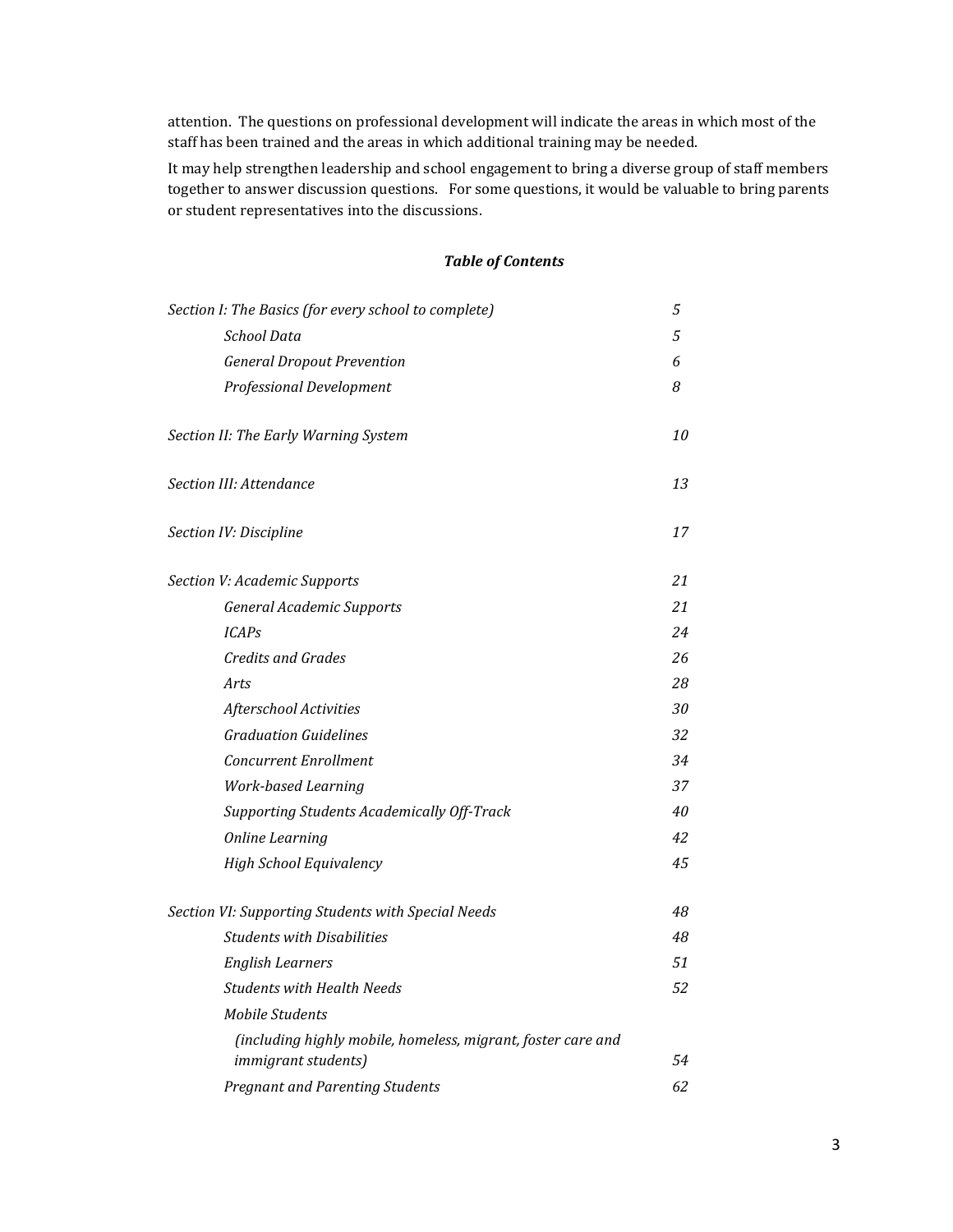attention. The questions on professional development will indicate the areas in which most of the staff has been trained and the areas in which additional training may be needed.

It may help strengthen leadership and school engagement to bring a diverse group of staff members together to answer discussion questions. For some questions, it would be valuable to bring parents or student representatives into the discussions.

## *Table of Contents*

| | |
|---|---|
| *Section I: The Basics (for every school to complete)* | *5* |
| &nbsp;&nbsp;&nbsp;&nbsp;*School Data* | *5* |
| &nbsp;&nbsp;&nbsp;&nbsp;*General Dropout Prevention* | *6* |
| &nbsp;&nbsp;&nbsp;&nbsp;*Professional Development* | *8* |
| *Section II: The Early Warning System* | *10* |
| *Section III: Attendance* | *13* |
| *Section IV: Discipline* | *17* |
| *Section V: Academic Supports* | *21* |
| &nbsp;&nbsp;&nbsp;&nbsp;*General Academic Supports* | *21* |
| &nbsp;&nbsp;&nbsp;&nbsp;*ICAPs* | *24* |
| &nbsp;&nbsp;&nbsp;&nbsp;*Credits and Grades* | *26* |
| &nbsp;&nbsp;&nbsp;&nbsp;*Arts* | *28* |
| &nbsp;&nbsp;&nbsp;&nbsp;*Afterschool Activities* | *30* |
| &nbsp;&nbsp;&nbsp;&nbsp;*Graduation Guidelines* | *32* |
| &nbsp;&nbsp;&nbsp;&nbsp;*Concurrent Enrollment* | *34* |
| &nbsp;&nbsp;&nbsp;&nbsp;*Work-based Learning* | *37* |
| &nbsp;&nbsp;&nbsp;&nbsp;*Supporting Students Academically Off-Track* | *40* |
| &nbsp;&nbsp;&nbsp;&nbsp;*Online Learning* | *42* |
| &nbsp;&nbsp;&nbsp;&nbsp;*High School Equivalency* | *45* |
| *Section VI: Supporting Students with Special Needs* | *48* |
| &nbsp;&nbsp;&nbsp;&nbsp;*Students with Disabilities* | *48* |
| &nbsp;&nbsp;&nbsp;&nbsp;*English Learners* | *51* |
| &nbsp;&nbsp;&nbsp;&nbsp;*Students with Health Needs* | *52* |
| &nbsp;&nbsp;&nbsp;&nbsp;*Mobile Students (including highly mobile, homeless, migrant, foster care and immigrant students)* | *54* |
| &nbsp;&nbsp;&nbsp;&nbsp;*Pregnant and Parenting Students* | *62* |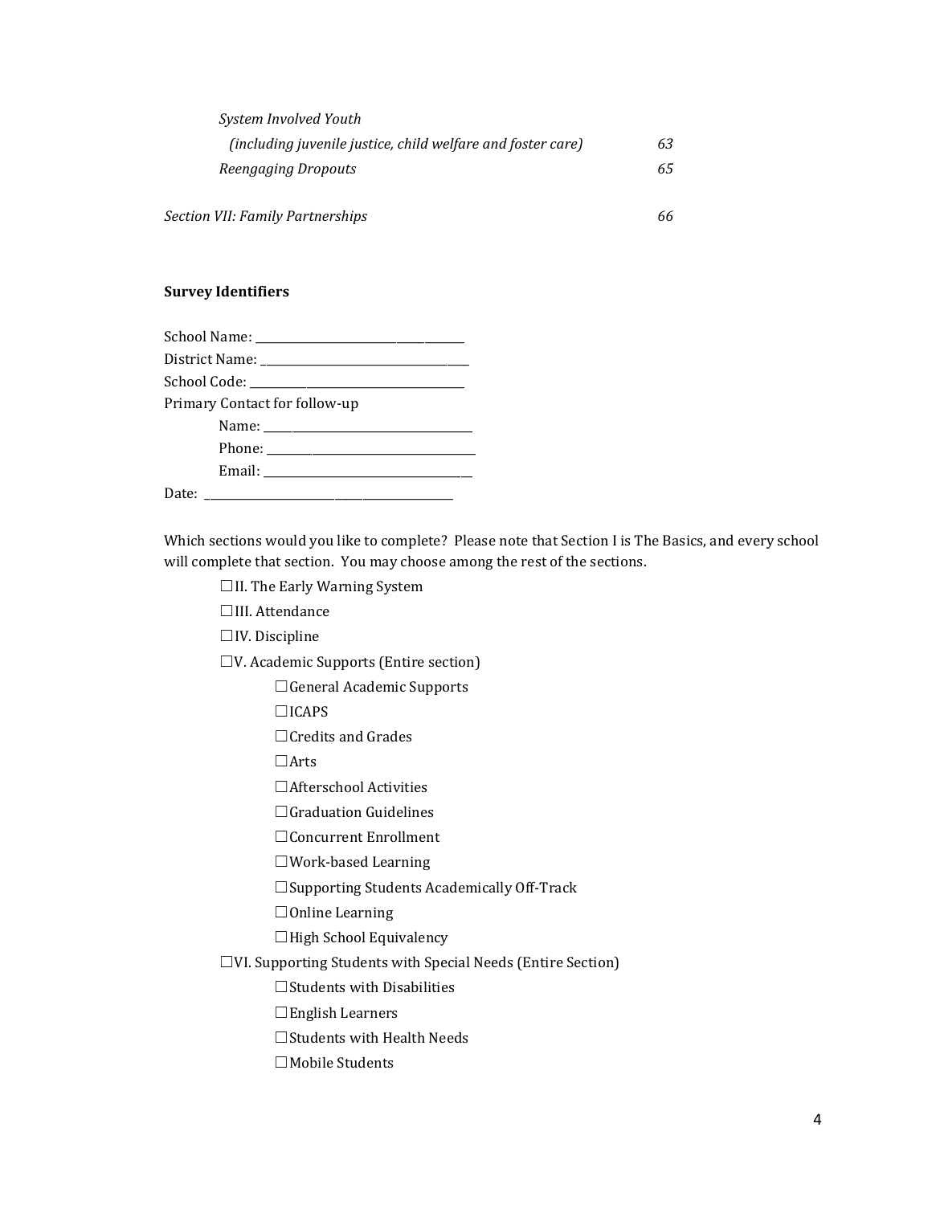*System Involved Youth*
*(including juvenile justice, child welfare and foster care)* 63
*Reengaging Dropouts* 65

*Section VII: Family Partnerships* 66

**Survey Identifiers**

School Name: ___________________________________
District Name: ___________________________________
School Code: ___________________________________
Primary Contact for follow-up
    Name: ___________________________________
    Phone: ___________________________________
    Email: ___________________________________
Date: ___________________________________

Which sections would you like to complete? Please note that Section I is The Basics, and every school will complete that section. You may choose among the rest of the sections.

- ☐ II. The Early Warning System
- ☐ III. Attendance
- ☐ IV. Discipline
- ☐ V. Academic Supports (Entire section)
  - ☐ General Academic Supports
  - ☐ ICAPS
  - ☐ Credits and Grades
  - ☐ Arts
  - ☐ Afterschool Activities
  - ☐ Graduation Guidelines
  - ☐ Concurrent Enrollment
  - ☐ Work-based Learning
  - ☐ Supporting Students Academically Off-Track
  - ☐ Online Learning
  - ☐ High School Equivalency
- ☐ VI. Supporting Students with Special Needs (Entire Section)
  - ☐ Students with Disabilities
  - ☐ English Learners
  - ☐ Students with Health Needs
  - ☐ Mobile Students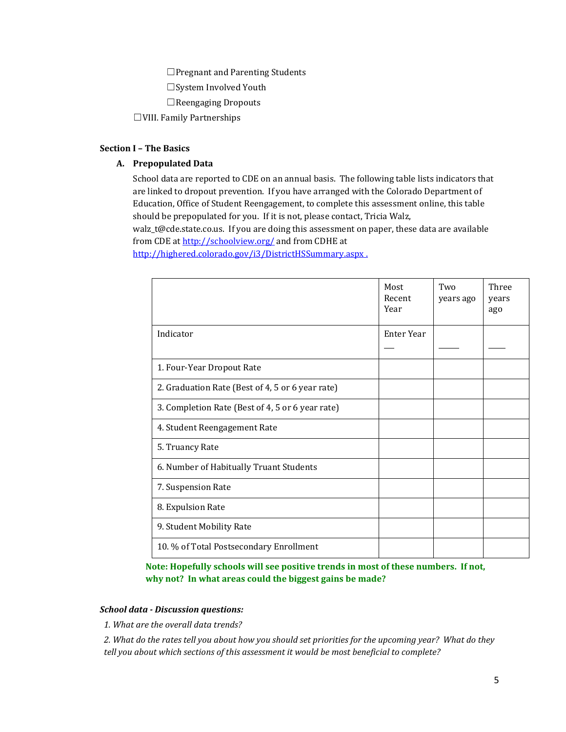☐Pregnant and Parenting Students

☐System Involved Youth

☐Reengaging Dropouts

☐VIII. Family Partnerships

**Section I – The Basics**

**A. Prepopulated Data**

School data are reported to CDE on an annual basis. The following table lists indicators that are linked to dropout prevention. If you have arranged with the Colorado Department of Education, Office of Student Reengagement, to complete this assessment online, this table should be prepopulated for you. If it is not, please contact, Tricia Walz, walz_t@cde.state.co.us. If you are doing this assessment on paper, these data are available from CDE at http://schoolview.org/ and from CDHE at http://highered.colorado.gov/i3/DistrictHSSummary.aspx .

| | Most Recent Year | Two years ago | Three years ago |
|---|---|---|---|
| Indicator | Enter Year ___ | _____ | ____ |
| 1. Four-Year Dropout Rate | | | |
| 2. Graduation Rate (Best of 4, 5 or 6 year rate) | | | |
| 3. Completion Rate (Best of 4, 5 or 6 year rate) | | | |
| 4. Student Reengagement Rate | | | |
| 5. Truancy Rate | | | |
| 6. Number of Habitually Truant Students | | | |
| 7. Suspension Rate | | | |
| 8. Expulsion Rate | | | |
| 9. Student Mobility Rate | | | |
| 10. % of Total Postsecondary Enrollment | | | |

**Note: Hopefully schools will see positive trends in most of these numbers. If not, why not? In what areas could the biggest gains be made?**

***School data - Discussion questions:***

*1. What are the overall data trends?*

*2. What do the rates tell you about how you should set priorities for the upcoming year? What do they tell you about which sections of this assessment it would be most beneficial to complete?*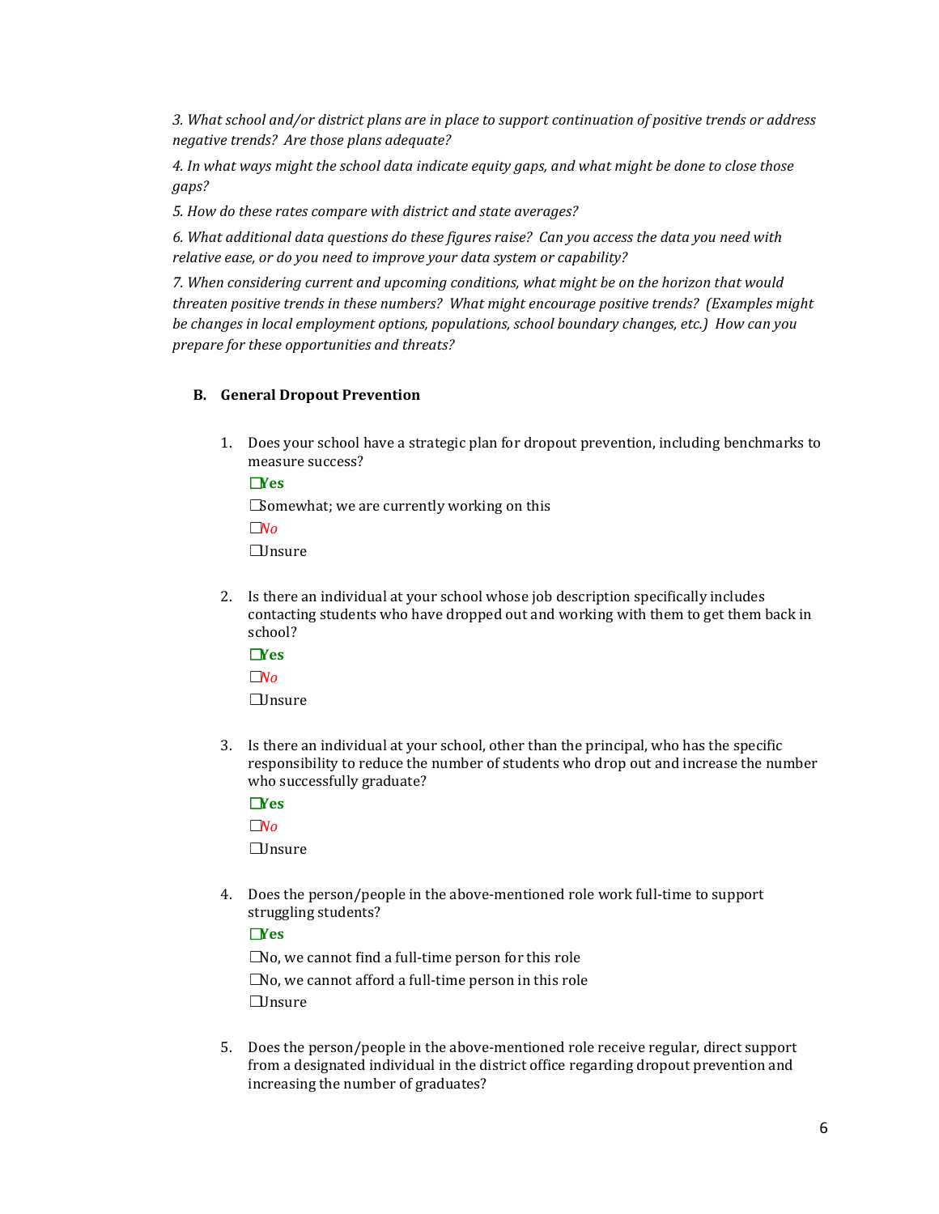*3. What school and/or district plans are in place to support continuation of positive trends or address negative trends? Are those plans adequate?*

*4. In what ways might the school data indicate equity gaps, and what might be done to close those gaps?*

*5. How do these rates compare with district and state averages?*

*6. What additional data questions do these figures raise? Can you access the data you need with relative ease, or do you need to improve your data system or capability?*

*7. When considering current and upcoming conditions, what might be on the horizon that would threaten positive trends in these numbers? What might encourage positive trends? (Examples might be changes in local employment options, populations, school boundary changes, etc.) How can you prepare for these opportunities and threats?*

## B. General Dropout Prevention

1. Does your school have a strategic plan for dropout prevention, including benchmarks to measure success?

   ☐ **Yes**

   ☐ Somewhat; we are currently working on this

   ☐ *No*

   ☐ Unsure

2. Is there an individual at your school whose job description specifically includes contacting students who have dropped out and working with them to get them back in school?

   ☐ **Yes**

   ☐ *No*

   ☐ Unsure

3. Is there an individual at your school, other than the principal, who has the specific responsibility to reduce the number of students who drop out and increase the number who successfully graduate?

   ☐ **Yes**

   ☐ *No*

   ☐ Unsure

4. Does the person/people in the above-mentioned role work full-time to support struggling students?

   ☐ **Yes**

   ☐ No, we cannot find a full-time person for this role

   ☐ No, we cannot afford a full-time person in this role

   ☐ Unsure

5. Does the person/people in the above-mentioned role receive regular, direct support from a designated individual in the district office regarding dropout prevention and increasing the number of graduates?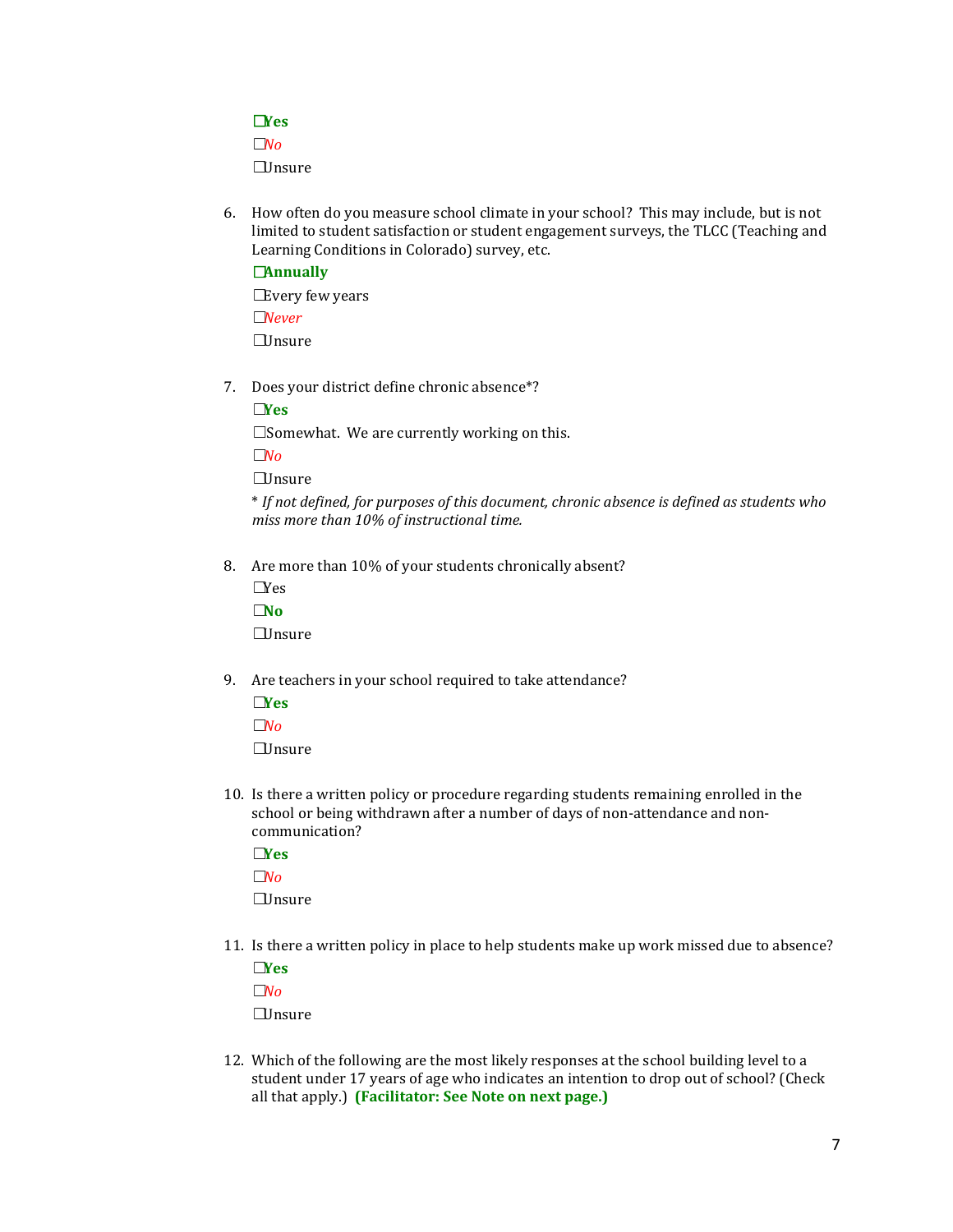☐**Yes**

☐*No*

☐Unsure

6. How often do you measure school climate in your school? This may include, but is not limited to student satisfaction or student engagement surveys, the TLCC (Teaching and Learning Conditions in Colorado) survey, etc.

   ☐**Annually**

   ☐Every few years

   ☐*Never*

   ☐Unsure

7. Does your district define chronic absence*?

   ☐**Yes**

   ☐Somewhat. We are currently working on this.

   ☐*No*

   ☐Unsure

   * *If not defined, for purposes of this document, chronic absence is defined as students who miss more than 10% of instructional time.*

8. Are more than 10% of your students chronically absent?

   ☐Yes

   ☐**No**

   ☐Unsure

9. Are teachers in your school required to take attendance?

   ☐**Yes**

   ☐*No*

   ☐Unsure

10. Is there a written policy or procedure regarding students remaining enrolled in the school or being withdrawn after a number of days of non-attendance and non-communication?

    ☐**Yes**

    ☐*No*

    ☐Unsure

11. Is there a written policy in place to help students make up work missed due to absence?

    ☐**Yes**

    ☐*No*

    ☐Unsure

12. Which of the following are the most likely responses at the school building level to a student under 17 years of age who indicates an intention to drop out of school? (Check all that apply.) **(Facilitator: See Note on next page.)**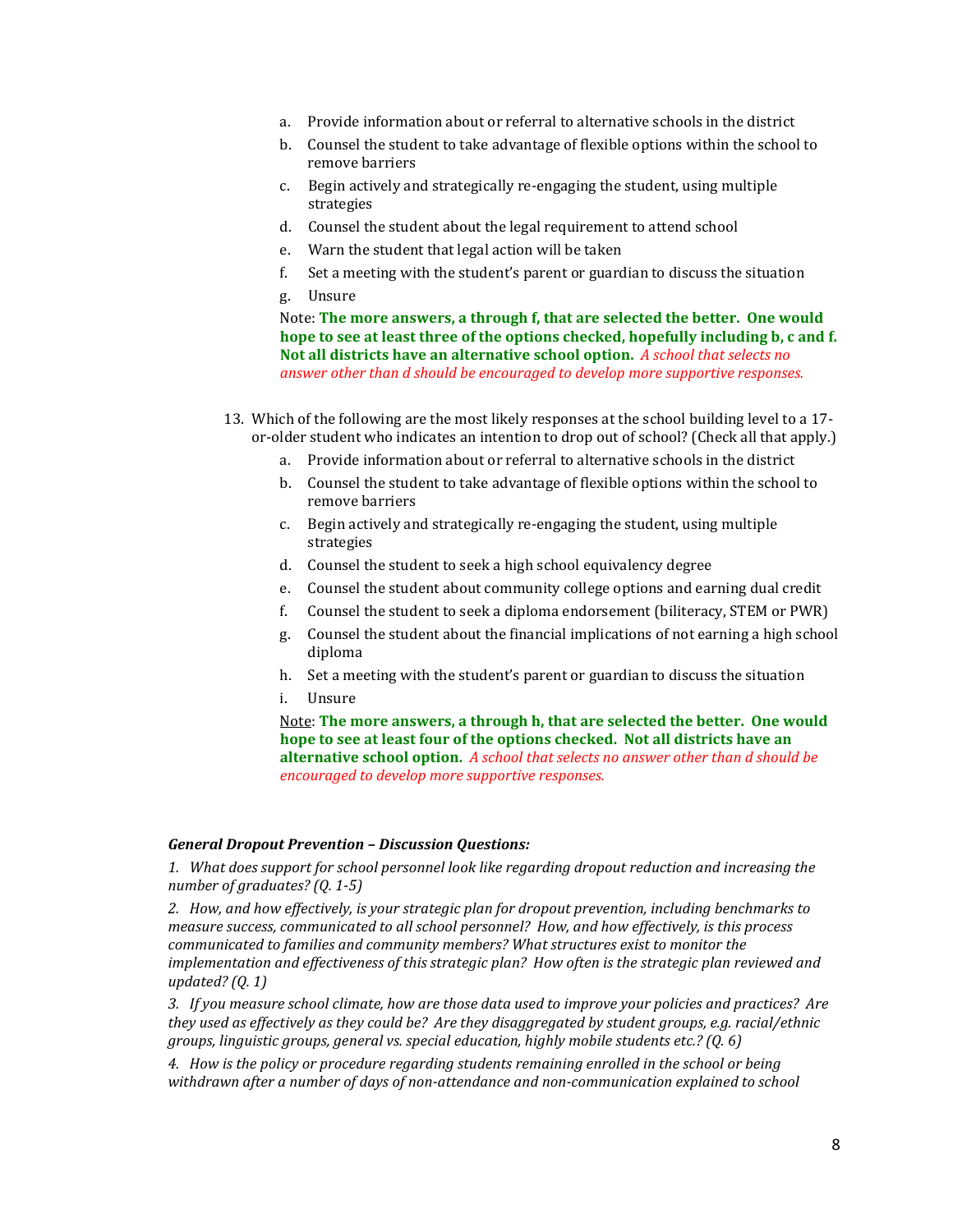a. Provide information about or referral to alternative schools in the district
b. Counsel the student to take advantage of flexible options within the school to remove barriers
c. Begin actively and strategically re-engaging the student, using multiple strategies
d. Counsel the student about the legal requirement to attend school
e. Warn the student that legal action will be taken
f. Set a meeting with the student's parent or guardian to discuss the situation
g. Unsure

Note: **The more answers, a through f, that are selected the better. One would hope to see at least three of the options checked, hopefully including b, c and f. Not all districts have an alternative school option.** *A school that selects no answer other than d should be encouraged to develop more supportive responses.*

13. Which of the following are the most likely responses at the school building level to a 17-or-older student who indicates an intention to drop out of school? (Check all that apply.)
    a. Provide information about or referral to alternative schools in the district
    b. Counsel the student to take advantage of flexible options within the school to remove barriers
    c. Begin actively and strategically re-engaging the student, using multiple strategies
    d. Counsel the student to seek a high school equivalency degree
    e. Counsel the student about community college options and earning dual credit
    f. Counsel the student to seek a diploma endorsement (biliteracy, STEM or PWR)
    g. Counsel the student about the financial implications of not earning a high school diploma
    h. Set a meeting with the student's parent or guardian to discuss the situation
    i. Unsure

    Note: **The more answers, a through h, that are selected the better. One would hope to see at least four of the options checked. Not all districts have an alternative school option.** *A school that selects no answer other than d should be encouraged to develop more supportive responses.*

***General Dropout Prevention – Discussion Questions:***

*1. What does support for school personnel look like regarding dropout reduction and increasing the number of graduates? (Q. 1-5)*

*2. How, and how effectively, is your strategic plan for dropout prevention, including benchmarks to measure success, communicated to all school personnel? How, and how effectively, is this process communicated to families and community members? What structures exist to monitor the implementation and effectiveness of this strategic plan? How often is the strategic plan reviewed and updated? (Q. 1)*

*3. If you measure school climate, how are those data used to improve your policies and practices? Are they used as effectively as they could be? Are they disaggregated by student groups, e.g. racial/ethnic groups, linguistic groups, general vs. special education, highly mobile students etc.? (Q. 6)*

*4. How is the policy or procedure regarding students remaining enrolled in the school or being withdrawn after a number of days of non-attendance and non-communication explained to school*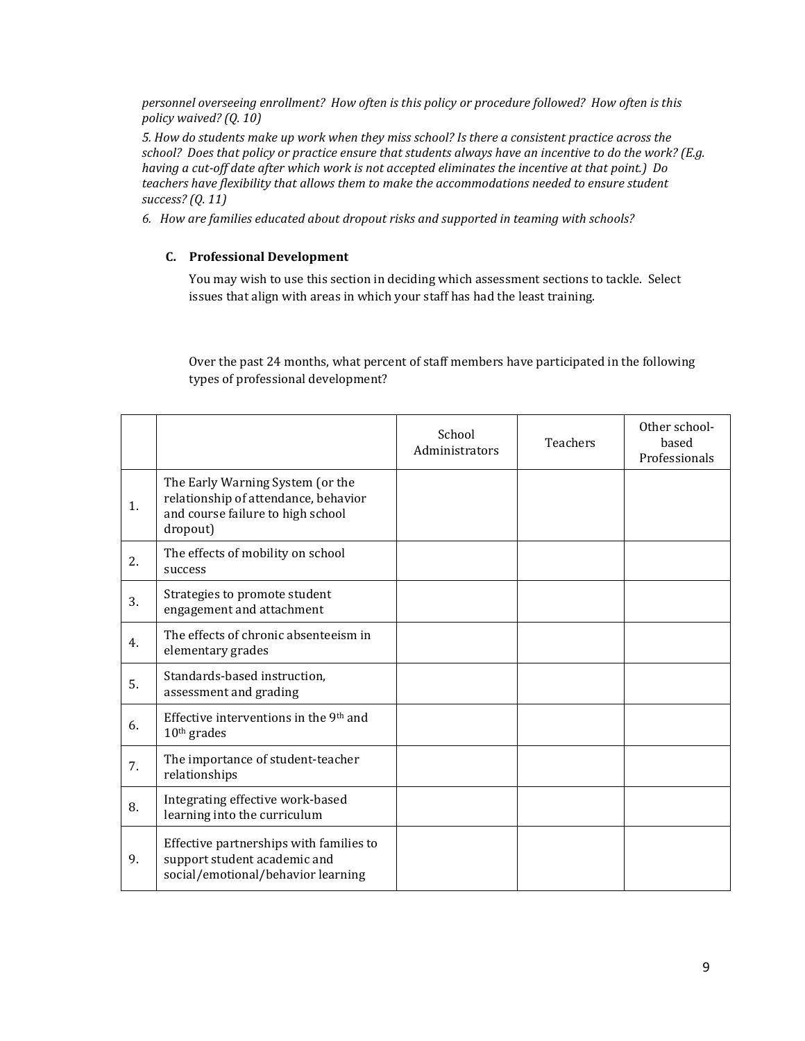*personnel overseeing enrollment? How often is this policy or procedure followed? How often is this policy waived? (Q. 10)*

*5. How do students make up work when they miss school? Is there a consistent practice across the school? Does that policy or practice ensure that students always have an incentive to do the work? (E.g. having a cut-off date after which work is not accepted eliminates the incentive at that point.) Do teachers have flexibility that allows them to make the accommodations needed to ensure student success? (Q. 11)*

*6. How are families educated about dropout risks and supported in teaming with schools?*

### C. Professional Development

You may wish to use this section in deciding which assessment sections to tackle. Select issues that align with areas in which your staff has had the least training.

Over the past 24 months, what percent of staff members have participated in the following types of professional development?

| | | School Administrators | Teachers | Other school-based Professionals |
|---|---|---|---|---|
| 1. | The Early Warning System (or the relationship of attendance, behavior and course failure to high school dropout) | | | |
| 2. | The effects of mobility on school success | | | |
| 3. | Strategies to promote student engagement and attachment | | | |
| 4. | The effects of chronic absenteeism in elementary grades | | | |
| 5. | Standards-based instruction, assessment and grading | | | |
| 6. | Effective interventions in the 9th and 10th grades | | | |
| 7. | The importance of student-teacher relationships | | | |
| 8. | Integrating effective work-based learning into the curriculum | | | |
| 9. | Effective partnerships with families to support student academic and social/emotional/behavior learning | | | |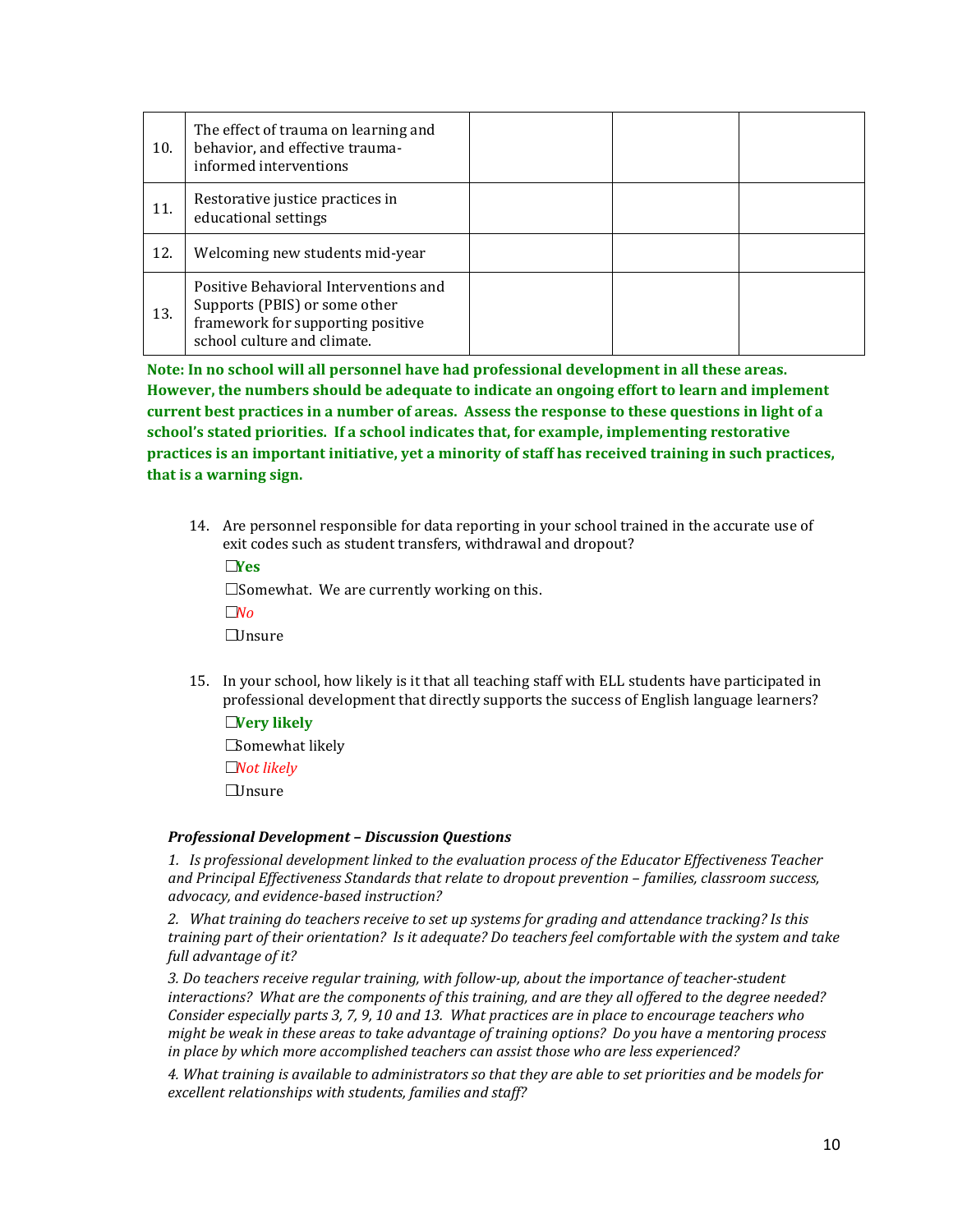| | | | | |
|---|---|---|---|---|
| 10. | The effect of trauma on learning and behavior, and effective trauma-informed interventions | | | |
| 11. | Restorative justice practices in educational settings | | | |
| 12. | Welcoming new students mid-year | | | |
| 13. | Positive Behavioral Interventions and Supports (PBIS) or some other framework for supporting positive school culture and climate. | | | |

**Note: In no school will all personnel have had professional development in all these areas. However, the numbers should be adequate to indicate an ongoing effort to learn and implement current best practices in a number of areas. Assess the response to these questions in light of a school's stated priorities. If a school indicates that, for example, implementing restorative practices is an important initiative, yet a minority of staff has received training in such practices, that is a warning sign.**

14. Are personnel responsible for data reporting in your school trained in the accurate use of exit codes such as student transfers, withdrawal and dropout?

    ☐**Yes**

    ☐Somewhat. We are currently working on this.

    ☐*No*

    ☐Unsure

15. In your school, how likely is it that all teaching staff with ELL students have participated in professional development that directly supports the success of English language learners?

    ☐**Very likely**

    ☐Somewhat likely

    ☐*Not likely*

    ☐Unsure

***Professional Development – Discussion Questions***

*1. Is professional development linked to the evaluation process of the Educator Effectiveness Teacher and Principal Effectiveness Standards that relate to dropout prevention – families, classroom success, advocacy, and evidence-based instruction?*

*2. What training do teachers receive to set up systems for grading and attendance tracking? Is this training part of their orientation? Is it adequate? Do teachers feel comfortable with the system and take full advantage of it?*

*3. Do teachers receive regular training, with follow-up, about the importance of teacher-student interactions? What are the components of this training, and are they all offered to the degree needed? Consider especially parts 3, 7, 9, 10 and 13. What practices are in place to encourage teachers who might be weak in these areas to take advantage of training options? Do you have a mentoring process in place by which more accomplished teachers can assist those who are less experienced?*

*4. What training is available to administrators so that they are able to set priorities and be models for excellent relationships with students, families and staff?*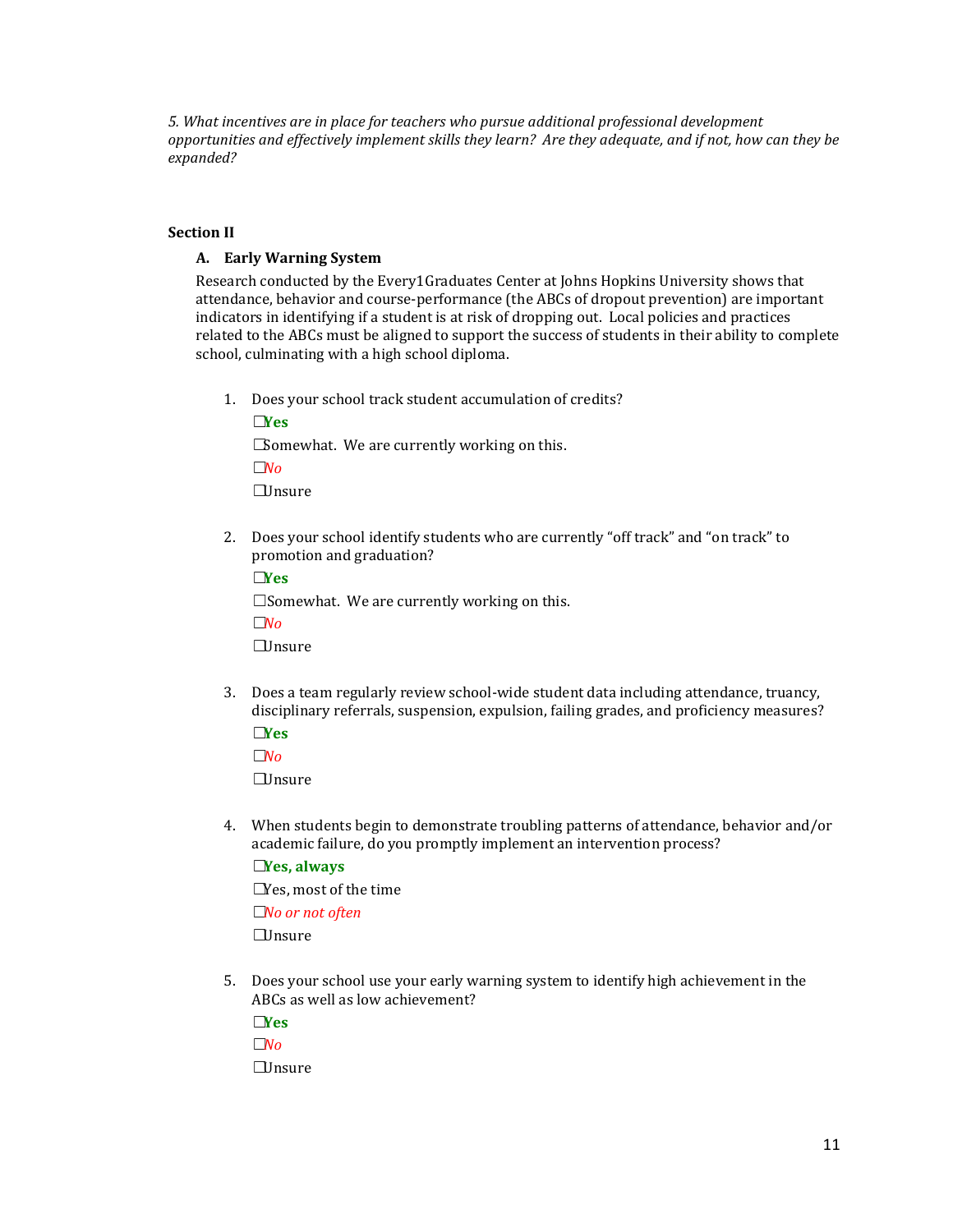*5. What incentives are in place for teachers who pursue additional professional development opportunities and effectively implement skills they learn? Are they adequate, and if not, how can they be expanded?*

**Section II**

**A. Early Warning System**

Research conducted by the Every1Graduates Center at Johns Hopkins University shows that attendance, behavior and course-performance (the ABCs of dropout prevention) are important indicators in identifying if a student is at risk of dropping out. Local policies and practices related to the ABCs must be aligned to support the success of students in their ability to complete school, culminating with a high school diploma.

1. Does your school track student accumulation of credits?

   ☐**Yes**

   ☐Somewhat. We are currently working on this.

   ☐*No*

   ☐Unsure

2. Does your school identify students who are currently “off track” and “on track” to promotion and graduation?

   ☐**Yes**

   ☐Somewhat. We are currently working on this.

   ☐*No*

   ☐Unsure

3. Does a team regularly review school-wide student data including attendance, truancy, disciplinary referrals, suspension, expulsion, failing grades, and proficiency measures?

   ☐**Yes**

   ☐*No*

   ☐Unsure

4. When students begin to demonstrate troubling patterns of attendance, behavior and/or academic failure, do you promptly implement an intervention process?

   ☐**Yes, always**

   ☐Yes, most of the time

   ☐*No or not often*

   ☐Unsure

5. Does your school use your early warning system to identify high achievement in the ABCs as well as low achievement?

   ☐**Yes**

   ☐*No*

   ☐Unsure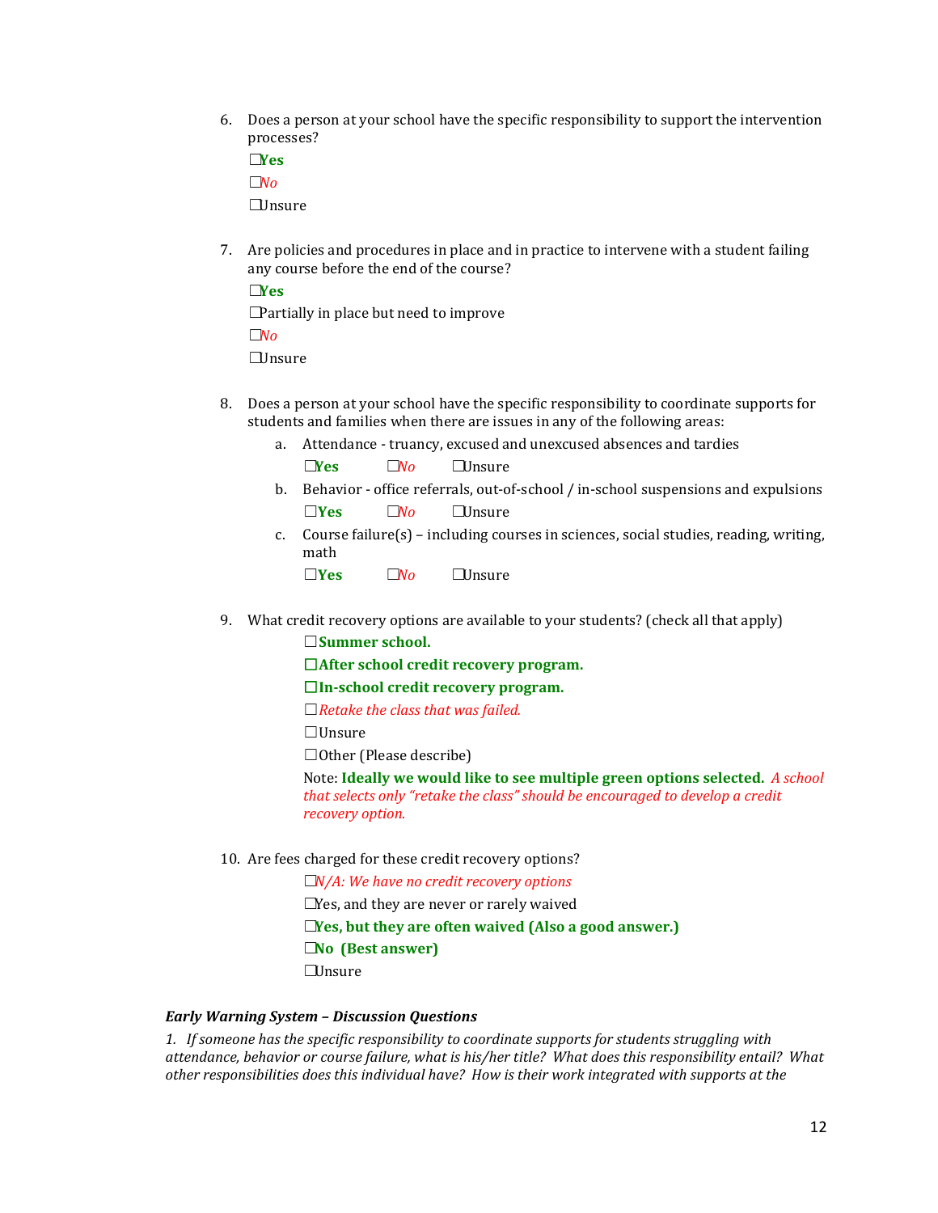6. Does a person at your school have the specific responsibility to support the intervention processes?

   ☐**Yes**

   ☐*No*

   ☐Unsure

7. Are policies and procedures in place and in practice to intervene with a student failing any course before the end of the course?

   ☐**Yes**

   ☐Partially in place but need to improve

   ☐*No*

   ☐Unsure

8. Does a person at your school have the specific responsibility to coordinate supports for students and families when there are issues in any of the following areas:

   a. Attendance - truancy, excused and unexcused absences and tardies

      ☐**Yes**   ☐*No*   ☐Unsure

   b. Behavior - office referrals, out-of-school / in-school suspensions and expulsions

      ☐**Yes**   ☐*No*   ☐Unsure

   c. Course failure(s) – including courses in sciences, social studies, reading, writing, math

      ☐**Yes**   ☐*No*   ☐Unsure

9. What credit recovery options are available to your students? (check all that apply)

   ☐**Summer school.**

   ☐**After school credit recovery program.**

   ☐**In-school credit recovery program.**

   ☐*Retake the class that was failed.*

   ☐Unsure

   ☐Other (Please describe)

   Note: **Ideally we would like to see multiple green options selected.** *A school that selects only "retake the class" should be encouraged to develop a credit recovery option.*

10. Are fees charged for these credit recovery options?

    ☐*N/A: We have no credit recovery options*

    ☐Yes, and they are never or rarely waived

    ☐**Yes, but they are often waived (Also a good answer.)**

    ☐**No (Best answer)**

    ☐Unsure

***Early Warning System – Discussion Questions***

*1. If someone has the specific responsibility to coordinate supports for students struggling with attendance, behavior or course failure, what is his/her title? What does this responsibility entail? What other responsibilities does this individual have? How is their work integrated with supports at the*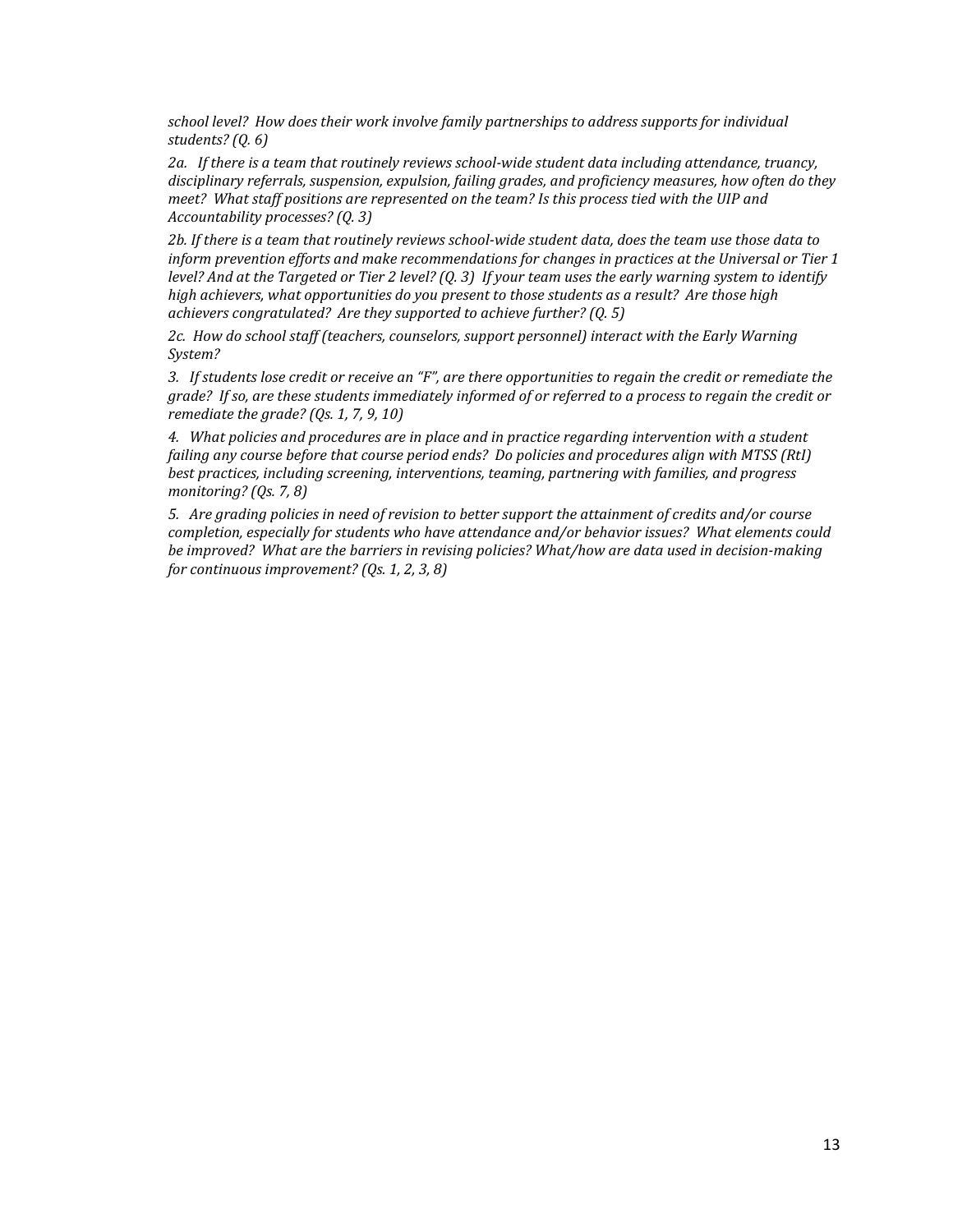*school level? How does their work involve family partnerships to address supports for individual students? (Q. 6)*

*2a. If there is a team that routinely reviews school-wide student data including attendance, truancy, disciplinary referrals, suspension, expulsion, failing grades, and proficiency measures, how often do they meet? What staff positions are represented on the team? Is this process tied with the UIP and Accountability processes? (Q. 3)*

*2b. If there is a team that routinely reviews school-wide student data, does the team use those data to inform prevention efforts and make recommendations for changes in practices at the Universal or Tier 1 level? And at the Targeted or Tier 2 level? (Q. 3) If your team uses the early warning system to identify high achievers, what opportunities do you present to those students as a result? Are those high achievers congratulated? Are they supported to achieve further? (Q. 5)*

*2c. How do school staff (teachers, counselors, support personnel) interact with the Early Warning System?*

*3. If students lose credit or receive an "F", are there opportunities to regain the credit or remediate the grade? If so, are these students immediately informed of or referred to a process to regain the credit or remediate the grade? (Qs. 1, 7, 9, 10)*

*4. What policies and procedures are in place and in practice regarding intervention with a student failing any course before that course period ends? Do policies and procedures align with MTSS (RtI) best practices, including screening, interventions, teaming, partnering with families, and progress monitoring? (Qs. 7, 8)*

*5. Are grading policies in need of revision to better support the attainment of credits and/or course completion, especially for students who have attendance and/or behavior issues? What elements could be improved? What are the barriers in revising policies? What/how are data used in decision-making for continuous improvement? (Qs. 1, 2, 3, 8)*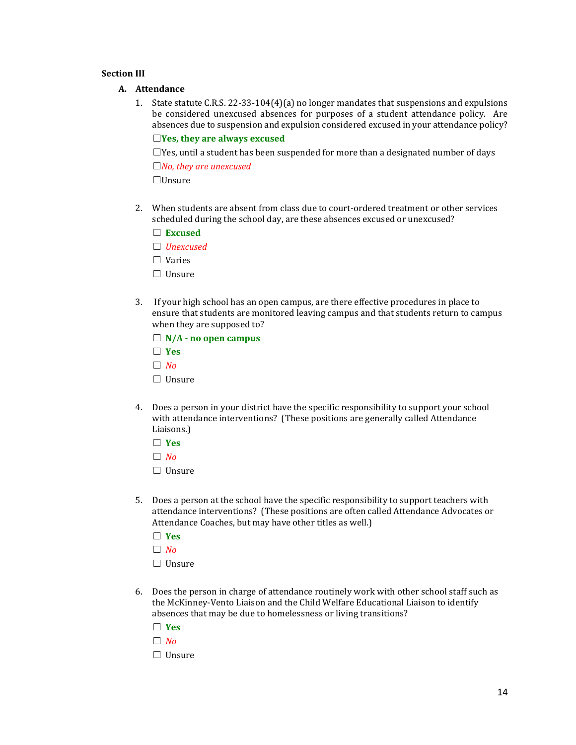**Section III**

**A. Attendance**

1. State statute C.R.S. 22-33-104(4)(a) no longer mandates that suspensions and expulsions be considered unexcused absences for purposes of a student attendance policy. Are absences due to suspension and expulsion considered excused in your attendance policy?

   ☐**Yes, they are always excused**

   ☐Yes, until a student has been suspended for more than a designated number of days

   ☐*No, they are unexcused*

   ☐Unsure

2. When students are absent from class due to court-ordered treatment or other services scheduled during the school day, are these absences excused or unexcused?

   ☐ **Excused**

   ☐ *Unexcused*

   ☐ Varies

   ☐ Unsure

3. If your high school has an open campus, are there effective procedures in place to ensure that students are monitored leaving campus and that students return to campus when they are supposed to?

   ☐ **N/A - no open campus**

   ☐ **Yes**

   ☐ *No*

   ☐ Unsure

4. Does a person in your district have the specific responsibility to support your school with attendance interventions? (These positions are generally called Attendance Liaisons.)

   ☐ **Yes**

   ☐ *No*

   ☐ Unsure

5. Does a person at the school have the specific responsibility to support teachers with attendance interventions? (These positions are often called Attendance Advocates or Attendance Coaches, but may have other titles as well.)

   ☐ **Yes**

   ☐ *No*

   ☐ Unsure

6. Does the person in charge of attendance routinely work with other school staff such as the McKinney-Vento Liaison and the Child Welfare Educational Liaison to identify absences that may be due to homelessness or living transitions?

   ☐ **Yes**

   ☐ *No*

   ☐ Unsure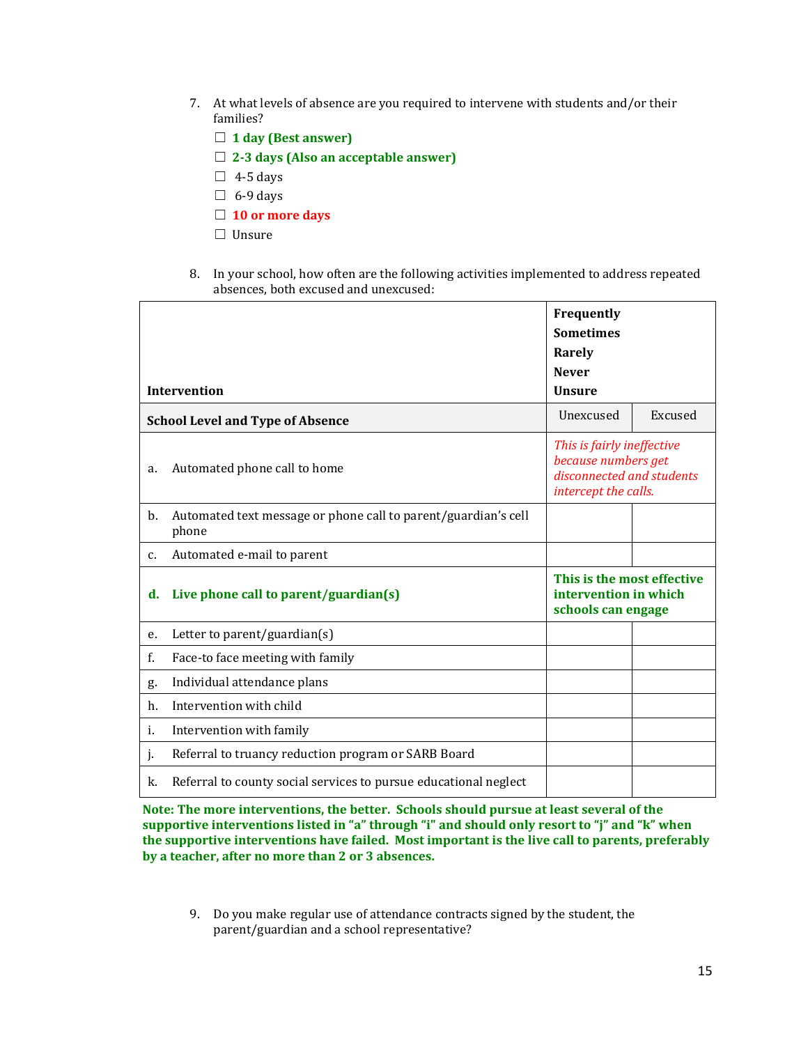7. At what levels of absence are you required to intervene with students and/or their families?

   ☐ **1 day (Best answer)**
   
   ☐ **2-3 days (Also an acceptable answer)**
   
   ☐ 4-5 days
   
   ☐ 6-9 days
   
   ☐ **10 or more days**
   
   ☐ Unsure

8. In your school, how often are the following activities implemented to address repeated absences, both excused and unexcused:

| Intervention | Frequently<br>Sometimes<br>Rarely<br>Never<br>Unsure | |
|---|---|---|
| **School Level and Type of Absence** | Unexcused | Excused |
| a. Automated phone call to home | *This is fairly ineffective because numbers get disconnected and students intercept the calls.* | |
| b. Automated text message or phone call to parent/guardian's cell phone | | |
| c. Automated e-mail to parent | | |
| **d. Live phone call to parent/guardian(s)** | **This is the most effective intervention in which schools can engage** | |
| e. Letter to parent/guardian(s) | | |
| f. Face-to face meeting with family | | |
| g. Individual attendance plans | | |
| h. Intervention with child | | |
| i. Intervention with family | | |
| j. Referral to truancy reduction program or SARB Board | | |
| k. Referral to county social services to pursue educational neglect | | |

**Note: The more interventions, the better. Schools should pursue at least several of the supportive interventions listed in "a" through "i" and should only resort to "j" and "k" when the supportive interventions have failed. Most important is the live call to parents, preferably by a teacher, after no more than 2 or 3 absences.**

9. Do you make regular use of attendance contracts signed by the student, the parent/guardian and a school representative?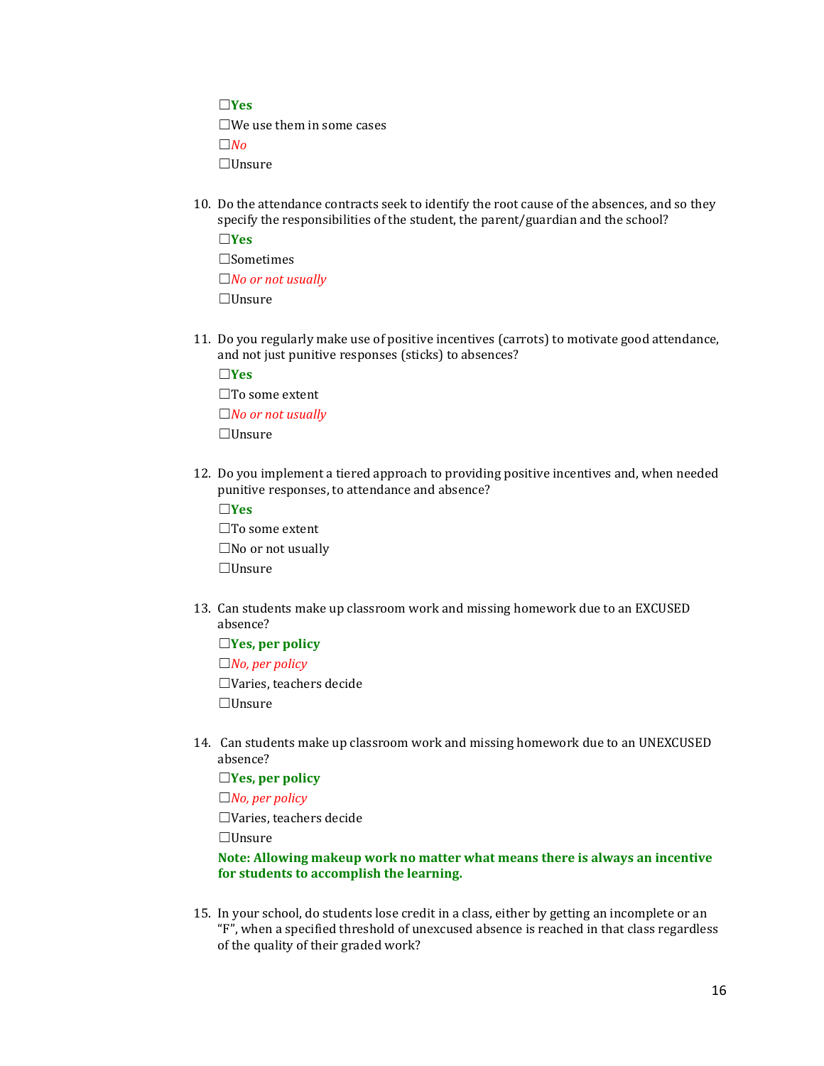☐**Yes**

☐We use them in some cases

☐*No*

☐Unsure

10. Do the attendance contracts seek to identify the root cause of the absences, and so they specify the responsibilities of the student, the parent/guardian and the school?

    ☐**Yes**

    ☐Sometimes

    ☐*No or not usually*

    ☐Unsure

11. Do you regularly make use of positive incentives (carrots) to motivate good attendance, and not just punitive responses (sticks) to absences?

    ☐**Yes**

    ☐To some extent

    ☐*No or not usually*

    ☐Unsure

12. Do you implement a tiered approach to providing positive incentives and, when needed punitive responses, to attendance and absence?

    ☐**Yes**

    ☐To some extent

    ☐No or not usually

    ☐Unsure

13. Can students make up classroom work and missing homework due to an EXCUSED absence?

    ☐**Yes, per policy**

    ☐*No, per policy*

    ☐Varies, teachers decide

    ☐Unsure

14. Can students make up classroom work and missing homework due to an UNEXCUSED absence?

    ☐**Yes, per policy**

    ☐*No, per policy*

    ☐Varies, teachers decide

    ☐Unsure

    **Note: Allowing makeup work no matter what means there is always an incentive for students to accomplish the learning.**

15. In your school, do students lose credit in a class, either by getting an incomplete or an "F", when a specified threshold of unexcused absence is reached in that class regardless of the quality of their graded work?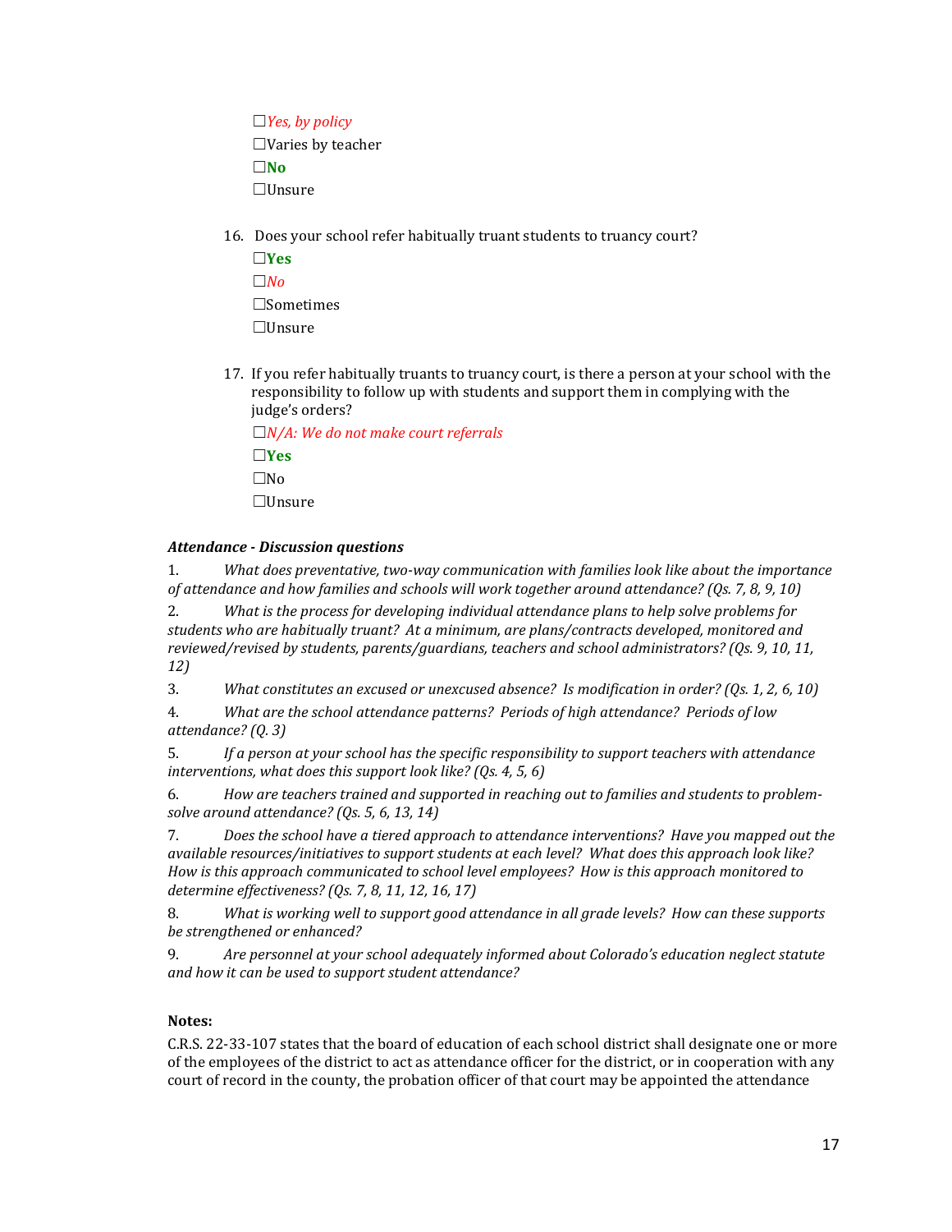☐*Yes, by policy*
☐Varies by teacher
☐**No**
☐Unsure

16. Does your school refer habitually truant students to truancy court?

    ☐**Yes**
    ☐*No*
    ☐Sometimes
    ☐Unsure

17. If you refer habitually truants to truancy court, is there a person at your school with the responsibility to follow up with students and support them in complying with the judge's orders?

    ☐*N/A: We do not make court referrals*
    ☐**Yes**
    ☐No
    ☐Unsure

***Attendance - Discussion questions***

1. *What does preventative, two-way communication with families look like about the importance of attendance and how families and schools will work together around attendance? (Qs. 7, 8, 9, 10)*
2. *What is the process for developing individual attendance plans to help solve problems for students who are habitually truant? At a minimum, are plans/contracts developed, monitored and reviewed/revised by students, parents/guardians, teachers and school administrators? (Qs. 9, 10, 11, 12)*
3. *What constitutes an excused or unexcused absence? Is modification in order? (Qs. 1, 2, 6, 10)*
4. *What are the school attendance patterns? Periods of high attendance? Periods of low attendance? (Q. 3)*
5. *If a person at your school has the specific responsibility to support teachers with attendance interventions, what does this support look like? (Qs. 4, 5, 6)*
6. *How are teachers trained and supported in reaching out to families and students to problem-solve around attendance? (Qs. 5, 6, 13, 14)*
7. *Does the school have a tiered approach to attendance interventions? Have you mapped out the available resources/initiatives to support students at each level? What does this approach look like? How is this approach communicated to school level employees? How is this approach monitored to determine effectiveness? (Qs. 7, 8, 11, 12, 16, 17)*
8. *What is working well to support good attendance in all grade levels? How can these supports be strengthened or enhanced?*
9. *Are personnel at your school adequately informed about Colorado's education neglect statute and how it can be used to support student attendance?*

**Notes:**

C.R.S. 22-33-107 states that the board of education of each school district shall designate one or more of the employees of the district to act as attendance officer for the district, or in cooperation with any court of record in the county, the probation officer of that court may be appointed the attendance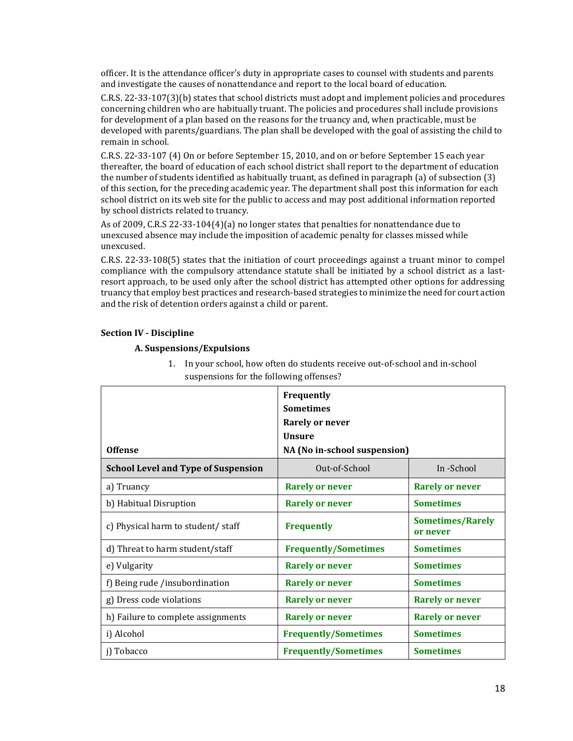officer. It is the attendance officer's duty in appropriate cases to counsel with students and parents and investigate the causes of nonattendance and report to the local board of education.

C.R.S. 22-33-107(3)(b) states that school districts must adopt and implement policies and procedures concerning children who are habitually truant. The policies and procedures shall include provisions for development of a plan based on the reasons for the truancy and, when practicable, must be developed with parents/guardians. The plan shall be developed with the goal of assisting the child to remain in school.

C.R.S. 22-33-107 (4) On or before September 15, 2010, and on or before September 15 each year thereafter, the board of education of each school district shall report to the department of education the number of students identified as habitually truant, as defined in paragraph (a) of subsection (3) of this section, for the preceding academic year. The department shall post this information for each school district on its web site for the public to access and may post additional information reported by school districts related to truancy.

As of 2009, C.R.S 22-33-104(4)(a) no longer states that penalties for nonattendance due to unexcused absence may include the imposition of academic penalty for classes missed while unexcused.

C.R.S. 22-33-108(5) states that the initiation of court proceedings against a truant minor to compel compliance with the compulsory attendance statute shall be initiated by a school district as a last-resort approach, to be used only after the school district has attempted other options for addressing truancy that employ best practices and research-based strategies to minimize the need for court action and the risk of detention orders against a child or parent.

## Section IV - Discipline

### A. Suspensions/Expulsions

1. In your school, how often do students receive out-of-school and in-school suspensions for the following offenses?

| **Offense** | **Frequently**<br>**Sometimes**<br>**Rarely or never**<br>**Unsure**<br>**NA (No in-school suspension)** | |
|---|---|---|
| **School Level and Type of Suspension** | Out-of-School | In -School |
| a) Truancy | **Rarely or never** | **Rarely or never** |
| b) Habitual Disruption | **Rarely or never** | **Sometimes** |
| c) Physical harm to student/ staff | **Frequently** | **Sometimes/Rarely or never** |
| d) Threat to harm student/staff | **Frequently/Sometimes** | **Sometimes** |
| e) Vulgarity | **Rarely or never** | **Sometimes** |
| f) Being rude /insubordination | **Rarely or never** | **Sometimes** |
| g) Dress code violations | **Rarely or never** | **Rarely or never** |
| h) Failure to complete assignments | **Rarely or never** | **Rarely or never** |
| i) Alcohol | **Frequently/Sometimes** | **Sometimes** |
| j) Tobacco | **Frequently/Sometimes** | **Sometimes** |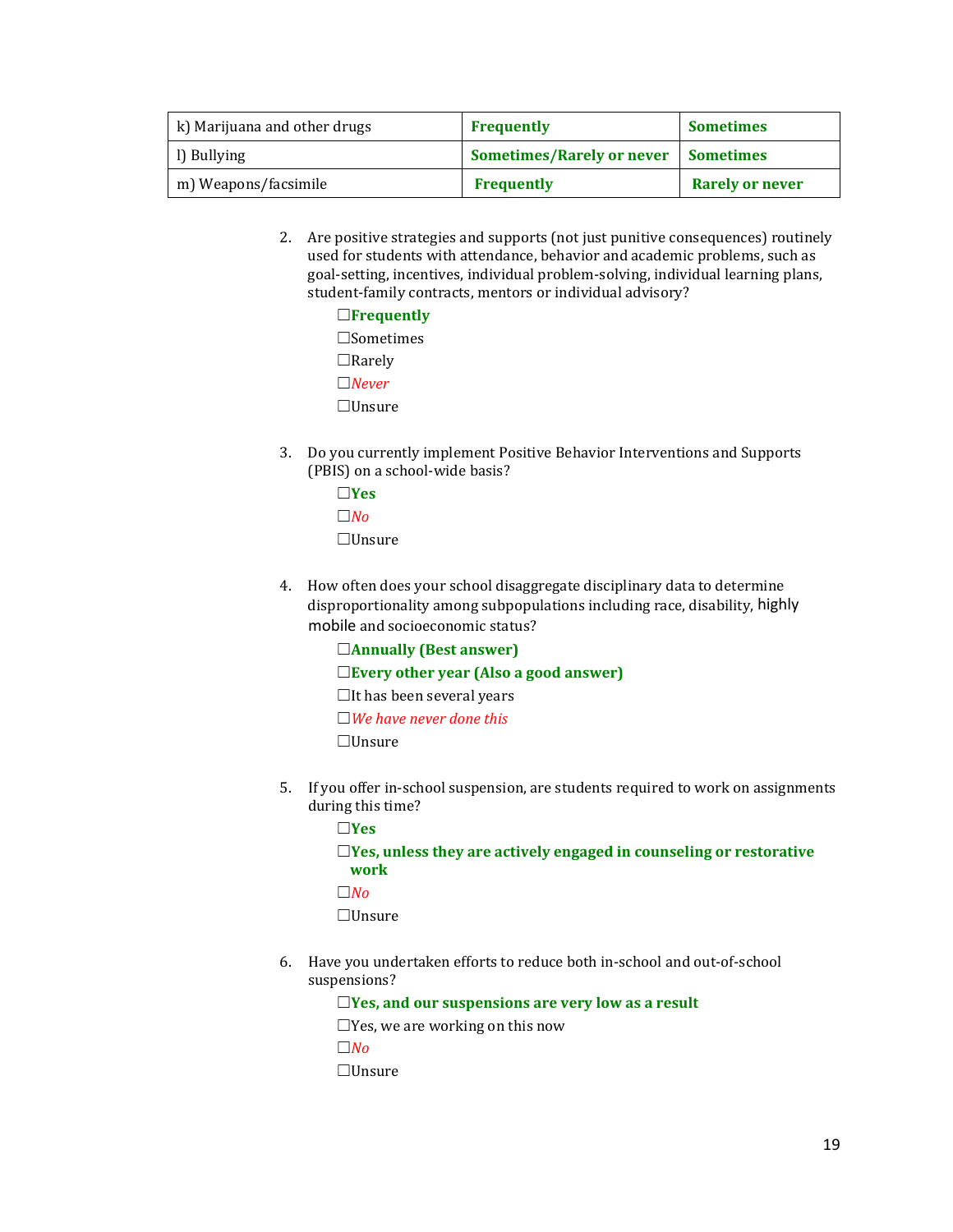| k) Marijuana and other drugs | **Frequently** | **Sometimes** |
|---|---|---|
| l) Bullying | **Sometimes/Rarely or never** | **Sometimes** |
| m) Weapons/facsimile | **Frequently** | **Rarely or never** |

2. Are positive strategies and supports (not just punitive consequences) routinely used for students with attendance, behavior and academic problems, such as goal-setting, incentives, individual problem-solving, individual learning plans, student-family contracts, mentors or individual advisory?

   ☐**Frequently**

   ☐Sometimes

   ☐Rarely

   ☐*Never*

   ☐Unsure

3. Do you currently implement Positive Behavior Interventions and Supports (PBIS) on a school-wide basis?

   ☐**Yes**

   ☐*No*

   ☐Unsure

4. How often does your school disaggregate disciplinary data to determine disproportionality among subpopulations including race, disability, highly mobile and socioeconomic status?

   ☐**Annually (Best answer)**

   ☐**Every other year (Also a good answer)**

   ☐It has been several years

   ☐*We have never done this*

   ☐Unsure

5. If you offer in-school suspension, are students required to work on assignments during this time?

   ☐**Yes**

   ☐**Yes, unless they are actively engaged in counseling or restorative work**

   ☐*No*

   ☐Unsure

6. Have you undertaken efforts to reduce both in-school and out-of-school suspensions?

   ☐**Yes, and our suspensions are very low as a result**

   ☐Yes, we are working on this now

   ☐*No*

   ☐Unsure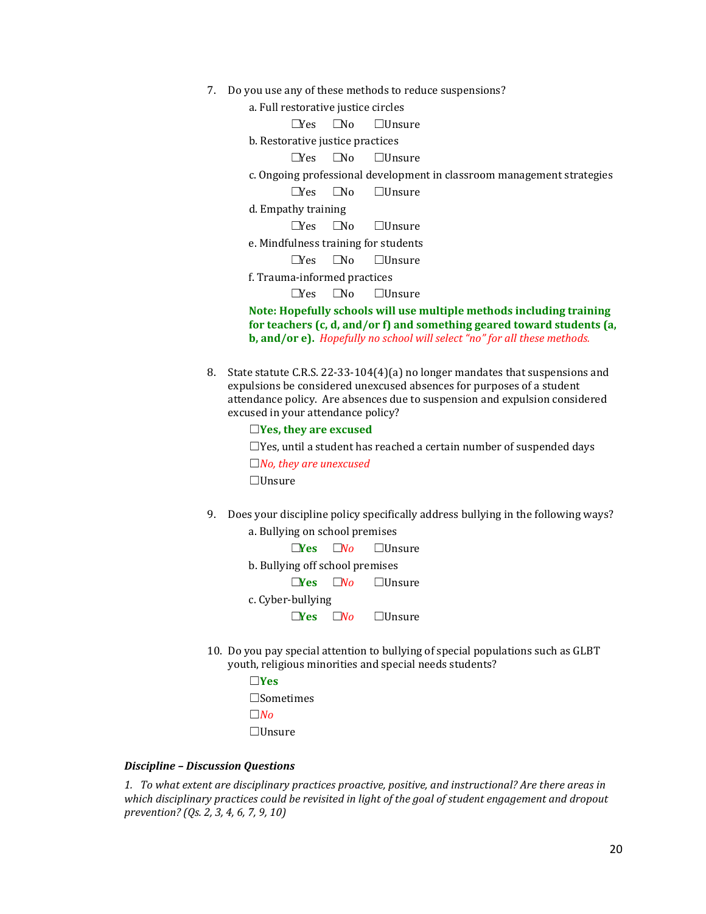7. Do you use any of these methods to reduce suspensions?

   a. Full restorative justice circles

   ☐Yes ☐No ☐Unsure

   b. Restorative justice practices

   ☐Yes ☐No ☐Unsure

   c. Ongoing professional development in classroom management strategies

   ☐Yes ☐No ☐Unsure

   d. Empathy training

   ☐Yes ☐No ☐Unsure

   e. Mindfulness training for students

   ☐Yes ☐No ☐Unsure

   f. Trauma-informed practices

   ☐Yes ☐No ☐Unsure

   **Note: Hopefully schools will use multiple methods including training for teachers (c, d, and/or f) and something geared toward students (a, b, and/or e).** *Hopefully no school will select "no" for all these methods.*

8. State statute C.R.S. 22-33-104(4)(a) no longer mandates that suspensions and expulsions be considered unexcused absences for purposes of a student attendance policy. Are absences due to suspension and expulsion considered excused in your attendance policy?

   ☐**Yes, they are excused**

   ☐Yes, until a student has reached a certain number of suspended days

   ☐*No, they are unexcused*

   ☐Unsure

9. Does your discipline policy specifically address bullying in the following ways?

   a. Bullying on school premises

   ☐**Yes** ☐*No* ☐Unsure

   b. Bullying off school premises

   ☐**Yes** ☐*No* ☐Unsure

   c. Cyber-bullying

   ☐**Yes** ☐*No* ☐Unsure

10. Do you pay special attention to bullying of special populations such as GLBT youth, religious minorities and special needs students?

    ☐**Yes**

    ☐Sometimes

    ☐*No*

    ☐Unsure

***Discipline – Discussion Questions***

*1. To what extent are disciplinary practices proactive, positive, and instructional? Are there areas in which disciplinary practices could be revisited in light of the goal of student engagement and dropout prevention? (Qs. 2, 3, 4, 6, 7, 9, 10)*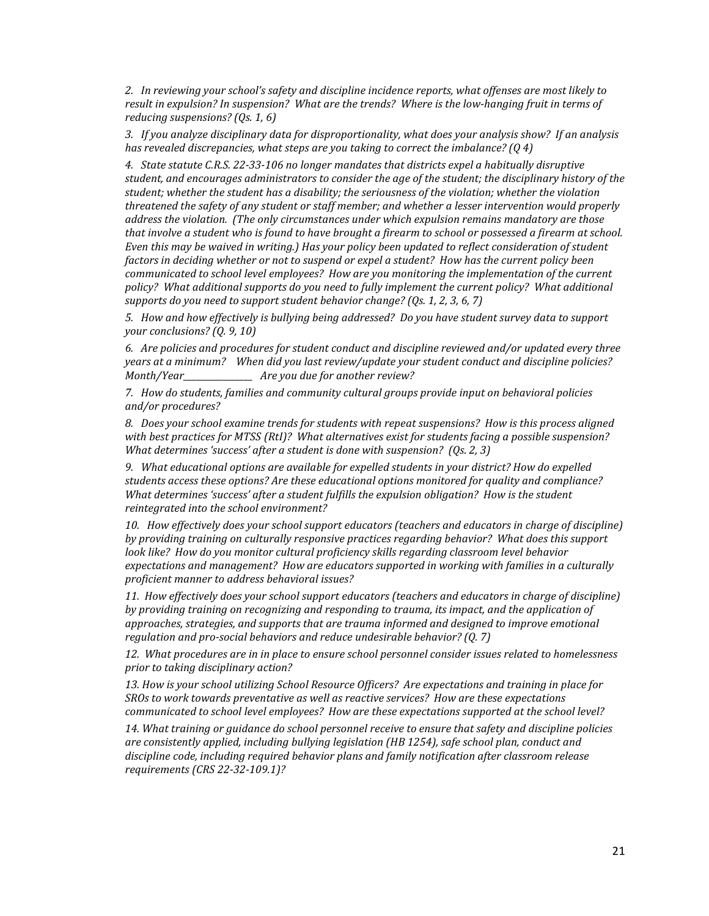*2. In reviewing your school's safety and discipline incidence reports, what offenses are most likely to result in expulsion? In suspension? What are the trends? Where is the low-hanging fruit in terms of reducing suspensions? (Qs. 1, 6)*

*3. If you analyze disciplinary data for disproportionality, what does your analysis show? If an analysis has revealed discrepancies, what steps are you taking to correct the imbalance? (Q 4)*

*4. State statute C.R.S. 22-33-106 no longer mandates that districts expel a habitually disruptive student, and encourages administrators to consider the age of the student; the disciplinary history of the student; whether the student has a disability; the seriousness of the violation; whether the violation threatened the safety of any student or staff member; and whether a lesser intervention would properly address the violation. (The only circumstances under which expulsion remains mandatory are those that involve a student who is found to have brought a firearm to school or possessed a firearm at school. Even this may be waived in writing.) Has your policy been updated to reflect consideration of student factors in deciding whether or not to suspend or expel a student? How has the current policy been communicated to school level employees? How are you monitoring the implementation of the current policy? What additional supports do you need to fully implement the current policy? What additional supports do you need to support student behavior change? (Qs. 1, 2, 3, 6, 7)*

*5. How and how effectively is bullying being addressed? Do you have student survey data to support your conclusions? (Q. 9, 10)*

*6. Are policies and procedures for student conduct and discipline reviewed and/or updated every three years at a minimum? When did you last review/update your student conduct and discipline policies? Month/Year_______________ Are you due for another review?*

*7. How do students, families and community cultural groups provide input on behavioral policies and/or procedures?*

*8. Does your school examine trends for students with repeat suspensions? How is this process aligned with best practices for MTSS (RtI)? What alternatives exist for students facing a possible suspension? What determines 'success' after a student is done with suspension? (Qs. 2, 3)*

*9. What educational options are available for expelled students in your district? How do expelled students access these options? Are these educational options monitored for quality and compliance? What determines 'success' after a student fulfills the expulsion obligation? How is the student reintegrated into the school environment?*

*10. How effectively does your school support educators (teachers and educators in charge of discipline) by providing training on culturally responsive practices regarding behavior? What does this support look like? How do you monitor cultural proficiency skills regarding classroom level behavior expectations and management? How are educators supported in working with families in a culturally proficient manner to address behavioral issues?*

*11. How effectively does your school support educators (teachers and educators in charge of discipline) by providing training on recognizing and responding to trauma, its impact, and the application of approaches, strategies, and supports that are trauma informed and designed to improve emotional regulation and pro-social behaviors and reduce undesirable behavior? (Q. 7)*

*12. What procedures are in in place to ensure school personnel consider issues related to homelessness prior to taking disciplinary action?*

*13. How is your school utilizing School Resource Officers? Are expectations and training in place for SROs to work towards preventative as well as reactive services? How are these expectations communicated to school level employees? How are these expectations supported at the school level?*

*14. What training or guidance do school personnel receive to ensure that safety and discipline policies are consistently applied, including bullying legislation (HB 1254), safe school plan, conduct and discipline code, including required behavior plans and family notification after classroom release requirements (CRS 22-32-109.1)?*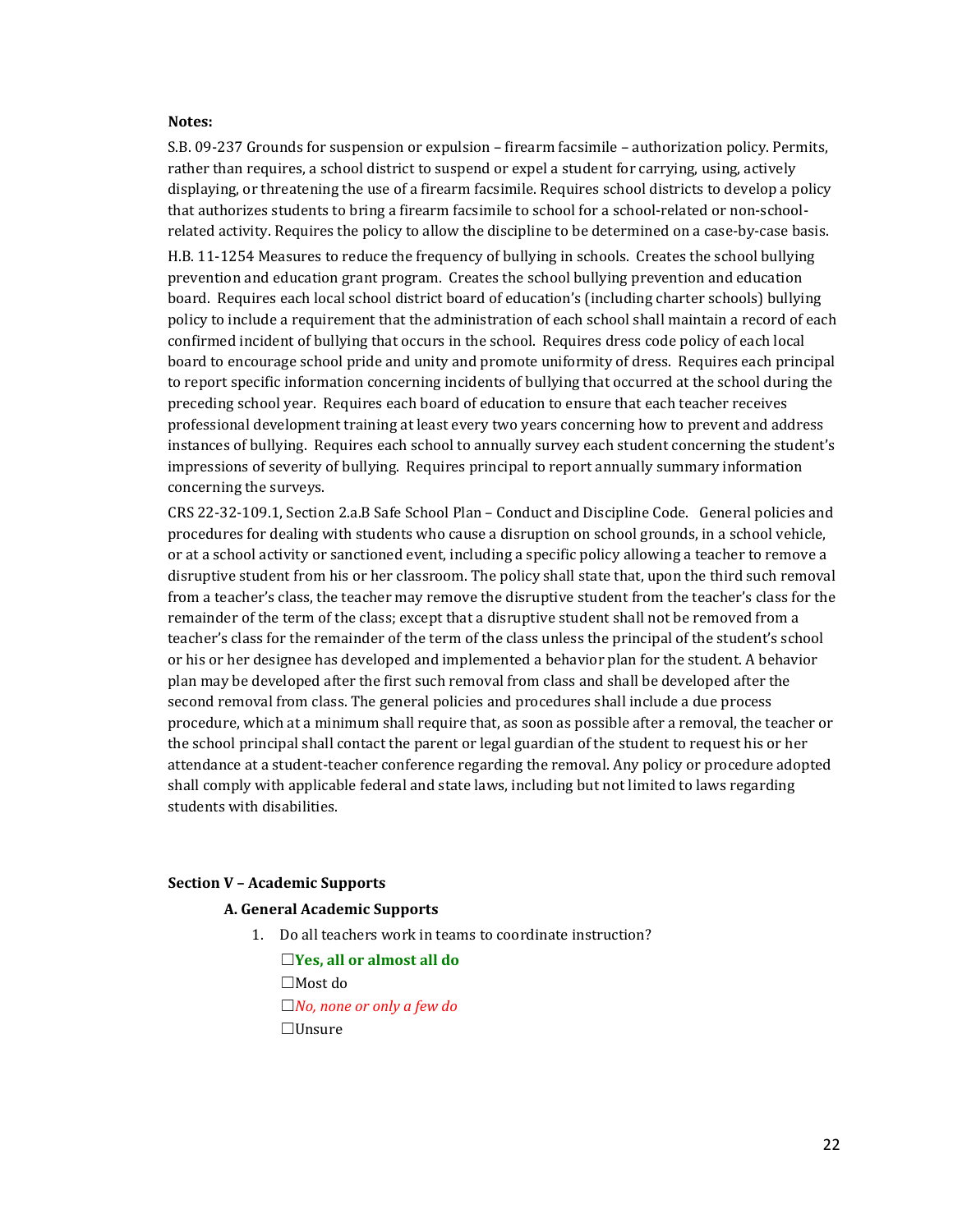**Notes:**

S.B. 09-237 Grounds for suspension or expulsion – firearm facsimile – authorization policy. Permits, rather than requires, a school district to suspend or expel a student for carrying, using, actively displaying, or threatening the use of a firearm facsimile. Requires school districts to develop a policy that authorizes students to bring a firearm facsimile to school for a school-related or non-school-related activity. Requires the policy to allow the discipline to be determined on a case-by-case basis.

H.B. 11-1254 Measures to reduce the frequency of bullying in schools. Creates the school bullying prevention and education grant program. Creates the school bullying prevention and education board. Requires each local school district board of education's (including charter schools) bullying policy to include a requirement that the administration of each school shall maintain a record of each confirmed incident of bullying that occurs in the school. Requires dress code policy of each local board to encourage school pride and unity and promote uniformity of dress. Requires each principal to report specific information concerning incidents of bullying that occurred at the school during the preceding school year. Requires each board of education to ensure that each teacher receives professional development training at least every two years concerning how to prevent and address instances of bullying. Requires each school to annually survey each student concerning the student's impressions of severity of bullying. Requires principal to report annually summary information concerning the surveys.

CRS 22-32-109.1, Section 2.a.B Safe School Plan – Conduct and Discipline Code. General policies and procedures for dealing with students who cause a disruption on school grounds, in a school vehicle, or at a school activity or sanctioned event, including a specific policy allowing a teacher to remove a disruptive student from his or her classroom. The policy shall state that, upon the third such removal from a teacher's class, the teacher may remove the disruptive student from the teacher's class for the remainder of the term of the class; except that a disruptive student shall not be removed from a teacher's class for the remainder of the term of the class unless the principal of the student's school or his or her designee has developed and implemented a behavior plan for the student. A behavior plan may be developed after the first such removal from class and shall be developed after the second removal from class. The general policies and procedures shall include a due process procedure, which at a minimum shall require that, as soon as possible after a removal, the teacher or the school principal shall contact the parent or legal guardian of the student to request his or her attendance at a student-teacher conference regarding the removal. Any policy or procedure adopted shall comply with applicable federal and state laws, including but not limited to laws regarding students with disabilities.

## Section V – Academic Supports

### A. General Academic Supports

1. Do all teachers work in teams to coordinate instruction?

   ☐**Yes, all or almost all do**

   ☐Most do

   ☐*No, none or only a few do*

   ☐Unsure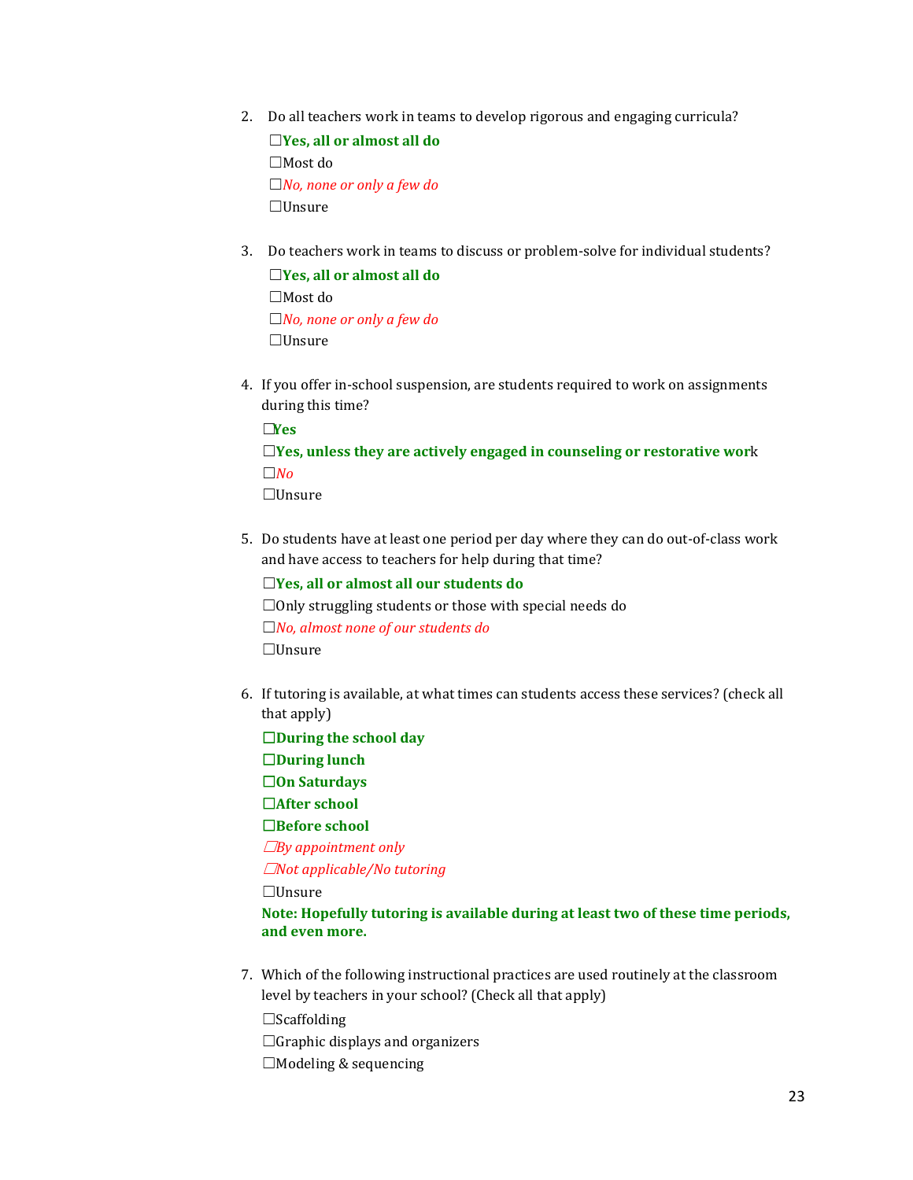2. Do all teachers work in teams to develop rigorous and engaging curricula?

   ☐**Yes, all or almost all do**

   ☐Most do

   ☐*No, none or only a few do*

   ☐Unsure

3. Do teachers work in teams to discuss or problem-solve for individual students?

   ☐**Yes, all or almost all do**

   ☐Most do

   ☐*No, none or only a few do*

   ☐Unsure

4. If you offer in-school suspension, are students required to work on assignments during this time?

   ☐**Yes**

   ☐**Yes, unless they are actively engaged in counseling or restorative wor**k

   ☐*No*

   ☐Unsure

5. Do students have at least one period per day where they can do out-of-class work and have access to teachers for help during that time?

   ☐**Yes, all or almost all our students do**

   ☐Only struggling students or those with special needs do

   ☐*No, almost none of our students do*

   ☐Unsure

6. If tutoring is available, at what times can students access these services? (check all that apply)

   ☐**During the school day**

   ☐**During lunch**

   ☐**On Saturdays**

   ☐**After school**

   ☐**Before school**

   ☐*By appointment only*

   ☐*Not applicable/No tutoring*

   ☐Unsure

   **Note: Hopefully tutoring is available during at least two of these time periods, and even more.**

7. Which of the following instructional practices are used routinely at the classroom level by teachers in your school? (Check all that apply)

   ☐Scaffolding

   ☐Graphic displays and organizers

   ☐Modeling & sequencing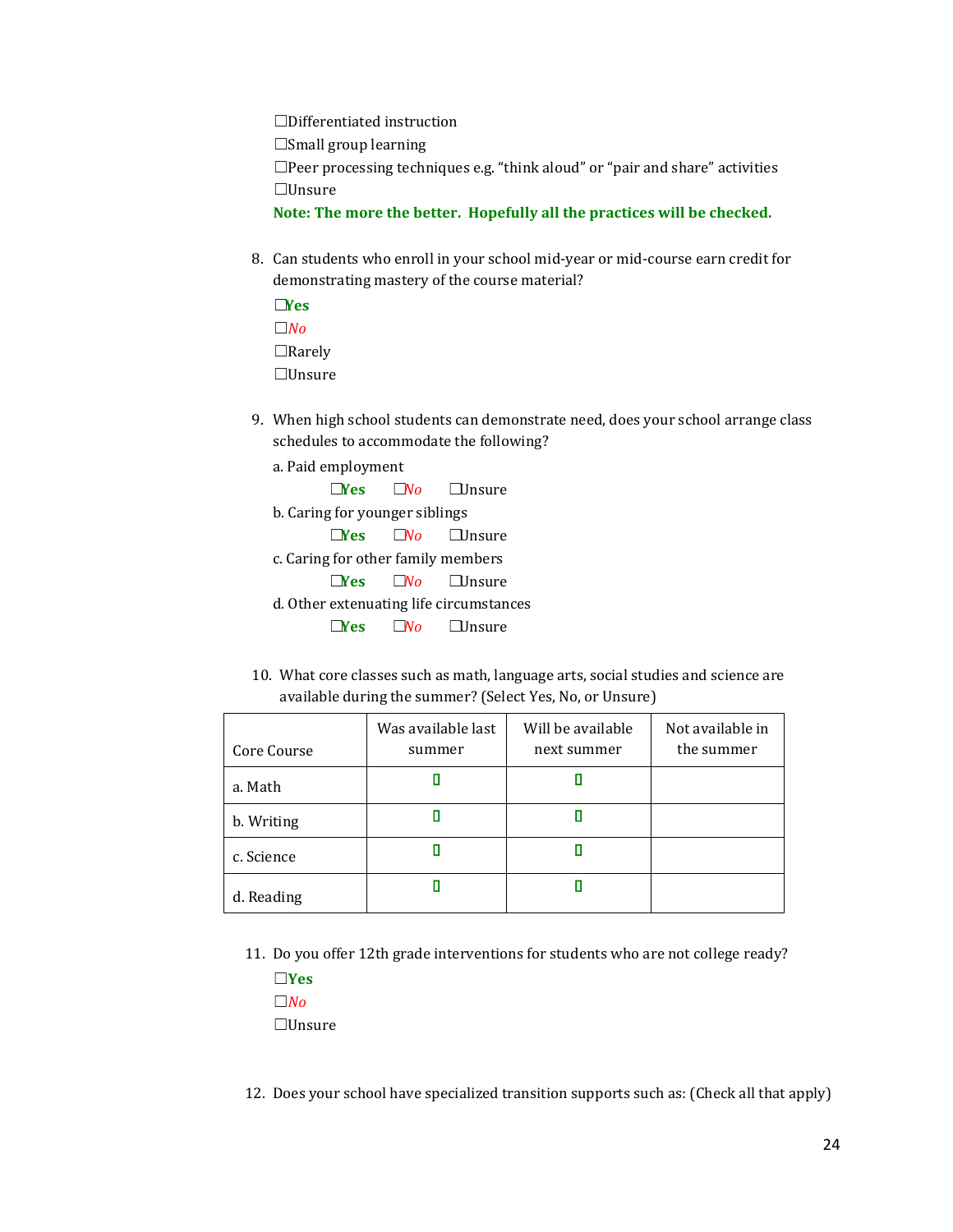☐Differentiated instruction

☐Small group learning

☐Peer processing techniques e.g. “think aloud” or “pair and share” activities

☐Unsure

**Note: The more the better. Hopefully all the practices will be checked.**

8. Can students who enroll in your school mid-year or mid-course earn credit for demonstrating mastery of the course material?

   ☐**Yes**

   ☐*No*

   ☐Rarely

   ☐Unsure

9. When high school students can demonstrate need, does your school arrange class schedules to accommodate the following?

   a. Paid employment

   ☐**Yes** ☐*No* ☐Unsure

   b. Caring for younger siblings

   ☐**Yes** ☐*No* ☐Unsure

   c. Caring for other family members

   ☐**Yes** ☐*No* ☐Unsure

   d. Other extenuating life circumstances

   ☐**Yes** ☐*No* ☐Unsure

10. What core classes such as math, language arts, social studies and science are available during the summer? (Select Yes, No, or Unsure)

| Core Course | Was available last summer | Will be available next summer | Not available in the summer |
|---|---|---|---|
| a. Math | ☐ | ☐ | |
| b. Writing | ☐ | ☐ | |
| c. Science | ☐ | ☐ | |
| d. Reading | ☐ | ☐ | |

11. Do you offer 12th grade interventions for students who are not college ready?

   ☐**Yes**

   ☐*No*

   ☐Unsure

12. Does your school have specialized transition supports such as: (Check all that apply)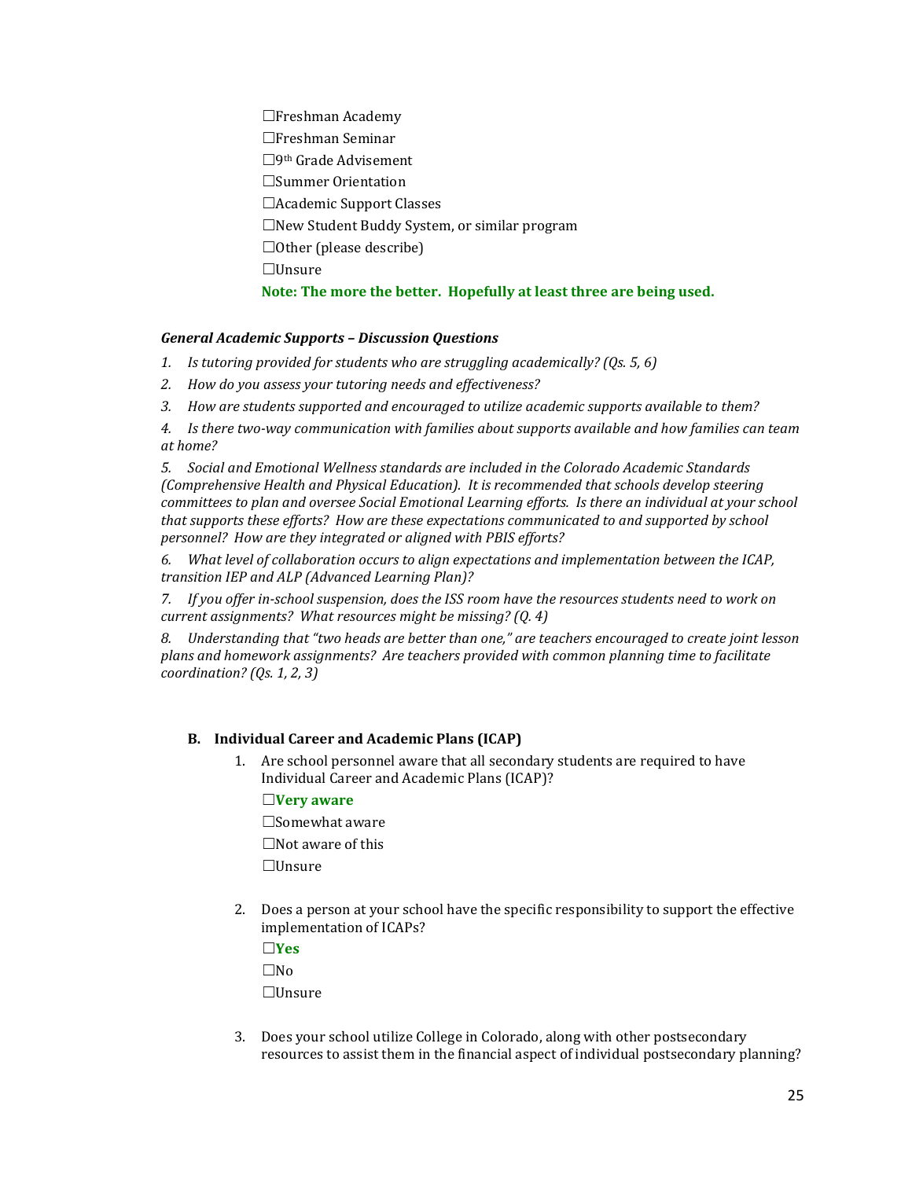☐Freshman Academy

☐Freshman Seminar

☐9th Grade Advisement

☐Summer Orientation

☐Academic Support Classes

☐New Student Buddy System, or similar program

☐Other (please describe)

☐Unsure

**Note: The more the better. Hopefully at least three are being used.**

***General Academic Supports – Discussion Questions***

1. *Is tutoring provided for students who are struggling academically? (Qs. 5, 6)*
2. *How do you assess your tutoring needs and effectiveness?*
3. *How are students supported and encouraged to utilize academic supports available to them?*
4. *Is there two-way communication with families about supports available and how families can team at home?*
5. *Social and Emotional Wellness standards are included in the Colorado Academic Standards (Comprehensive Health and Physical Education). It is recommended that schools develop steering committees to plan and oversee Social Emotional Learning efforts. Is there an individual at your school that supports these efforts? How are these expectations communicated to and supported by school personnel? How are they integrated or aligned with PBIS efforts?*
6. *What level of collaboration occurs to align expectations and implementation between the ICAP, transition IEP and ALP (Advanced Learning Plan)?*
7. *If you offer in-school suspension, does the ISS room have the resources students need to work on current assignments? What resources might be missing? (Q. 4)*
8. *Understanding that "two heads are better than one," are teachers encouraged to create joint lesson plans and homework assignments? Are teachers provided with common planning time to facilitate coordination? (Qs. 1, 2, 3)*

### B. Individual Career and Academic Plans (ICAP)

1. Are school personnel aware that all secondary students are required to have Individual Career and Academic Plans (ICAP)?

   ☐**Very aware**

   ☐Somewhat aware

   ☐Not aware of this

   ☐Unsure

2. Does a person at your school have the specific responsibility to support the effective implementation of ICAPs?

   ☐**Yes**

   ☐No

   ☐Unsure

3. Does your school utilize College in Colorado, along with other postsecondary resources to assist them in the financial aspect of individual postsecondary planning?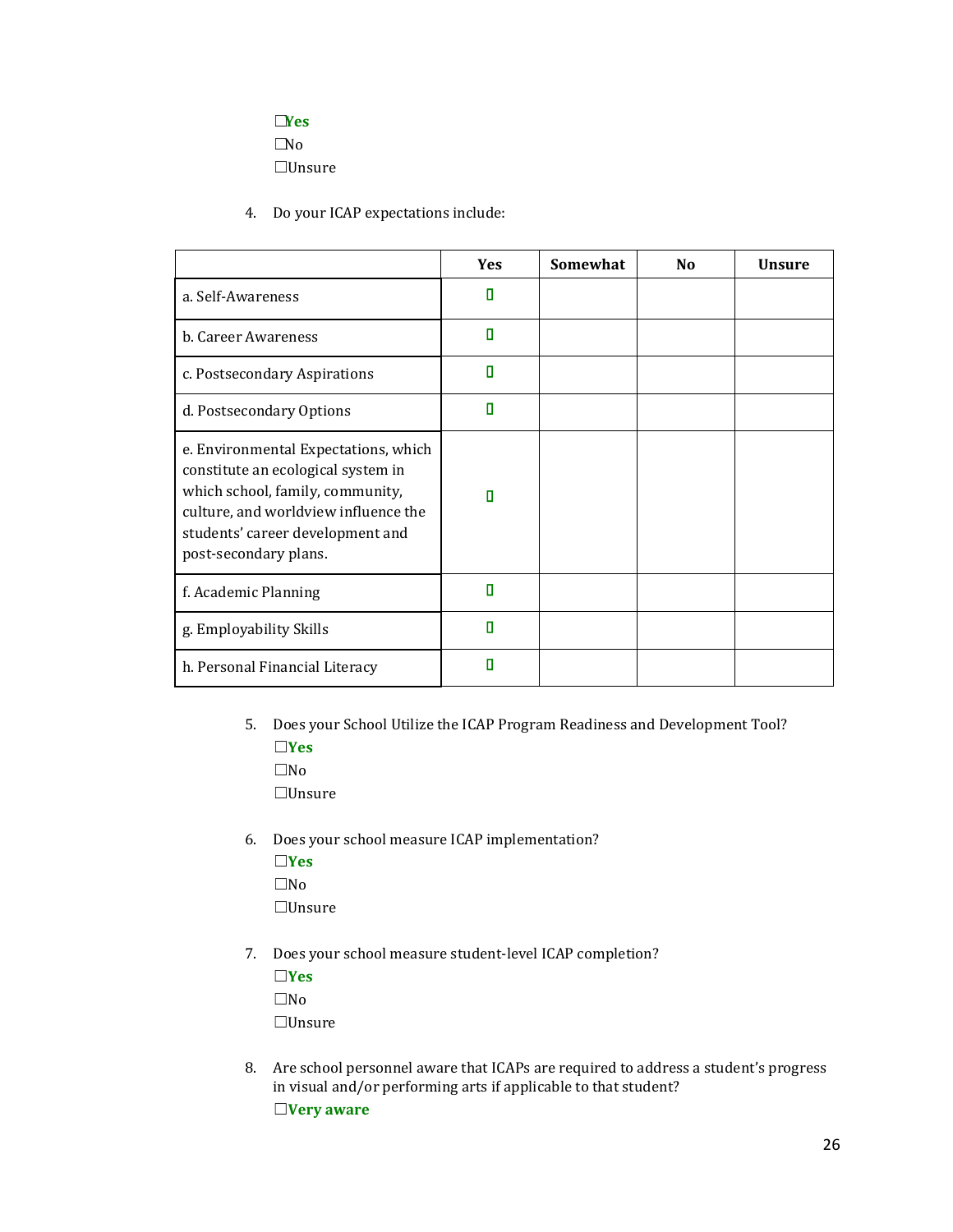☐**Yes**
☐No
☐Unsure

4. Do your ICAP expectations include:

| | Yes | Somewhat | No | Unsure |
|---|---|---|---|---|
| a. Self-Awareness | ▯ | | | |
| b. Career Awareness | ▯ | | | |
| c. Postsecondary Aspirations | ▯ | | | |
| d. Postsecondary Options | ▯ | | | |
| e. Environmental Expectations, which constitute an ecological system in which school, family, community, culture, and worldview influence the students' career development and post-secondary plans. | ▯ | | | |
| f. Academic Planning | ▯ | | | |
| g. Employability Skills | ▯ | | | |
| h. Personal Financial Literacy | ▯ | | | |

5. Does your School Utilize the ICAP Program Readiness and Development Tool?
   ☐**Yes**
   ☐No
   ☐Unsure

6. Does your school measure ICAP implementation?
   ☐**Yes**
   ☐No
   ☐Unsure

7. Does your school measure student-level ICAP completion?
   ☐**Yes**
   ☐No
   ☐Unsure

8. Are school personnel aware that ICAPs are required to address a student's progress in visual and/or performing arts if applicable to that student?
   ☐**Very aware**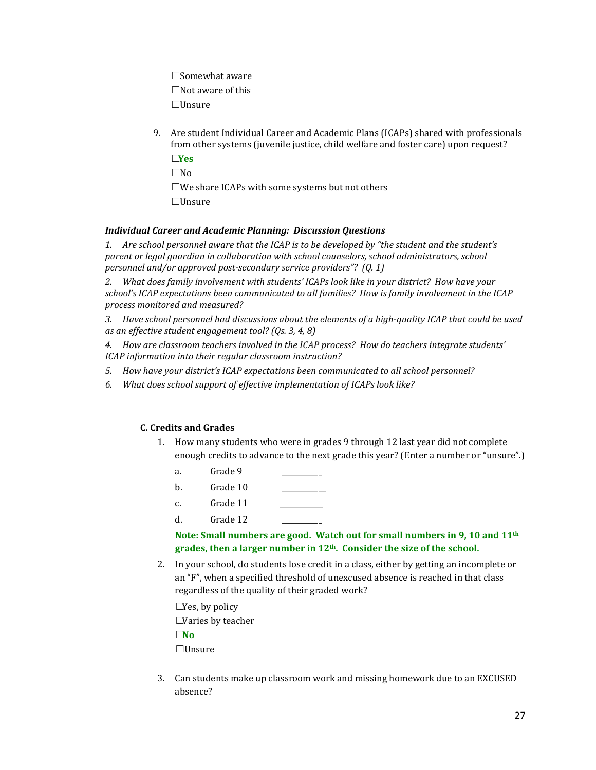☐Somewhat aware

☐Not aware of this

☐Unsure

9. Are student Individual Career and Academic Plans (ICAPs) shared with professionals from other systems (juvenile justice, child welfare and foster care) upon request?

   ☐**Yes**

   ☐No

   ☐We share ICAPs with some systems but not others

   ☐Unsure

***Individual Career and Academic Planning: Discussion Questions***

*1. Are school personnel aware that the ICAP is to be developed by "the student and the student's parent or legal guardian in collaboration with school counselors, school administrators, school personnel and/or approved post-secondary service providers"? (Q. 1)*

*2. What does family involvement with students' ICAPs look like in your district? How have your school's ICAP expectations been communicated to all families? How is family involvement in the ICAP process monitored and measured?*

*3. Have school personnel had discussions about the elements of a high-quality ICAP that could be used as an effective student engagement tool? (Qs. 3, 4, 8)*

*4. How are classroom teachers involved in the ICAP process? How do teachers integrate students' ICAP information into their regular classroom instruction?*

*5. How have your district's ICAP expectations been communicated to all school personnel?*

*6. What does school support of effective implementation of ICAPs look like?*

**C. Credits and Grades**

1. How many students who were in grades 9 through 12 last year did not complete enough credits to advance to the next grade this year? (Enter a number or "unsure".)

   a. Grade 9 __________

   b. Grade 10 __________

   c. Grade 11 __________

   d. Grade 12 __________

   **Note: Small numbers are good. Watch out for small numbers in 9, 10 and 11th grades, then a larger number in 12th. Consider the size of the school.**

2. In your school, do students lose credit in a class, either by getting an incomplete or an "F", when a specified threshold of unexcused absence is reached in that class regardless of the quality of their graded work?

   ☐Yes, by policy

   ☐Varies by teacher

   ☐**No**

   ☐Unsure

3. Can students make up classroom work and missing homework due to an EXCUSED absence?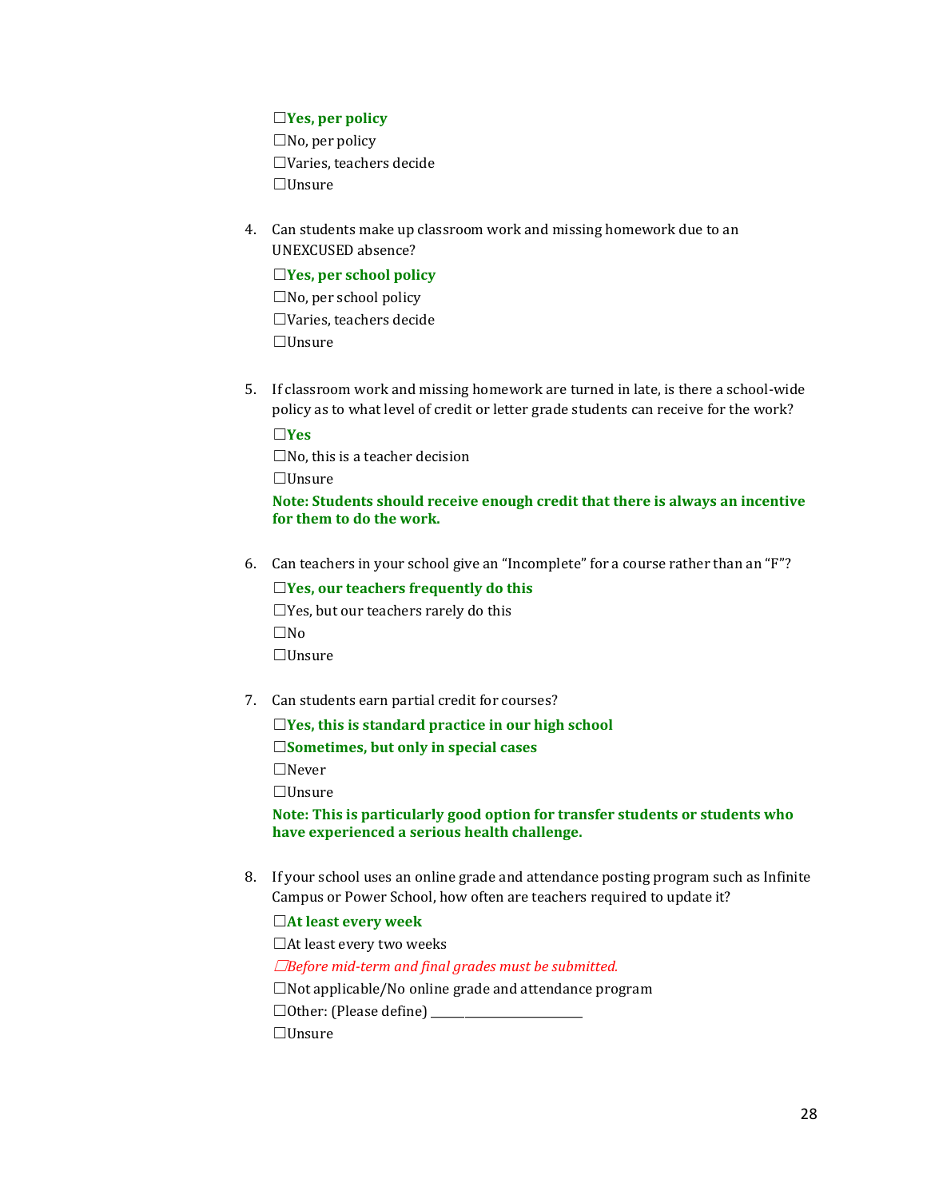☐**Yes, per policy**
☐No, per policy
☐Varies, teachers decide
☐Unsure

4. Can students make up classroom work and missing homework due to an UNEXCUSED absence?

   ☐**Yes, per school policy**
   ☐No, per school policy
   ☐Varies, teachers decide
   ☐Unsure

5. If classroom work and missing homework are turned in late, is there a school-wide policy as to what level of credit or letter grade students can receive for the work?

   ☐**Yes**
   ☐No, this is a teacher decision
   ☐Unsure

   **Note: Students should receive enough credit that there is always an incentive for them to do the work.**

6. Can teachers in your school give an "Incomplete" for a course rather than an "F"?

   ☐**Yes, our teachers frequently do this**
   ☐Yes, but our teachers rarely do this
   ☐No
   ☐Unsure

7. Can students earn partial credit for courses?

   ☐**Yes, this is standard practice in our high school**
   ☐**Sometimes, but only in special cases**
   ☐Never
   ☐Unsure

   **Note: This is particularly good option for transfer students or students who have experienced a serious health challenge.**

8. If your school uses an online grade and attendance posting program such as Infinite Campus or Power School, how often are teachers required to update it?

   ☐**At least every week**
   ☐At least every two weeks
   ☐*Before mid-term and final grades must be submitted.*
   ☐Not applicable/No online grade and attendance program
   ☐Other: (Please define) ______________________
   ☐Unsure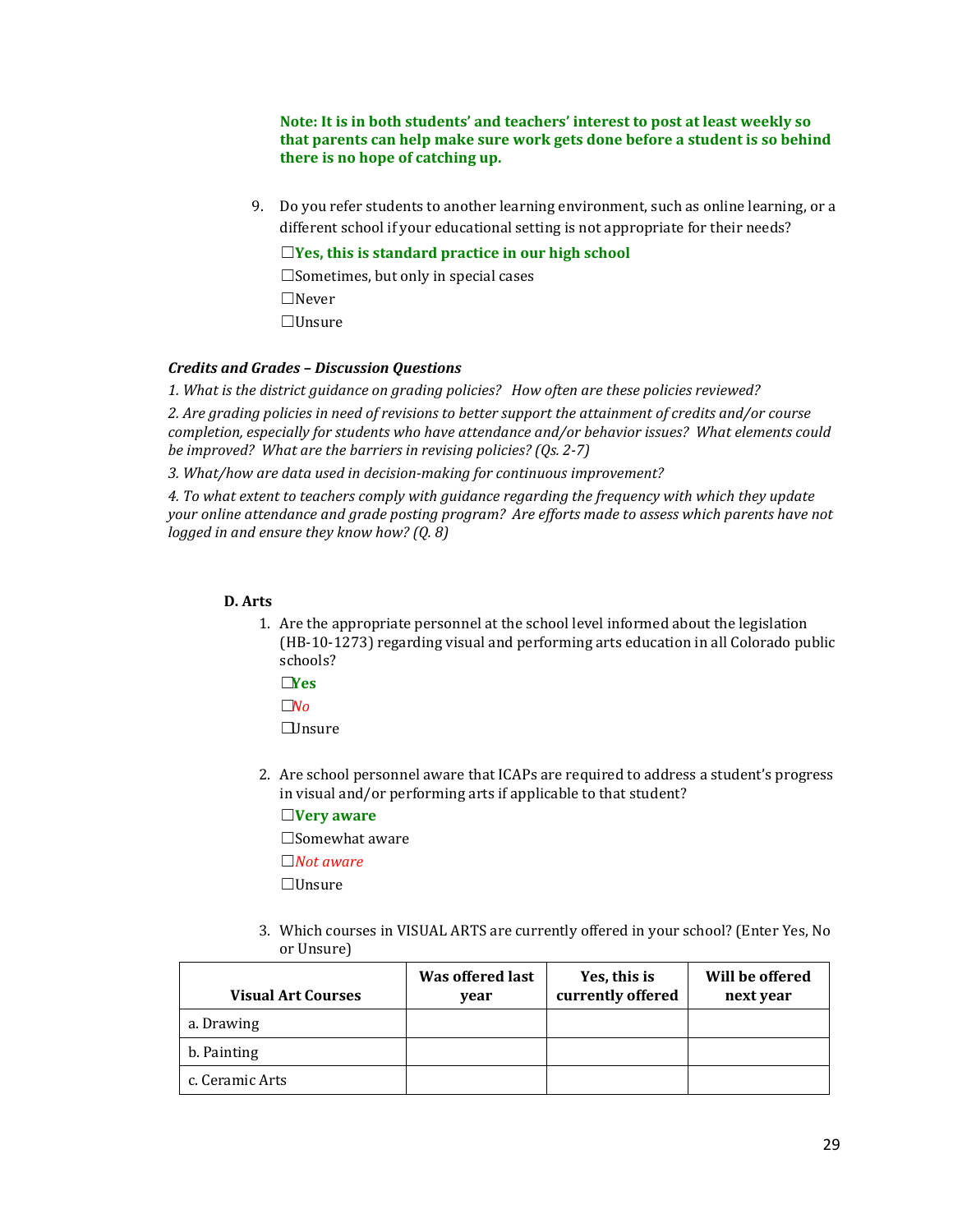**Note: It is in both students' and teachers' interest to post at least weekly so that parents can help make sure work gets done before a student is so behind there is no hope of catching up.**

9. Do you refer students to another learning environment, such as online learning, or a different school if your educational setting is not appropriate for their needs?

   ☐**Yes, this is standard practice in our high school**

   ☐Sometimes, but only in special cases

   ☐Never

   ☐Unsure

***Credits and Grades – Discussion Questions***

*1. What is the district guidance on grading policies? How often are these policies reviewed?*

*2. Are grading policies in need of revisions to better support the attainment of credits and/or course completion, especially for students who have attendance and/or behavior issues? What elements could be improved? What are the barriers in revising policies? (Qs. 2-7)*

*3. What/how are data used in decision-making for continuous improvement?*

*4. To what extent to teachers comply with guidance regarding the frequency with which they update your online attendance and grade posting program? Are efforts made to assess which parents have not logged in and ensure they know how? (Q. 8)*

**D. Arts**

1. Are the appropriate personnel at the school level informed about the legislation (HB-10-1273) regarding visual and performing arts education in all Colorado public schools?

   ☐**Yes**

   ☐*No*

   ☐Unsure

2. Are school personnel aware that ICAPs are required to address a student's progress in visual and/or performing arts if applicable to that student?

   ☐**Very aware**

   ☐Somewhat aware

   ☐*Not aware*

   ☐Unsure

3. Which courses in VISUAL ARTS are currently offered in your school? (Enter Yes, No or Unsure)

| Visual Art Courses | Was offered last year | Yes, this is currently offered | Will be offered next year |
|---|---|---|---|
| a. Drawing | | | |
| b. Painting | | | |
| c. Ceramic Arts | | | |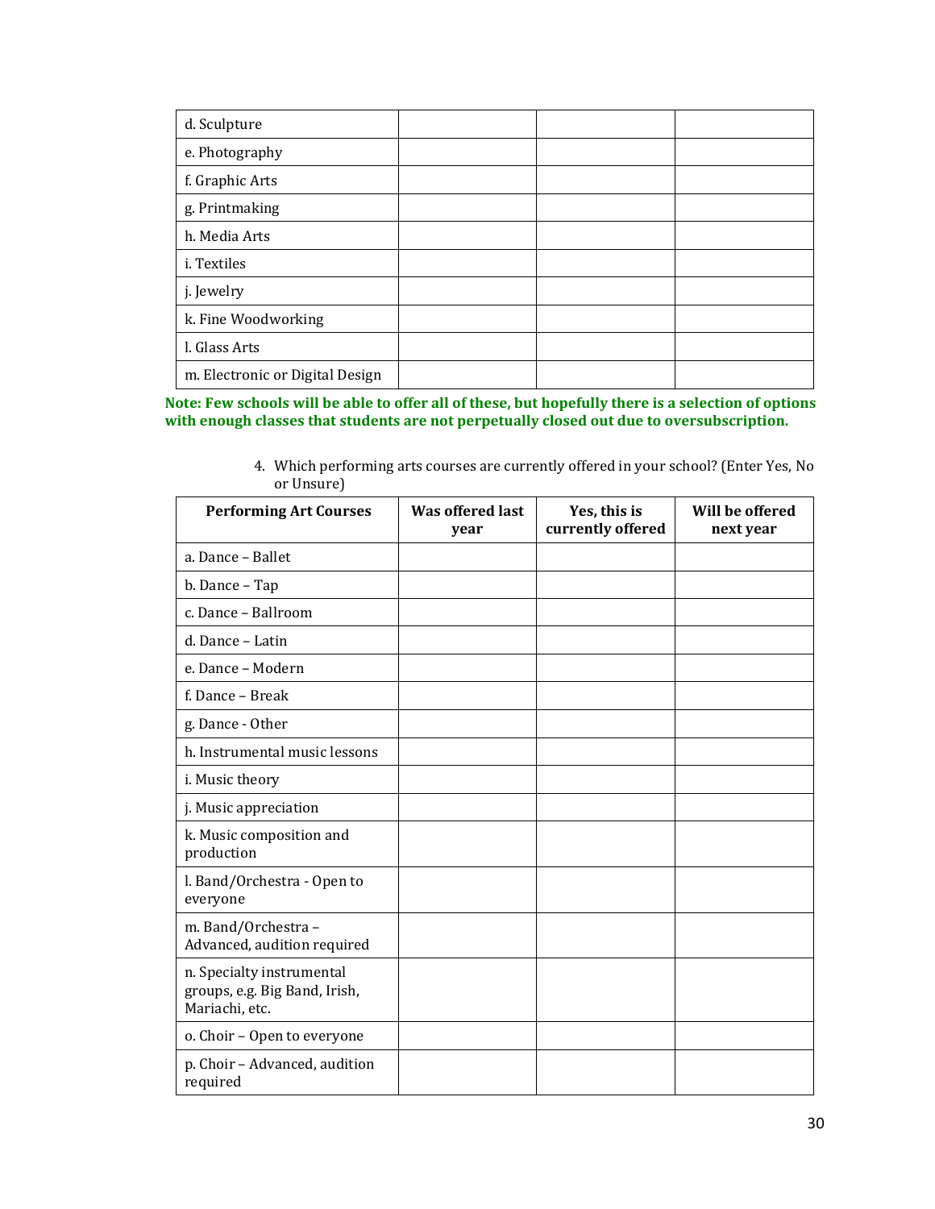| | | | |
|---|---|---|---|
| d. Sculpture | | | |
| e. Photography | | | |
| f. Graphic Arts | | | |
| g. Printmaking | | | |
| h. Media Arts | | | |
| i. Textiles | | | |
| j. Jewelry | | | |
| k. Fine Woodworking | | | |
| l. Glass Arts | | | |
| m. Electronic or Digital Design | | | |

**Note: Few schools will be able to offer all of these, but hopefully there is a selection of options with enough classes that students are not perpetually closed out due to oversubscription.**

4. Which performing arts courses are currently offered in your school? (Enter Yes, No or Unsure)

| Performing Art Courses | Was offered last year | Yes, this is currently offered | Will be offered next year |
|---|---|---|---|
| a. Dance – Ballet | | | |
| b. Dance – Tap | | | |
| c. Dance – Ballroom | | | |
| d. Dance – Latin | | | |
| e. Dance – Modern | | | |
| f. Dance – Break | | | |
| g. Dance - Other | | | |
| h. Instrumental music lessons | | | |
| i. Music theory | | | |
| j. Music appreciation | | | |
| k. Music composition and production | | | |
| l. Band/Orchestra - Open to everyone | | | |
| m. Band/Orchestra – Advanced, audition required | | | |
| n. Specialty instrumental groups, e.g. Big Band, Irish, Mariachi, etc. | | | |
| o. Choir – Open to everyone | | | |
| p. Choir – Advanced, audition required | | | |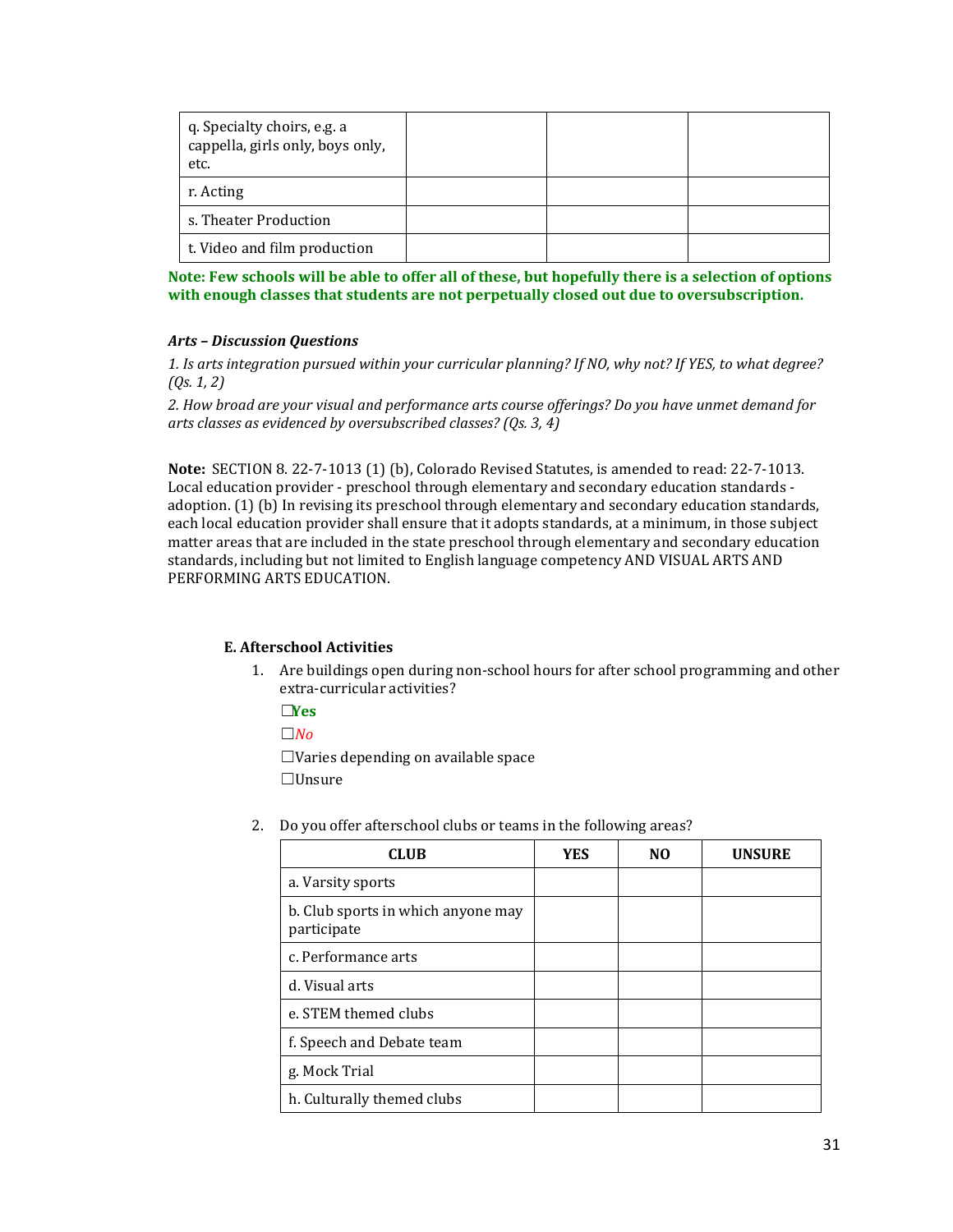| q. Specialty choirs, e.g. a cappella, girls only, boys only, etc. | | | |
|---|---|---|---|
| r. Acting | | | |
| s. Theater Production | | | |
| t. Video and film production | | | |

**Note: Few schools will be able to offer all of these, but hopefully there is a selection of options with enough classes that students are not perpetually closed out due to oversubscription.**

***Arts – Discussion Questions***

*1. Is arts integration pursued within your curricular planning? If NO, why not? If YES, to what degree? (Qs. 1, 2)*

*2. How broad are your visual and performance arts course offerings? Do you have unmet demand for arts classes as evidenced by oversubscribed classes? (Qs. 3, 4)*

**Note:** SECTION 8. 22-7-1013 (1) (b), Colorado Revised Statutes, is amended to read: 22-7-1013. Local education provider - preschool through elementary and secondary education standards - adoption. (1) (b) In revising its preschool through elementary and secondary education standards, each local education provider shall ensure that it adopts standards, at a minimum, in those subject matter areas that are included in the state preschool through elementary and secondary education standards, including but not limited to English language competency AND VISUAL ARTS AND PERFORMING ARTS EDUCATION.

### E. Afterschool Activities

1. Are buildings open during non-school hours for after school programming and other extra-curricular activities?

   ☐**Yes**

   ☐*No*

   ☐Varies depending on available space

   ☐Unsure

2. Do you offer afterschool clubs or teams in the following areas?

| CLUB | YES | NO | UNSURE |
|---|---|---|---|
| a. Varsity sports | | | |
| b. Club sports in which anyone may participate | | | |
| c. Performance arts | | | |
| d. Visual arts | | | |
| e. STEM themed clubs | | | |
| f. Speech and Debate team | | | |
| g. Mock Trial | | | |
| h. Culturally themed clubs | | | |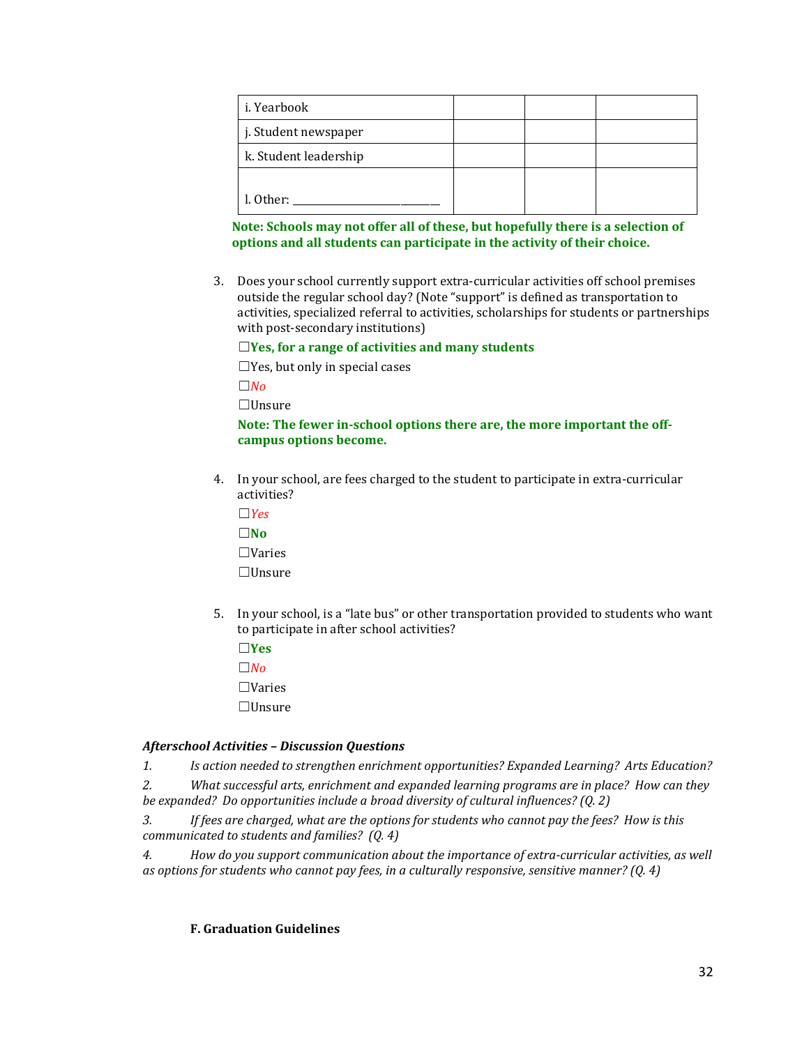| i. Yearbook | | | |
|---|---|---|---|
| j. Student newspaper | | | |
| k. Student leadership | | | |
| l. Other: ______________________ | | | |

**Note: Schools may not offer all of these, but hopefully there is a selection of options and all students can participate in the activity of their choice.**

3. Does your school currently support extra-curricular activities off school premises outside the regular school day? (Note "support" is defined as transportation to activities, specialized referral to activities, scholarships for students or partnerships with post-secondary institutions)

   ☐**Yes, for a range of activities and many students**

   ☐Yes, but only in special cases

   ☐*No*

   ☐Unsure

   **Note: The fewer in-school options there are, the more important the off-campus options become.**

4. In your school, are fees charged to the student to participate in extra-curricular activities?

   ☐*Yes*

   ☐**No**

   ☐Varies

   ☐Unsure

5. In your school, is a "late bus" or other transportation provided to students who want to participate in after school activities?

   ☐**Yes**

   ☐*No*

   ☐Varies

   ☐Unsure

***Afterschool Activities – Discussion Questions***

*1. Is action needed to strengthen enrichment opportunities? Expanded Learning? Arts Education?*

*2. What successful arts, enrichment and expanded learning programs are in place? How can they be expanded? Do opportunities include a broad diversity of cultural influences? (Q. 2)*

*3. If fees are charged, what are the options for students who cannot pay the fees? How is this communicated to students and families? (Q. 4)*

*4. How do you support communication about the importance of extra-curricular activities, as well as options for students who cannot pay fees, in a culturally responsive, sensitive manner? (Q. 4)*

**F. Graduation Guidelines**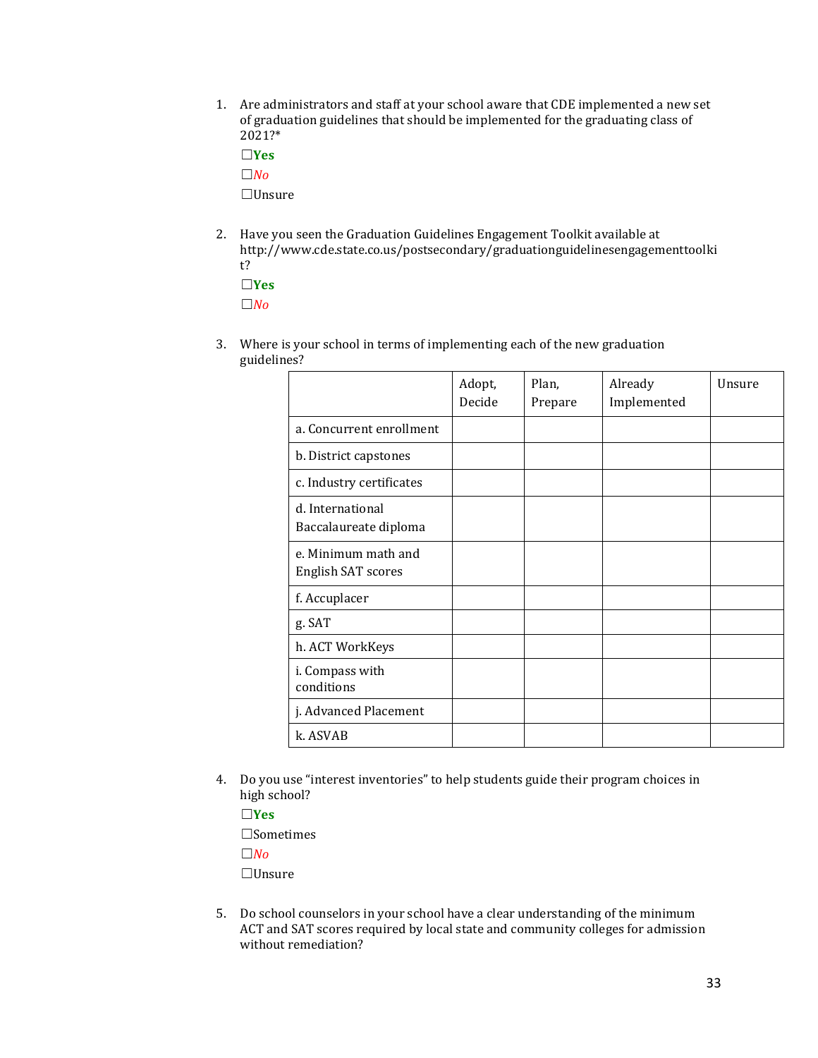1. Are administrators and staff at your school aware that CDE implemented a new set of graduation guidelines that should be implemented for the graduating class of 2021?*

   ☐**Yes**

   ☐*No*

   ☐Unsure

2. Have you seen the Graduation Guidelines Engagement Toolkit available at http://www.cde.state.co.us/postsecondary/graduationguidelinesengagementtoolkit?

   ☐**Yes**

   ☐*No*

3. Where is your school in terms of implementing each of the new graduation guidelines?

| | Adopt, Decide | Plan, Prepare | Already Implemented | Unsure |
|---|---|---|---|---|
| a. Concurrent enrollment | | | | |
| b. District capstones | | | | |
| c. Industry certificates | | | | |
| d. International Baccalaureate diploma | | | | |
| e. Minimum math and English SAT scores | | | | |
| f. Accuplacer | | | | |
| g. SAT | | | | |
| h. ACT WorkKeys | | | | |
| i. Compass with conditions | | | | |
| j. Advanced Placement | | | | |
| k. ASVAB | | | | |

4. Do you use "interest inventories" to help students guide their program choices in high school?

   ☐**Yes**

   ☐Sometimes

   ☐*No*

   ☐Unsure

5. Do school counselors in your school have a clear understanding of the minimum ACT and SAT scores required by local state and community colleges for admission without remediation?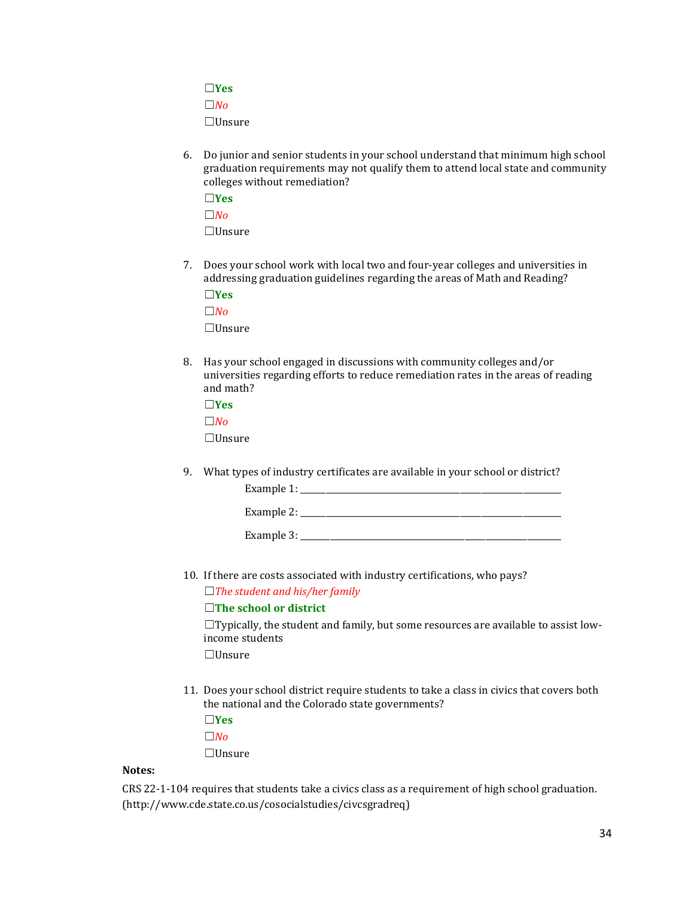☐**Yes**
☐*No*
☐Unsure

6. Do junior and senior students in your school understand that minimum high school graduation requirements may not qualify them to attend local state and community colleges without remediation?

   ☐**Yes**
   ☐*No*
   ☐Unsure

7. Does your school work with local two and four-year colleges and universities in addressing graduation guidelines regarding the areas of Math and Reading?

   ☐**Yes**
   ☐*No*
   ☐Unsure

8. Has your school engaged in discussions with community colleges and/or universities regarding efforts to reduce remediation rates in the areas of reading and math?

   ☐**Yes**
   ☐*No*
   ☐Unsure

9. What types of industry certificates are available in your school or district?

   Example 1: ______________________________________________

   Example 2: ______________________________________________

   Example 3: ______________________________________________

10. If there are costs associated with industry certifications, who pays?

    ☐*The student and his/her family*
    ☐**The school or district**
    ☐Typically, the student and family, but some resources are available to assist low-income students
    ☐Unsure

11. Does your school district require students to take a class in civics that covers both the national and the Colorado state governments?

    ☐**Yes**
    ☐*No*
    ☐Unsure

**Notes:**

CRS 22-1-104 requires that students take a civics class as a requirement of high school graduation. (http://www.cde.state.co.us/cosocialstudies/civcsgradreq)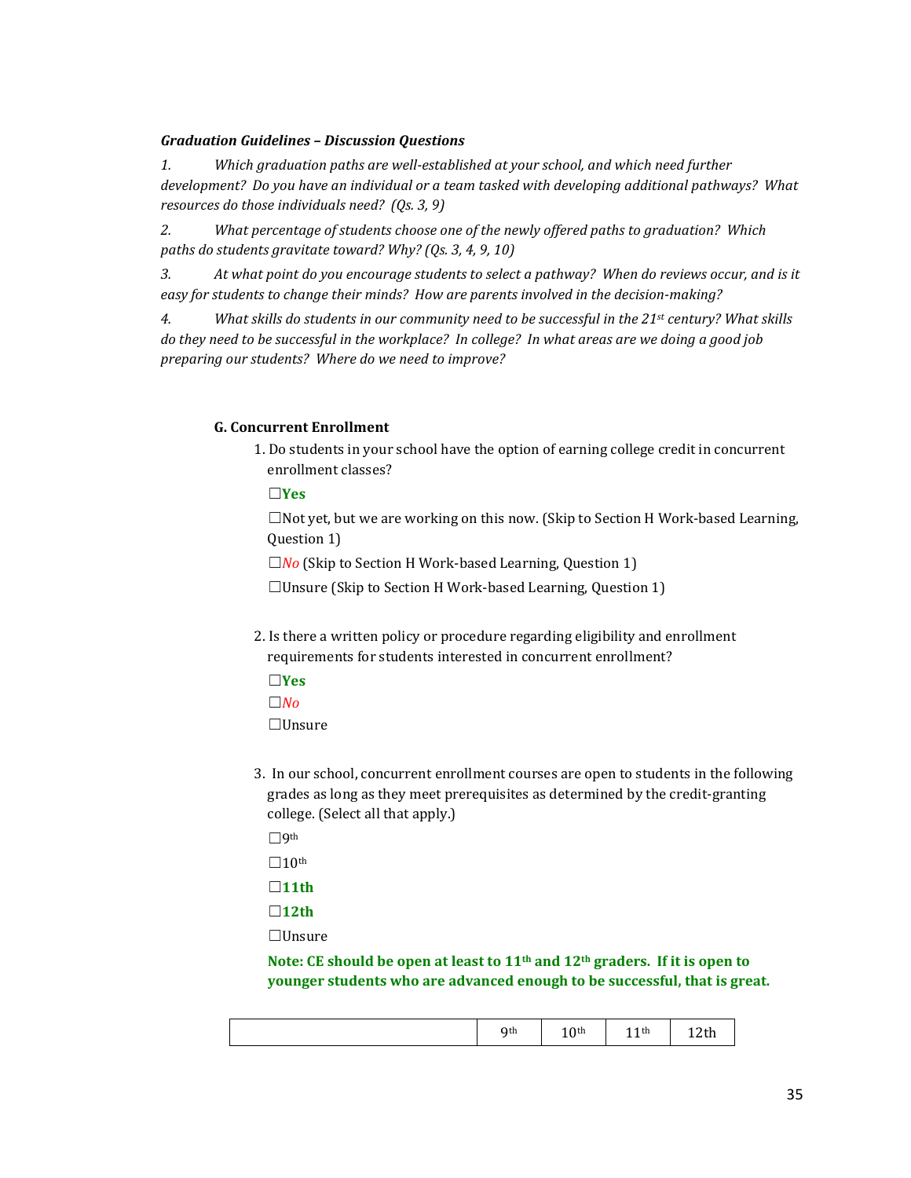***Graduation Guidelines – Discussion Questions***

*1. Which graduation paths are well-established at your school, and which need further development? Do you have an individual or a team tasked with developing additional pathways? What resources do those individuals need? (Qs. 3, 9)*

*2. What percentage of students choose one of the newly offered paths to graduation? Which paths do students gravitate toward? Why? (Qs. 3, 4, 9, 10)*

*3. At what point do you encourage students to select a pathway? When do reviews occur, and is it easy for students to change their minds? How are parents involved in the decision-making?*

*4. What skills do students in our community need to be successful in the 21st century? What skills do they need to be successful in the workplace? In college? In what areas are we doing a good job preparing our students? Where do we need to improve?*

**G. Concurrent Enrollment**

1. Do students in your school have the option of earning college credit in concurrent enrollment classes?

☐**Yes**

☐Not yet, but we are working on this now. (Skip to Section H Work-based Learning, Question 1)

☐*No* (Skip to Section H Work-based Learning, Question 1)

☐Unsure (Skip to Section H Work-based Learning, Question 1)

2. Is there a written policy or procedure regarding eligibility and enrollment requirements for students interested in concurrent enrollment?

☐**Yes**

☐*No*

☐Unsure

3. In our school, concurrent enrollment courses are open to students in the following grades as long as they meet prerequisites as determined by the credit-granting college. (Select all that apply.)

☐9th

☐10th

☐**11th**

☐**12th**

☐Unsure

**Note: CE should be open at least to 11th and 12th graders. If it is open to younger students who are advanced enough to be successful, that is great.**

| | 9th | 10th | 11th | 12th |
|---|---|---|---|---|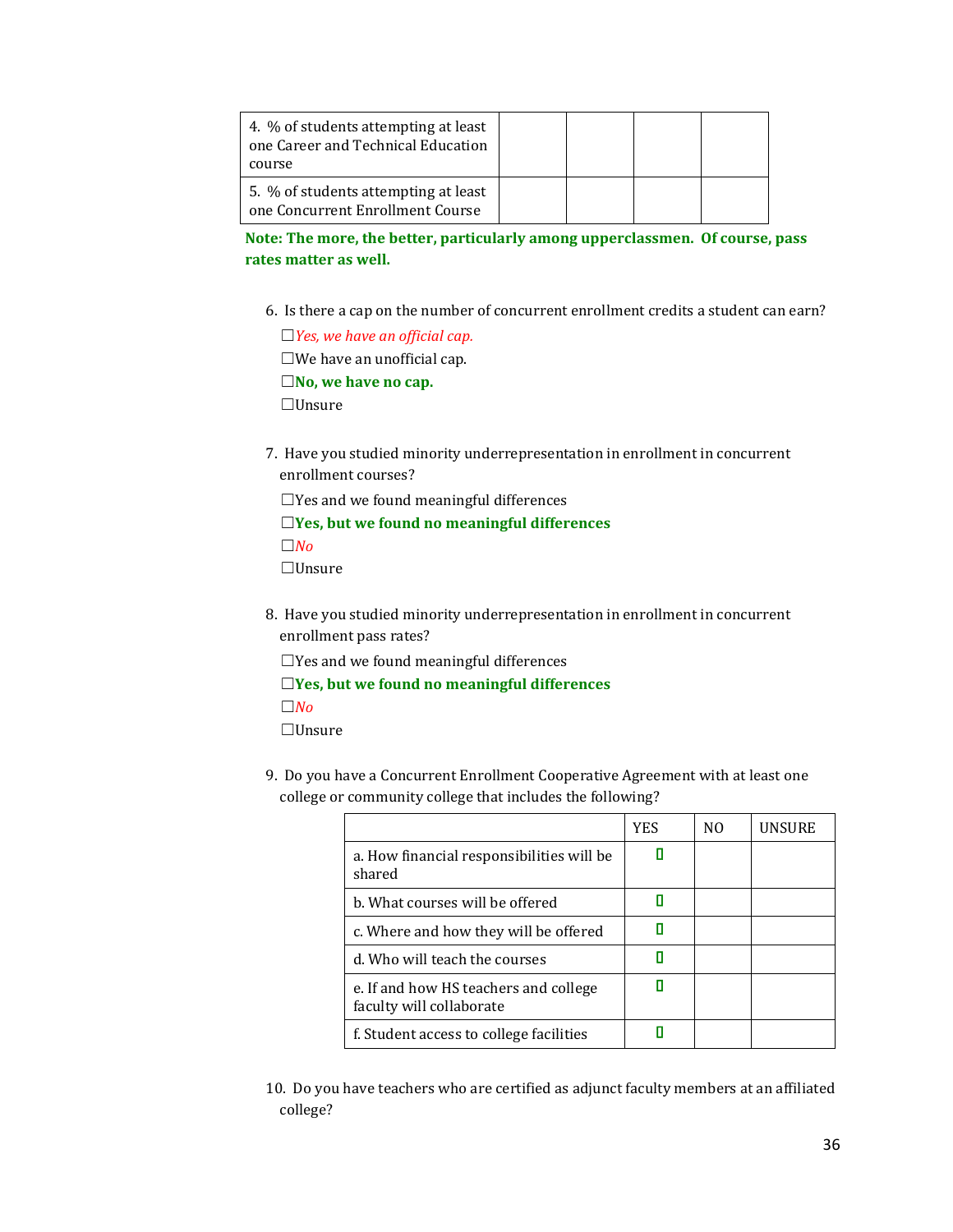| | | | | |
|---|---|---|---|---|
| 4. % of students attempting at least one Career and Technical Education course | | | | |
| 5. % of students attempting at least one Concurrent Enrollment Course | | | | |

**Note: The more, the better, particularly among upperclassmen. Of course, pass rates matter as well.**

6. Is there a cap on the number of concurrent enrollment credits a student can earn?
   - ☐*Yes, we have an official cap.*
   - ☐We have an unofficial cap.
   - ☐**No, we have no cap.**
   - ☐Unsure

7. Have you studied minority underrepresentation in enrollment in concurrent enrollment courses?
   - ☐Yes and we found meaningful differences
   - ☐**Yes, but we found no meaningful differences**
   - ☐*No*
   - ☐Unsure

8. Have you studied minority underrepresentation in enrollment in concurrent enrollment pass rates?
   - ☐Yes and we found meaningful differences
   - ☐**Yes, but we found no meaningful differences**
   - ☐*No*
   - ☐Unsure

9. Do you have a Concurrent Enrollment Cooperative Agreement with at least one college or community college that includes the following?

| | YES | NO | UNSURE |
|---|---|---|---|
| a. How financial responsibilities will be shared | ☐ | | |
| b. What courses will be offered | ☐ | | |
| c. Where and how they will be offered | ☐ | | |
| d. Who will teach the courses | ☐ | | |
| e. If and how HS teachers and college faculty will collaborate | ☐ | | |
| f. Student access to college facilities | ☐ | | |

10. Do you have teachers who are certified as adjunct faculty members at an affiliated college?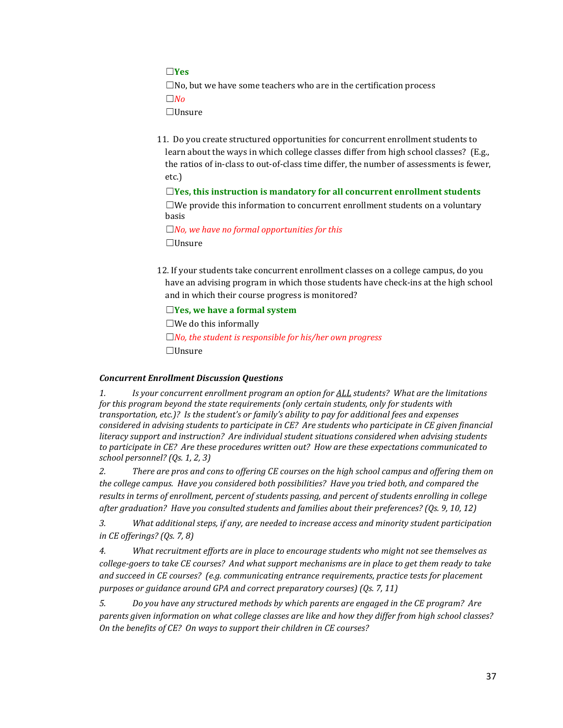☐**Yes**
☐No, but we have some teachers who are in the certification process
☐*No*
☐Unsure

11. Do you create structured opportunities for concurrent enrollment students to learn about the ways in which college classes differ from high school classes? (E.g., the ratios of in-class to out-of-class time differ, the number of assessments is fewer, etc.)

☐**Yes, this instruction is mandatory for all concurrent enrollment students**
☐We provide this information to concurrent enrollment students on a voluntary basis
☐*No, we have no formal opportunities for this*
☐Unsure

12. If your students take concurrent enrollment classes on a college campus, do you have an advising program in which those students have check-ins at the high school and in which their course progress is monitored?

☐**Yes, we have a formal system**
☐We do this informally
☐*No, the student is responsible for his/her own progress*
☐Unsure

***Concurrent Enrollment Discussion Questions***

*1. Is your concurrent enrollment program an option for* <u>*ALL*</u> *students? What are the limitations for this program beyond the state requirements (only certain students, only for students with transportation, etc.)? Is the student's or family's ability to pay for additional fees and expenses considered in advising students to participate in CE? Are students who participate in CE given financial literacy support and instruction? Are individual student situations considered when advising students to participate in CE? Are these procedures written out? How are these expectations communicated to school personnel? (Qs. 1, 2, 3)*

*2. There are pros and cons to offering CE courses on the high school campus and offering them on the college campus. Have you considered both possibilities? Have you tried both, and compared the results in terms of enrollment, percent of students passing, and percent of students enrolling in college after graduation? Have you consulted students and families about their preferences? (Qs. 9, 10, 12)*

*3. What additional steps, if any, are needed to increase access and minority student participation in CE offerings? (Qs. 7, 8)*

*4. What recruitment efforts are in place to encourage students who might not see themselves as college-goers to take CE courses? And what support mechanisms are in place to get them ready to take and succeed in CE courses? (e.g. communicating entrance requirements, practice tests for placement purposes or guidance around GPA and correct preparatory courses) (Qs. 7, 11)*

*5. Do you have any structured methods by which parents are engaged in the CE program? Are parents given information on what college classes are like and how they differ from high school classes? On the benefits of CE? On ways to support their children in CE courses?*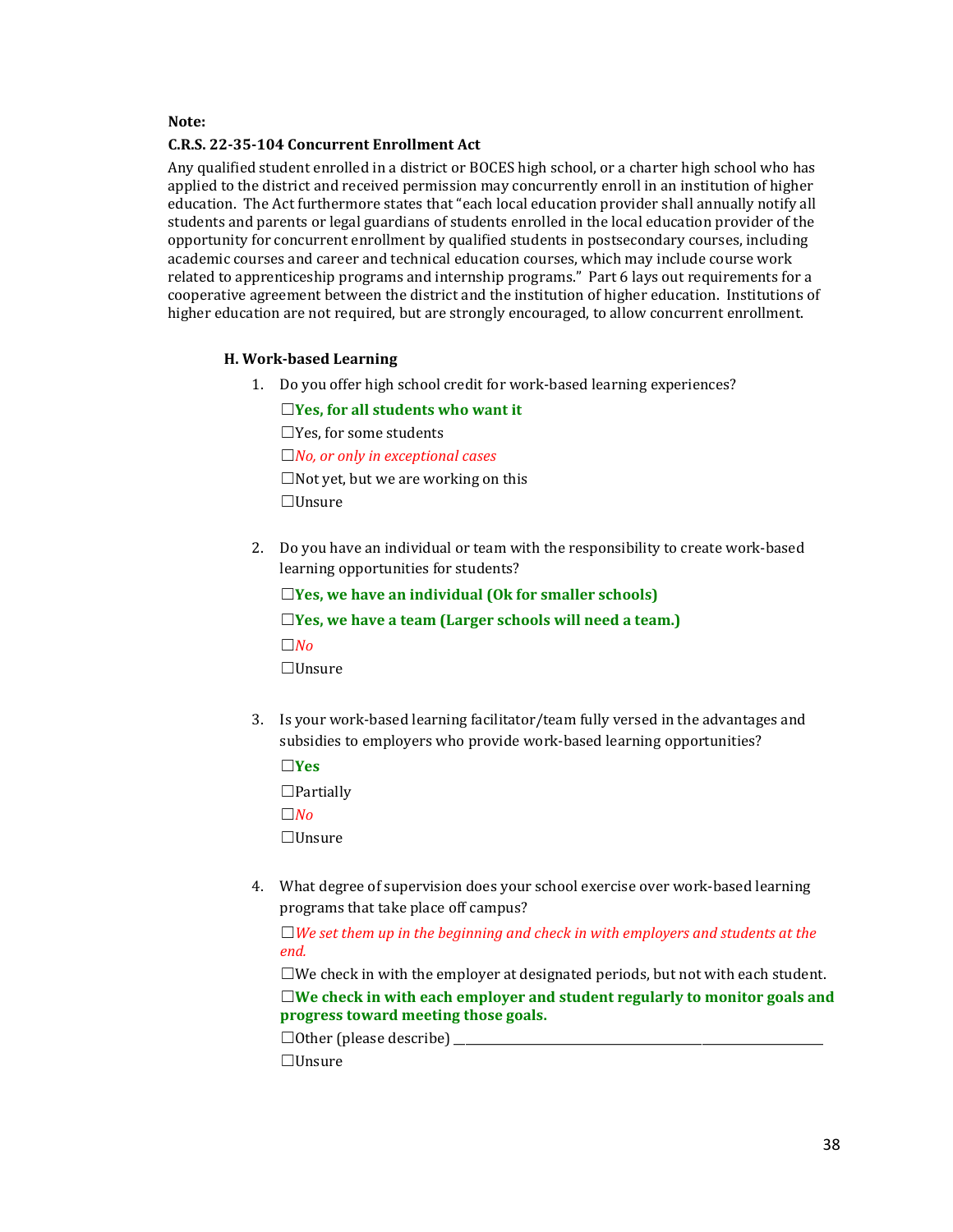**Note:**

**C.R.S. 22-35-104 Concurrent Enrollment Act**

Any qualified student enrolled in a district or BOCES high school, or a charter high school who has applied to the district and received permission may concurrently enroll in an institution of higher education. The Act furthermore states that "each local education provider shall annually notify all students and parents or legal guardians of students enrolled in the local education provider of the opportunity for concurrent enrollment by qualified students in postsecondary courses, including academic courses and career and technical education courses, which may include course work related to apprenticeship programs and internship programs." Part 6 lays out requirements for a cooperative agreement between the district and the institution of higher education. Institutions of higher education are not required, but are strongly encouraged, to allow concurrent enrollment.

### H. Work-based Learning

1. Do you offer high school credit for work-based learning experiences?

   ☐**Yes, for all students who want it**

   ☐Yes, for some students

   ☐*No, or only in exceptional cases*

   ☐Not yet, but we are working on this

   ☐Unsure

2. Do you have an individual or team with the responsibility to create work-based learning opportunities for students?

   ☐**Yes, we have an individual (Ok for smaller schools)**

   ☐**Yes, we have a team (Larger schools will need a team.)**

   ☐*No*

   ☐Unsure

3. Is your work-based learning facilitator/team fully versed in the advantages and subsidies to employers who provide work-based learning opportunities?

   ☐**Yes**

   ☐Partially

   ☐*No*

   ☐Unsure

4. What degree of supervision does your school exercise over work-based learning programs that take place off campus?

   ☐*We set them up in the beginning and check in with employers and students at the end.*

   ☐We check in with the employer at designated periods, but not with each student.

   ☐**We check in with each employer and student regularly to monitor goals and progress toward meeting those goals.**

   ☐Other (please describe) ____________________________________________

   ☐Unsure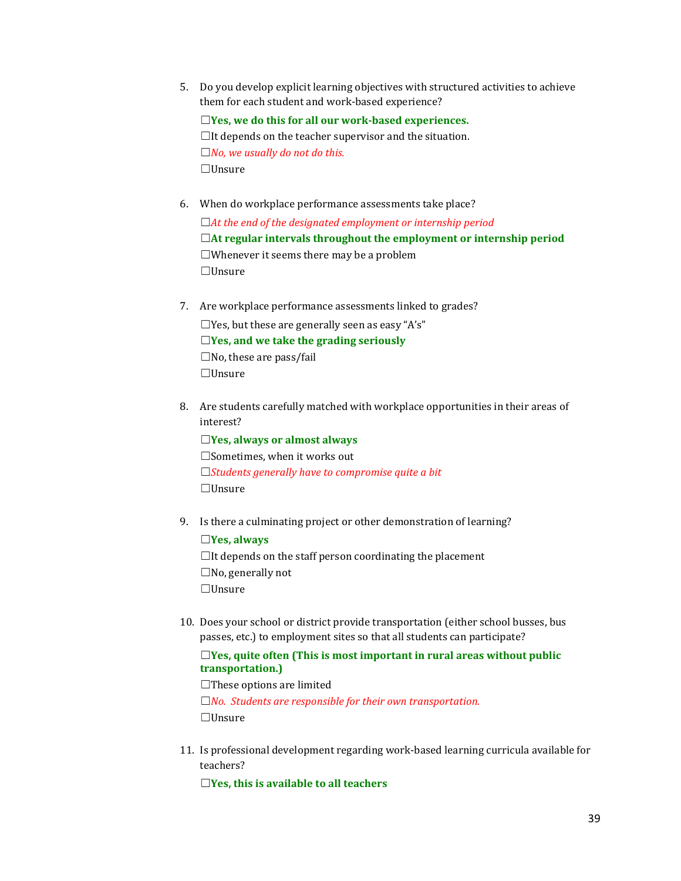5. Do you develop explicit learning objectives with structured activities to achieve them for each student and work-based experience?

   ☐**Yes, we do this for all our work-based experiences.**

   ☐It depends on the teacher supervisor and the situation.

   ☐*No, we usually do not do this.*

   ☐Unsure

6. When do workplace performance assessments take place?

   ☐*At the end of the designated employment or internship period*

   ☐**At regular intervals throughout the employment or internship period**

   ☐Whenever it seems there may be a problem

   ☐Unsure

7. Are workplace performance assessments linked to grades?

   ☐Yes, but these are generally seen as easy "A's"

   ☐**Yes, and we take the grading seriously**

   ☐No, these are pass/fail

   ☐Unsure

8. Are students carefully matched with workplace opportunities in their areas of interest?

   ☐**Yes, always or almost always**

   ☐Sometimes, when it works out

   ☐*Students generally have to compromise quite a bit*

   ☐Unsure

9. Is there a culminating project or other demonstration of learning?

   ☐**Yes, always**

   ☐It depends on the staff person coordinating the placement

   ☐No, generally not

   ☐Unsure

10. Does your school or district provide transportation (either school busses, bus passes, etc.) to employment sites so that all students can participate?

    ☐**Yes, quite often (This is most important in rural areas without public transportation.)**

    ☐These options are limited

    ☐*No. Students are responsible for their own transportation.*

    ☐Unsure

11. Is professional development regarding work-based learning curricula available for teachers?

    ☐**Yes, this is available to all teachers**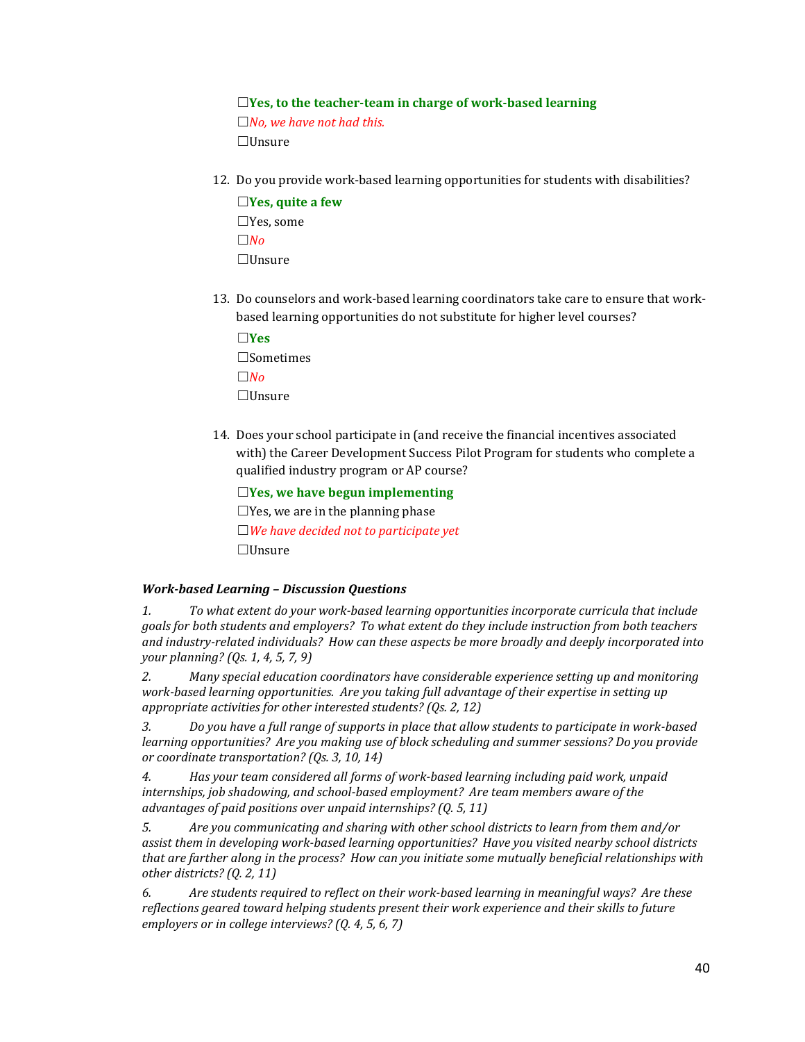☐**Yes, to the teacher-team in charge of work-based learning**
☐*No, we have not had this.*
☐Unsure

12. Do you provide work-based learning opportunities for students with disabilities?

    ☐**Yes, quite a few**
    ☐Yes, some
    ☐*No*
    ☐Unsure

13. Do counselors and work-based learning coordinators take care to ensure that work-based learning opportunities do not substitute for higher level courses?

    ☐**Yes**
    ☐Sometimes
    ☐*No*
    ☐Unsure

14. Does your school participate in (and receive the financial incentives associated with) the Career Development Success Pilot Program for students who complete a qualified industry program or AP course?

    ☐**Yes, we have begun implementing**
    ☐Yes, we are in the planning phase
    ☐*We have decided not to participate yet*
    ☐Unsure

***Work-based Learning – Discussion Questions***

*1. To what extent do your work-based learning opportunities incorporate curricula that include goals for both students and employers? To what extent do they include instruction from both teachers and industry-related individuals? How can these aspects be more broadly and deeply incorporated into your planning? (Qs. 1, 4, 5, 7, 9)*

*2. Many special education coordinators have considerable experience setting up and monitoring work-based learning opportunities. Are you taking full advantage of their expertise in setting up appropriate activities for other interested students? (Qs. 2, 12)*

*3. Do you have a full range of supports in place that allow students to participate in work-based learning opportunities? Are you making use of block scheduling and summer sessions? Do you provide or coordinate transportation? (Qs. 3, 10, 14)*

*4. Has your team considered all forms of work-based learning including paid work, unpaid internships, job shadowing, and school-based employment? Are team members aware of the advantages of paid positions over unpaid internships? (Q. 5, 11)*

*5. Are you communicating and sharing with other school districts to learn from them and/or assist them in developing work-based learning opportunities? Have you visited nearby school districts that are farther along in the process? How can you initiate some mutually beneficial relationships with other districts? (Q. 2, 11)*

*6. Are students required to reflect on their work-based learning in meaningful ways? Are these reflections geared toward helping students present their work experience and their skills to future employers or in college interviews? (Q. 4, 5, 6, 7)*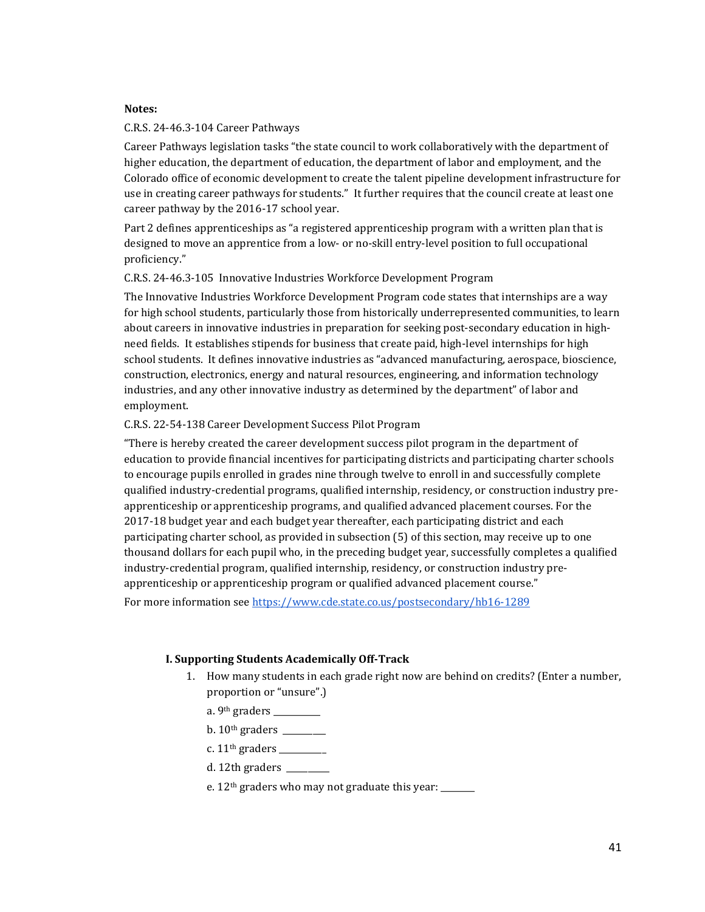**Notes:**

C.R.S. 24-46.3-104 Career Pathways

Career Pathways legislation tasks "the state council to work collaboratively with the department of higher education, the department of education, the department of labor and employment, and the Colorado office of economic development to create the talent pipeline development infrastructure for use in creating career pathways for students." It further requires that the council create at least one career pathway by the 2016-17 school year.

Part 2 defines apprenticeships as "a registered apprenticeship program with a written plan that is designed to move an apprentice from a low- or no-skill entry-level position to full occupational proficiency."

C.R.S. 24-46.3-105 Innovative Industries Workforce Development Program

The Innovative Industries Workforce Development Program code states that internships are a way for high school students, particularly those from historically underrepresented communities, to learn about careers in innovative industries in preparation for seeking post-secondary education in high-need fields. It establishes stipends for business that create paid, high-level internships for high school students. It defines innovative industries as "advanced manufacturing, aerospace, bioscience, construction, electronics, energy and natural resources, engineering, and information technology industries, and any other innovative industry as determined by the department" of labor and employment.

C.R.S. 22-54-138 Career Development Success Pilot Program

"There is hereby created the career development success pilot program in the department of education to provide financial incentives for participating districts and participating charter schools to encourage pupils enrolled in grades nine through twelve to enroll in and successfully complete qualified industry-credential programs, qualified internship, residency, or construction industry pre-apprenticeship or apprenticeship programs, and qualified advanced placement courses. For the 2017-18 budget year and each budget year thereafter, each participating district and each participating charter school, as provided in subsection (5) of this section, may receive up to one thousand dollars for each pupil who, in the preceding budget year, successfully completes a qualified industry-credential program, qualified internship, residency, or construction industry pre-apprenticeship or apprenticeship program or qualified advanced placement course."

For more information see https://www.cde.state.co.us/postsecondary/hb16-1289

### I. Supporting Students Academically Off-Track

1. How many students in each grade right now are behind on credits? (Enter a number, proportion or "unsure".)

   a. 9th graders __________

   b. 10th graders _________

   c. 11th graders __________

   d. 12th graders _________

   e. 12th graders who may not graduate this year: _______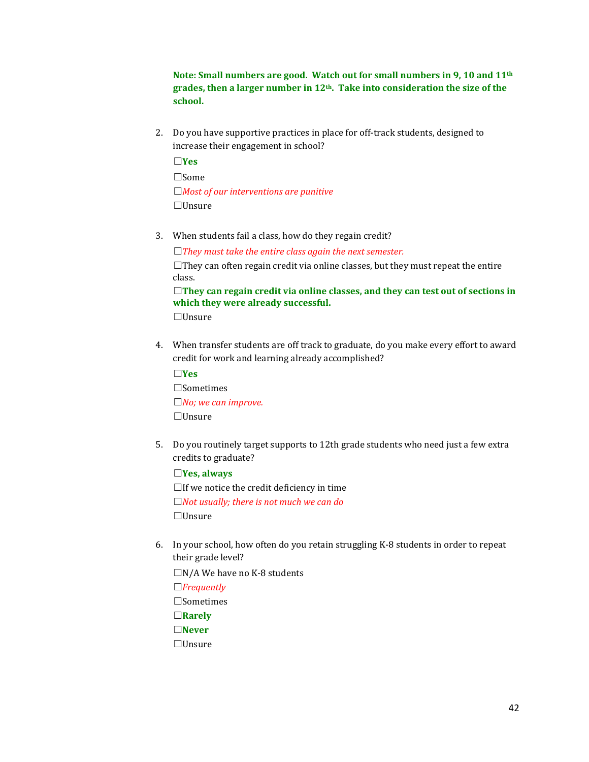**Note: Small numbers are good. Watch out for small numbers in 9, 10 and 11th grades, then a larger number in 12th. Take into consideration the size of the school.**

2. Do you have supportive practices in place for off-track students, designed to increase their engagement in school?

   ☐**Yes**

   ☐Some

   ☐*Most of our interventions are punitive*

   ☐Unsure

3. When students fail a class, how do they regain credit?

   ☐*They must take the entire class again the next semester.*

   ☐They can often regain credit via online classes, but they must repeat the entire class.

   ☐**They can regain credit via online classes, and they can test out of sections in which they were already successful.**

   ☐Unsure

4. When transfer students are off track to graduate, do you make every effort to award credit for work and learning already accomplished?

   ☐**Yes**

   ☐Sometimes

   ☐*No; we can improve.*

   ☐Unsure

5. Do you routinely target supports to 12th grade students who need just a few extra credits to graduate?

   ☐**Yes, always**

   ☐If we notice the credit deficiency in time

   ☐*Not usually; there is not much we can do*

   ☐Unsure

6. In your school, how often do you retain struggling K-8 students in order to repeat their grade level?

   ☐N/A We have no K-8 students

   ☐*Frequently*

   ☐Sometimes

   ☐**Rarely**

   ☐**Never**

   ☐Unsure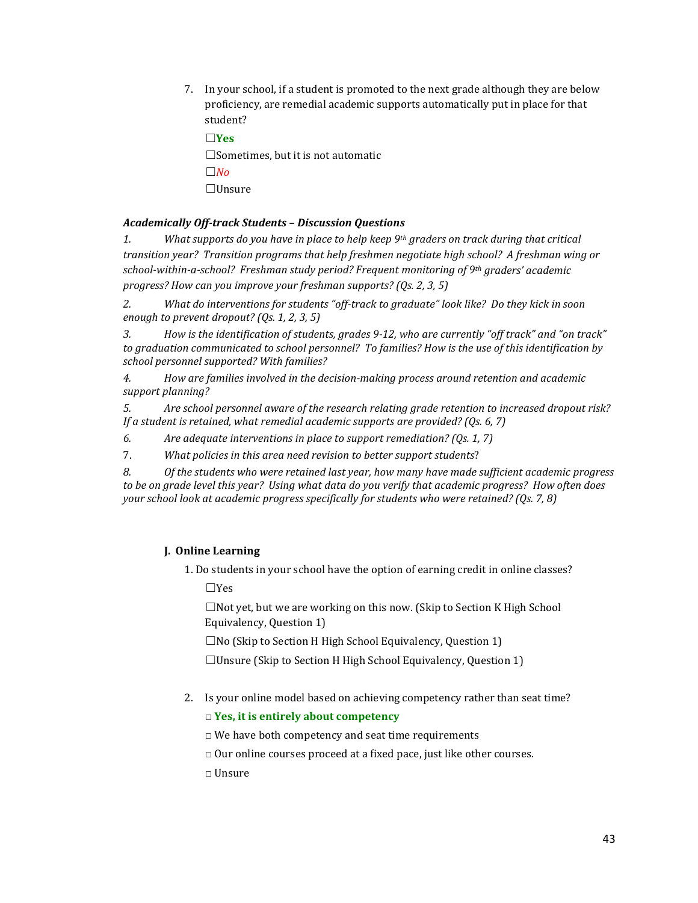7. In your school, if a student is promoted to the next grade although they are below proficiency, are remedial academic supports automatically put in place for that student?

   ☐**Yes**

   ☐Sometimes, but it is not automatic

   ☐*No*

   ☐Unsure

***Academically Off-track Students – Discussion Questions***

*1. What supports do you have in place to help keep 9th graders on track during that critical transition year? Transition programs that help freshmen negotiate high school? A freshman wing or school-within-a-school? Freshman study period? Frequent monitoring of 9th graders' academic progress? How can you improve your freshman supports? (Qs. 2, 3, 5)*

*2. What do interventions for students "off-track to graduate" look like? Do they kick in soon enough to prevent dropout? (Qs. 1, 2, 3, 5)*

*3. How is the identification of students, grades 9-12, who are currently "off track" and "on track" to graduation communicated to school personnel? To families? How is the use of this identification by school personnel supported? With families?*

*4. How are families involved in the decision-making process around retention and academic support planning?*

*5. Are school personnel aware of the research relating grade retention to increased dropout risk? If a student is retained, what remedial academic supports are provided? (Qs. 6, 7)*

*6. Are adequate interventions in place to support remediation? (Qs. 1, 7)*

*7. What policies in this area need revision to better support students?*

*8. Of the students who were retained last year, how many have made sufficient academic progress to be on grade level this year? Using what data do you verify that academic progress? How often does your school look at academic progress specifically for students who were retained? (Qs. 7, 8)*

**J. Online Learning**

1. Do students in your school have the option of earning credit in online classes?

   ☐Yes

   ☐Not yet, but we are working on this now. (Skip to Section K High School Equivalency, Question 1)

   ☐No (Skip to Section H High School Equivalency, Question 1)

   ☐Unsure (Skip to Section H High School Equivalency, Question 1)

2. Is your online model based on achieving competency rather than seat time?

   □ **Yes, it is entirely about competency**

   □ We have both competency and seat time requirements

   □ Our online courses proceed at a fixed pace, just like other courses.

   □ Unsure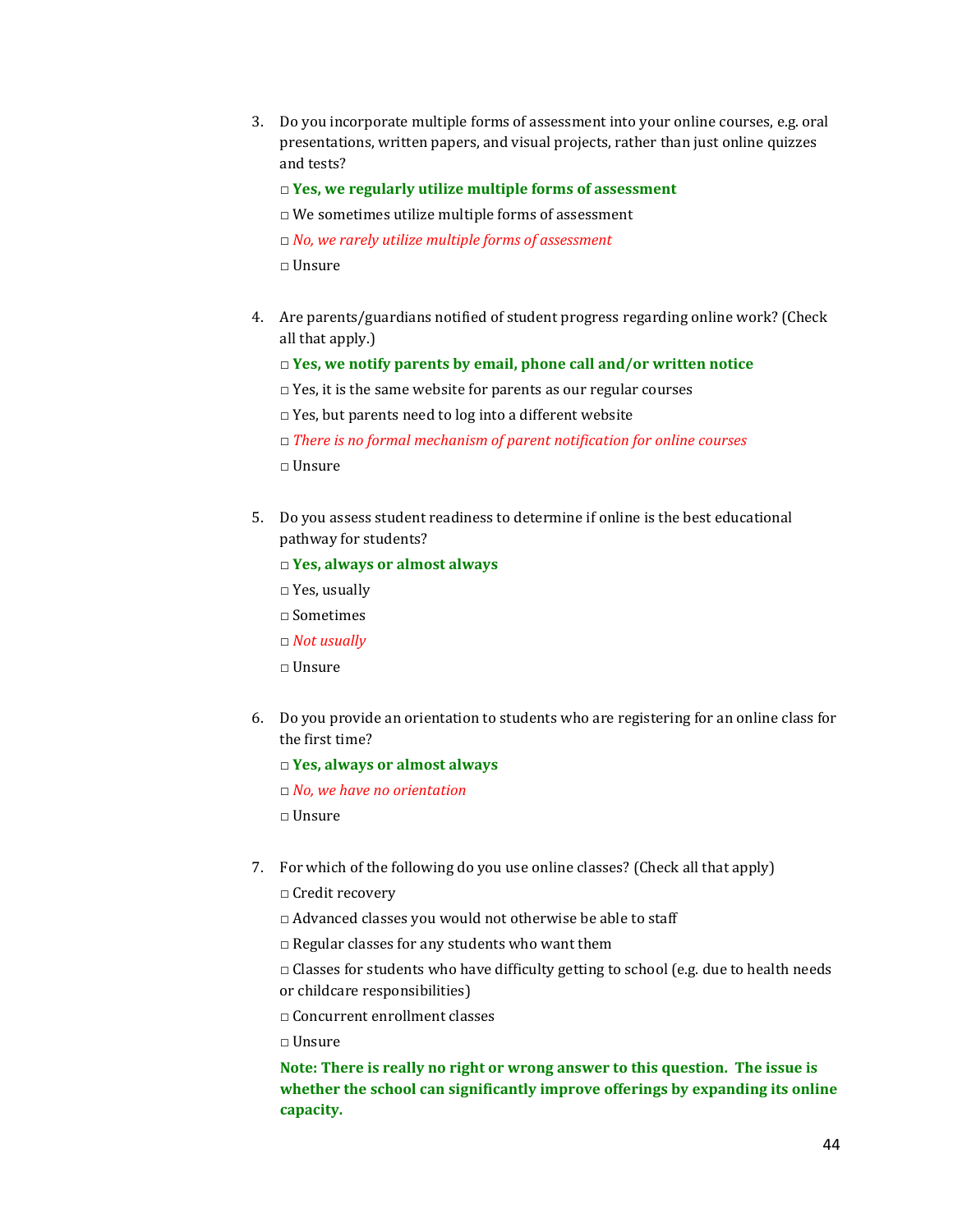3. Do you incorporate multiple forms of assessment into your online courses, e.g. oral presentations, written papers, and visual projects, rather than just online quizzes and tests?

   □ **Yes, we regularly utilize multiple forms of assessment**

   □ We sometimes utilize multiple forms of assessment

   □ *No, we rarely utilize multiple forms of assessment*

   □ Unsure

4. Are parents/guardians notified of student progress regarding online work? (Check all that apply.)

   □ **Yes, we notify parents by email, phone call and/or written notice**

   □ Yes, it is the same website for parents as our regular courses

   □ Yes, but parents need to log into a different website

   □ *There is no formal mechanism of parent notification for online courses*

   □ Unsure

5. Do you assess student readiness to determine if online is the best educational pathway for students?

   □ **Yes, always or almost always**

   □ Yes, usually

   □ Sometimes

   □ *Not usually*

   □ Unsure

6. Do you provide an orientation to students who are registering for an online class for the first time?

   □ **Yes, always or almost always**

   □ *No, we have no orientation*

   □ Unsure

7. For which of the following do you use online classes? (Check all that apply)

   □ Credit recovery

   □ Advanced classes you would not otherwise be able to staff

   □ Regular classes for any students who want them

   □ Classes for students who have difficulty getting to school (e.g. due to health needs or childcare responsibilities)

   □ Concurrent enrollment classes

   □ Unsure

   **Note: There is really no right or wrong answer to this question. The issue is whether the school can significantly improve offerings by expanding its online capacity.**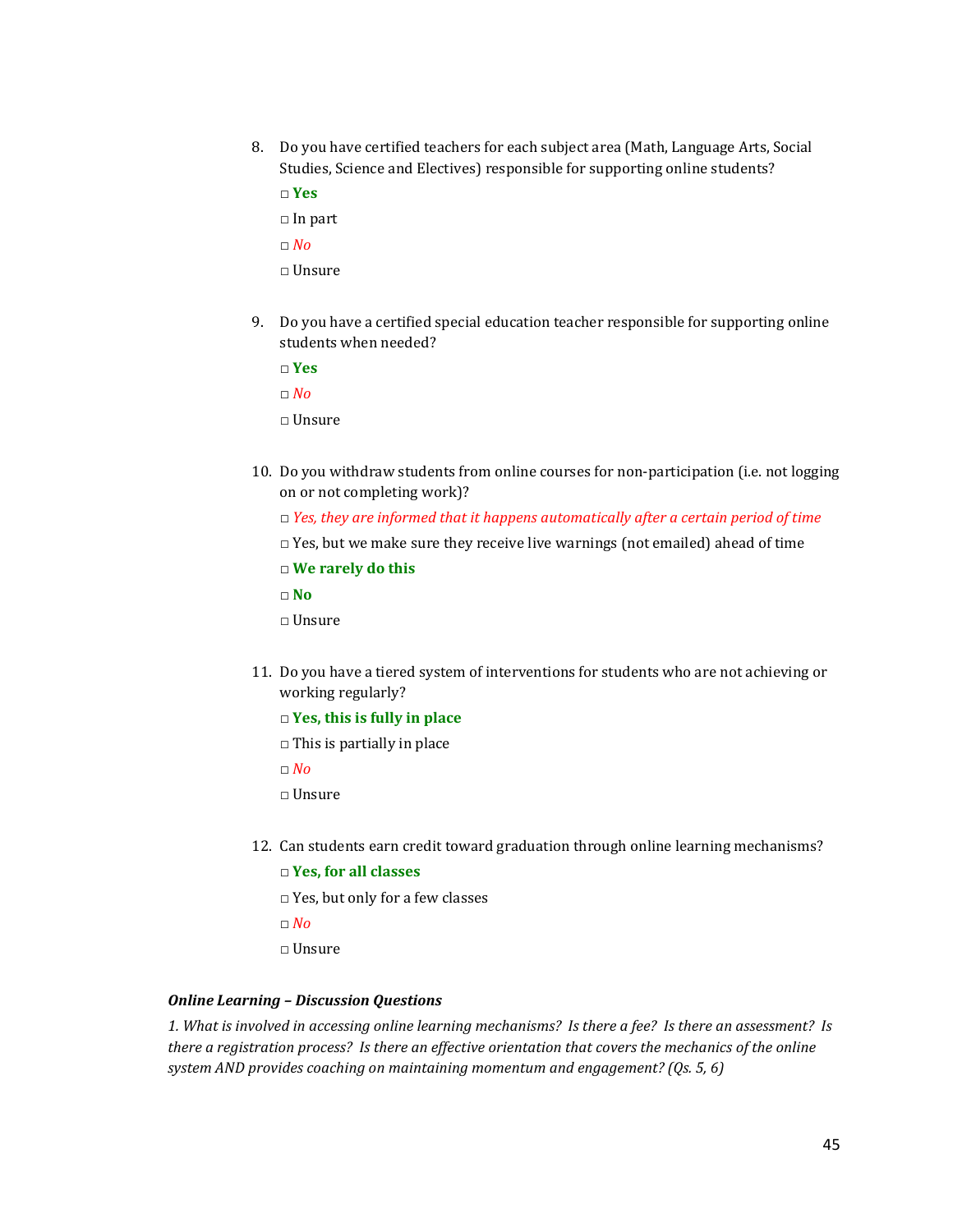8. Do you have certified teachers for each subject area (Math, Language Arts, Social Studies, Science and Electives) responsible for supporting online students?

   □ **Yes**

   □ In part

   □ *No*

   □ Unsure

9. Do you have a certified special education teacher responsible for supporting online students when needed?

   □ **Yes**

   □ *No*

   □ Unsure

10. Do you withdraw students from online courses for non-participation (i.e. not logging on or not completing work)?

    □ *Yes, they are informed that it happens automatically after a certain period of time*

    □ Yes, but we make sure they receive live warnings (not emailed) ahead of time

    □ **We rarely do this**

    □ **No**

    □ Unsure

11. Do you have a tiered system of interventions for students who are not achieving or working regularly?

    □ **Yes, this is fully in place**

    □ This is partially in place

    □ *No*

    □ Unsure

12. Can students earn credit toward graduation through online learning mechanisms?

    □ **Yes, for all classes**

    □ Yes, but only for a few classes

    □ *No*

    □ Unsure

***Online Learning – Discussion Questions***

*1. What is involved in accessing online learning mechanisms? Is there a fee? Is there an assessment? Is there a registration process? Is there an effective orientation that covers the mechanics of the online system AND provides coaching on maintaining momentum and engagement? (Qs. 5, 6)*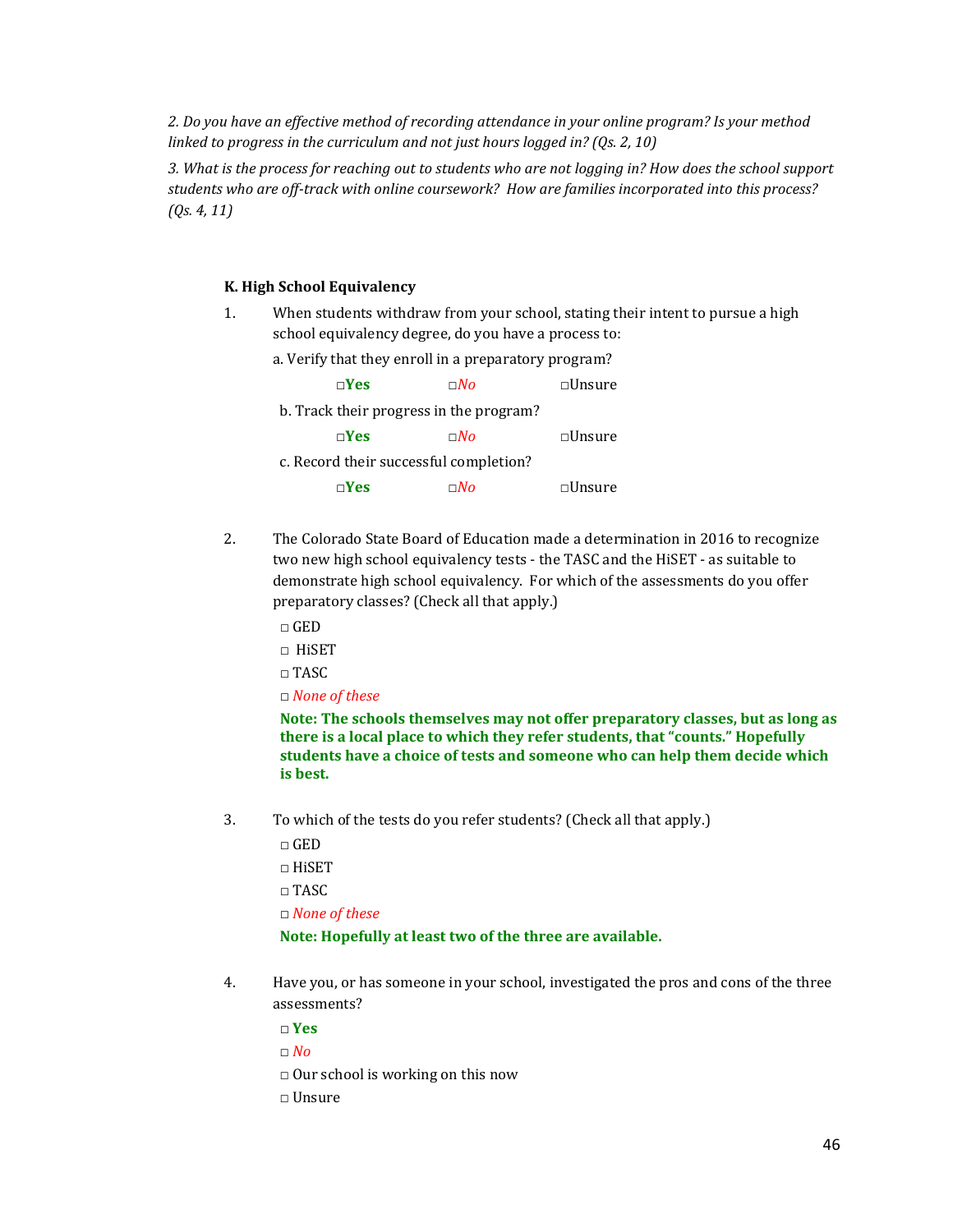*2. Do you have an effective method of recording attendance in your online program? Is your method linked to progress in the curriculum and not just hours logged in? (Qs. 2, 10)*

*3. What is the process for reaching out to students who are not logging in? How does the school support students who are off-track with online coursework? How are families incorporated into this process? (Qs. 4, 11)*

**K. High School Equivalency**

1. When students withdraw from your school, stating their intent to pursue a high school equivalency degree, do you have a process to:

   a. Verify that they enroll in a preparatory program?

   □**Yes** □*No* □Unsure

   b. Track their progress in the program?

   □**Yes** □*No* □Unsure

   c. Record their successful completion?

   □**Yes** □*No* □Unsure

2. The Colorado State Board of Education made a determination in 2016 to recognize two new high school equivalency tests - the TASC and the HiSET - as suitable to demonstrate high school equivalency. For which of the assessments do you offer preparatory classes? (Check all that apply.)

   □ GED
   □ HiSET
   □ TASC
   □ *None of these*

   **Note: The schools themselves may not offer preparatory classes, but as long as there is a local place to which they refer students, that "counts." Hopefully students have a choice of tests and someone who can help them decide which is best.**

3. To which of the tests do you refer students? (Check all that apply.)

   □ GED
   □ HiSET
   □ TASC
   □ *None of these*

   **Note: Hopefully at least two of the three are available.**

4. Have you, or has someone in your school, investigated the pros and cons of the three assessments?

   □ **Yes**
   □ *No*
   □ Our school is working on this now
   □ Unsure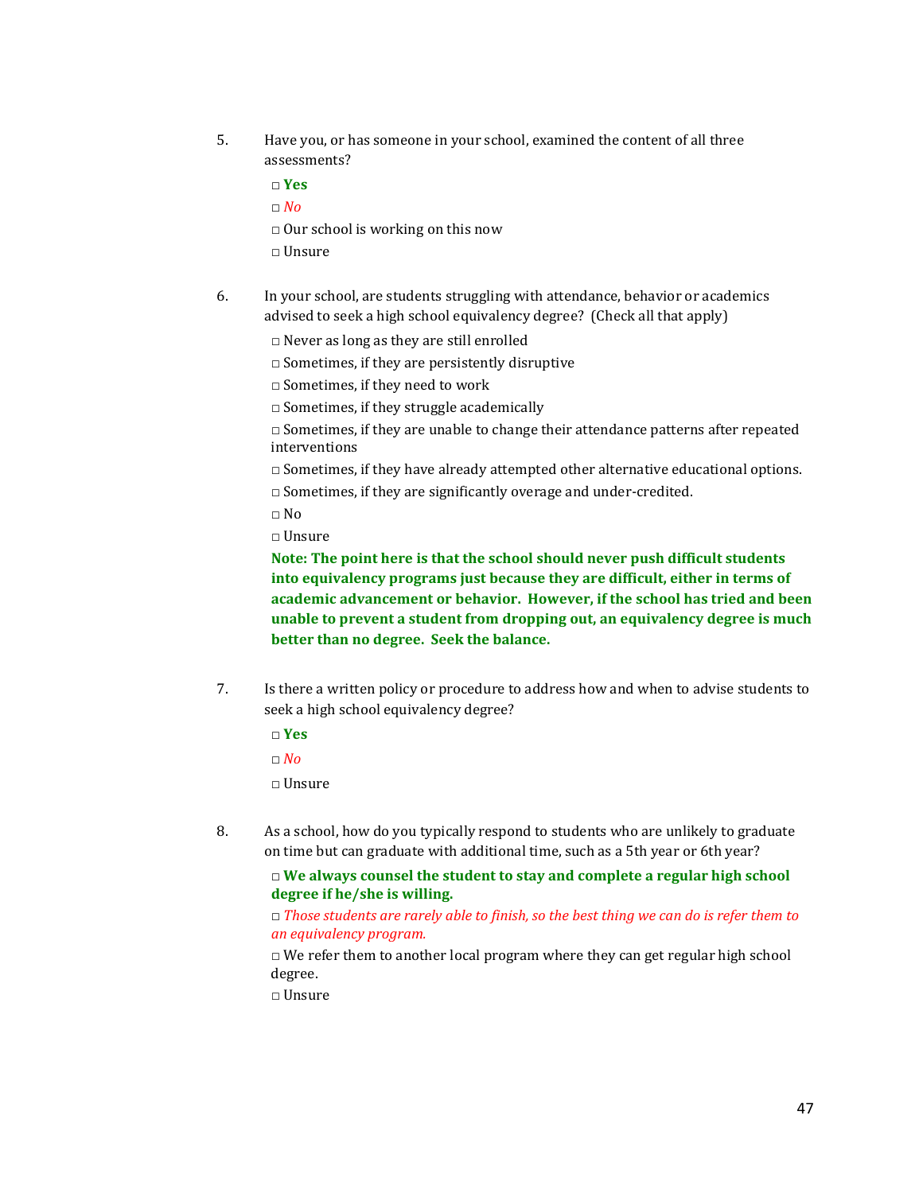5. Have you, or has someone in your school, examined the content of all three assessments?

   □ **Yes**

   □ *No*

   □ Our school is working on this now

   □ Unsure

6. In your school, are students struggling with attendance, behavior or academics advised to seek a high school equivalency degree? (Check all that apply)

   □ Never as long as they are still enrolled

   □ Sometimes, if they are persistently disruptive

   □ Sometimes, if they need to work

   □ Sometimes, if they struggle academically

   □ Sometimes, if they are unable to change their attendance patterns after repeated interventions

   □ Sometimes, if they have already attempted other alternative educational options.

   □ Sometimes, if they are significantly overage and under-credited.

   □ No

   □ Unsure

   **Note: The point here is that the school should never push difficult students into equivalency programs just because they are difficult, either in terms of academic advancement or behavior. However, if the school has tried and been unable to prevent a student from dropping out, an equivalency degree is much better than no degree. Seek the balance.**

7. Is there a written policy or procedure to address how and when to advise students to seek a high school equivalency degree?

   □ **Yes**

   □ *No*

   □ Unsure

8. As a school, how do you typically respond to students who are unlikely to graduate on time but can graduate with additional time, such as a 5th year or 6th year?

   □ **We always counsel the student to stay and complete a regular high school degree if he/she is willing.**

   □ *Those students are rarely able to finish, so the best thing we can do is refer them to an equivalency program.*

   □ We refer them to another local program where they can get regular high school degree.

   □ Unsure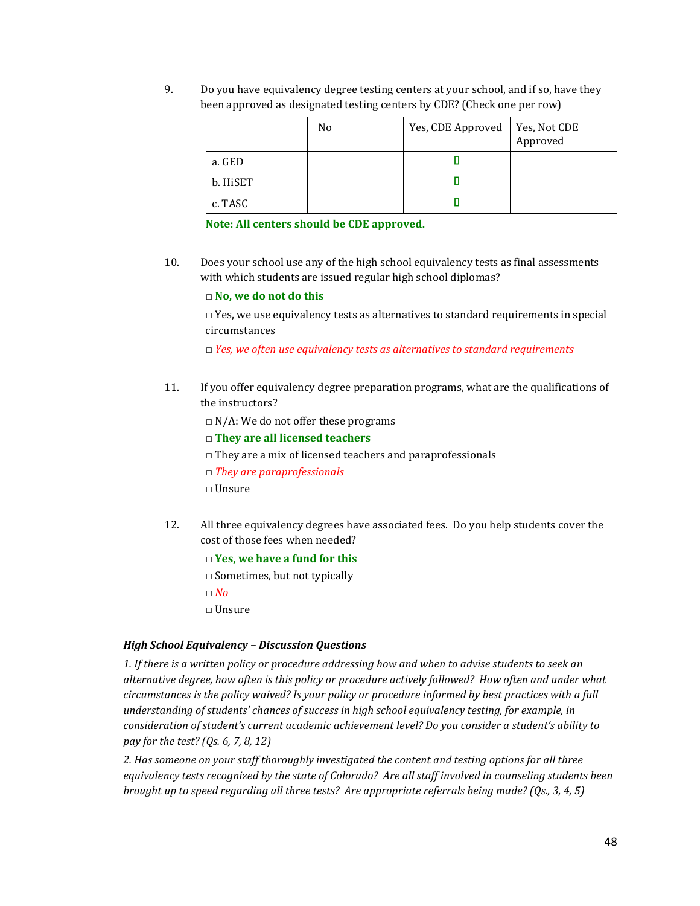9. Do you have equivalency degree testing centers at your school, and if so, have they been approved as designated testing centers by CDE? (Check one per row)

| | No | Yes, CDE Approved | Yes, Not CDE Approved |
|---|---|---|---|
| a. GED | | ▯ | |
| b. HiSET | | ▯ | |
| c. TASC | | ▯ | |

**Note: All centers should be CDE approved.**

10. Does your school use any of the high school equivalency tests as final assessments with which students are issued regular high school diplomas?

□ **No, we do not do this**

□ Yes, we use equivalency tests as alternatives to standard requirements in special circumstances

□ *Yes, we often use equivalency tests as alternatives to standard requirements*

11. If you offer equivalency degree preparation programs, what are the qualifications of the instructors?

□ N/A: We do not offer these programs

□ **They are all licensed teachers**

□ They are a mix of licensed teachers and paraprofessionals

□ *They are paraprofessionals*

□ Unsure

12. All three equivalency degrees have associated fees. Do you help students cover the cost of those fees when needed?

□ **Yes, we have a fund for this**

□ Sometimes, but not typically

□ *No*

□ Unsure

***High School Equivalency – Discussion Questions***

*1. If there is a written policy or procedure addressing how and when to advise students to seek an alternative degree, how often is this policy or procedure actively followed? How often and under what circumstances is the policy waived? Is your policy or procedure informed by best practices with a full understanding of students' chances of success in high school equivalency testing, for example, in consideration of student's current academic achievement level? Do you consider a student's ability to pay for the test? (Qs. 6, 7, 8, 12)*

*2. Has someone on your staff thoroughly investigated the content and testing options for all three equivalency tests recognized by the state of Colorado? Are all staff involved in counseling students been brought up to speed regarding all three tests? Are appropriate referrals being made? (Qs., 3, 4, 5)*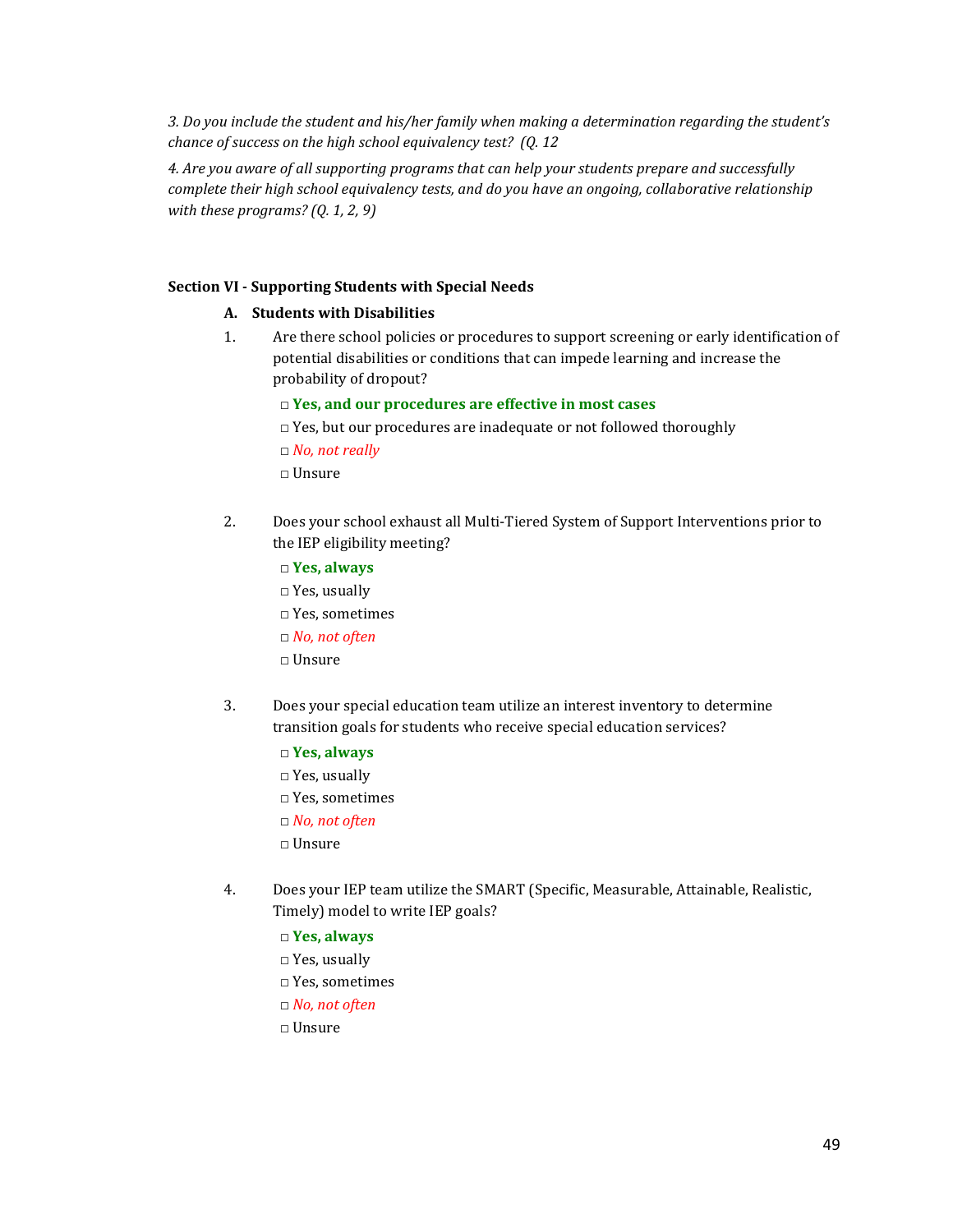*3. Do you include the student and his/her family when making a determination regarding the student's chance of success on the high school equivalency test? (Q. 12*

*4. Are you aware of all supporting programs that can help your students prepare and successfully complete their high school equivalency tests, and do you have an ongoing, collaborative relationship with these programs? (Q. 1, 2, 9)*

**Section VI - Supporting Students with Special Needs**

**A. Students with Disabilities**

1. Are there school policies or procedures to support screening or early identification of potential disabilities or conditions that can impede learning and increase the probability of dropout?

   □ **Yes, and our procedures are effective in most cases**
   □ Yes, but our procedures are inadequate or not followed thoroughly
   □ *No, not really*
   □ Unsure

2. Does your school exhaust all Multi-Tiered System of Support Interventions prior to the IEP eligibility meeting?

   □ **Yes, always**
   □ Yes, usually
   □ Yes, sometimes
   □ *No, not often*
   □ Unsure

3. Does your special education team utilize an interest inventory to determine transition goals for students who receive special education services?

   □ **Yes, always**
   □ Yes, usually
   □ Yes, sometimes
   □ *No, not often*
   □ Unsure

4. Does your IEP team utilize the SMART (Specific, Measurable, Attainable, Realistic, Timely) model to write IEP goals?

   □ **Yes, always**
   □ Yes, usually
   □ Yes, sometimes
   □ *No, not often*
   □ Unsure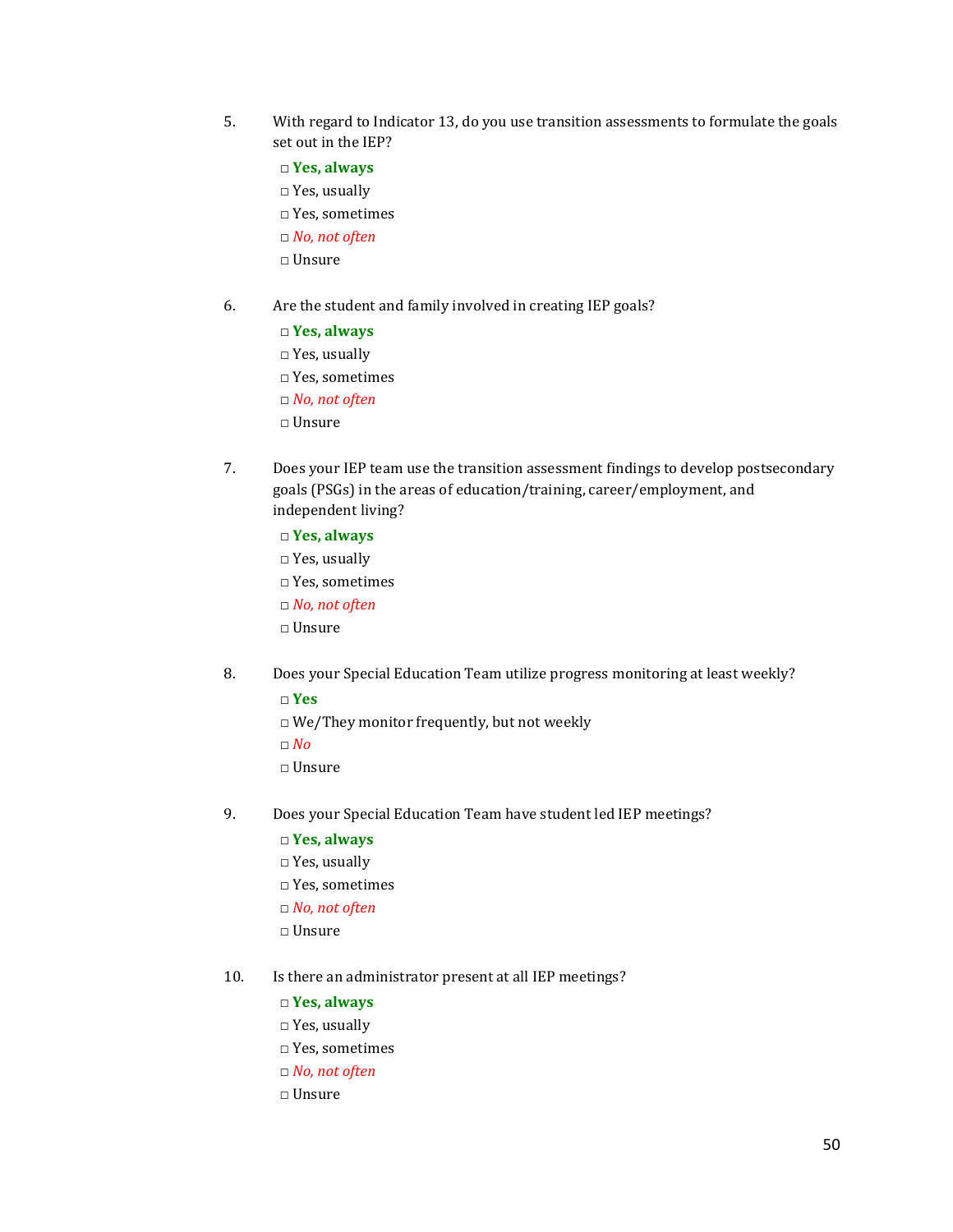5. With regard to Indicator 13, do you use transition assessments to formulate the goals set out in the IEP?

   □ **Yes, always**
   □ Yes, usually
   □ Yes, sometimes
   □ *No, not often*
   □ Unsure

6. Are the student and family involved in creating IEP goals?

   □ **Yes, always**
   □ Yes, usually
   □ Yes, sometimes
   □ *No, not often*
   □ Unsure

7. Does your IEP team use the transition assessment findings to develop postsecondary goals (PSGs) in the areas of education/training, career/employment, and independent living?

   □ **Yes, always**
   □ Yes, usually
   □ Yes, sometimes
   □ *No, not often*
   □ Unsure

8. Does your Special Education Team utilize progress monitoring at least weekly?

   □ **Yes**
   □ We/They monitor frequently, but not weekly
   □ *No*
   □ Unsure

9. Does your Special Education Team have student led IEP meetings?

   □ **Yes, always**
   □ Yes, usually
   □ Yes, sometimes
   □ *No, not often*
   □ Unsure

10. Is there an administrator present at all IEP meetings?

    □ **Yes, always**
    □ Yes, usually
    □ Yes, sometimes
    □ *No, not often*
    □ Unsure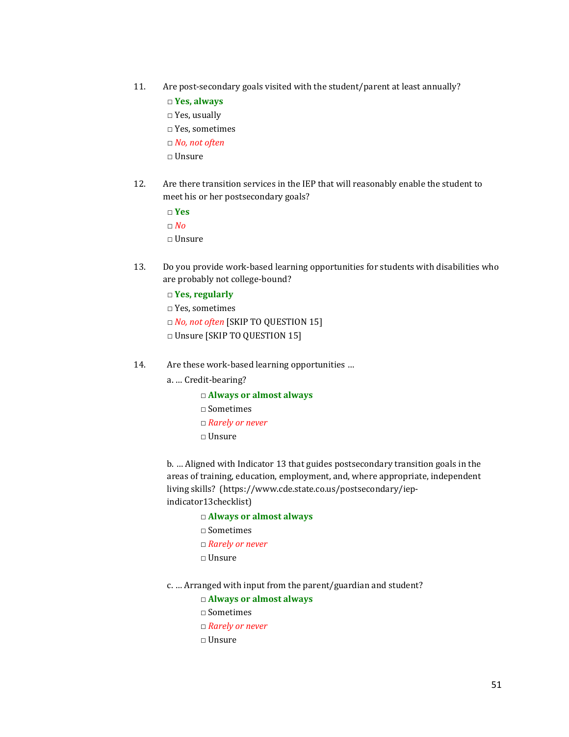11. Are post-secondary goals visited with the student/parent at least annually?

    □ **Yes, always**
    □ Yes, usually
    □ Yes, sometimes
    □ *No, not often*
    □ Unsure

12. Are there transition services in the IEP that will reasonably enable the student to meet his or her postsecondary goals?

    □ **Yes**
    □ *No*
    □ Unsure

13. Do you provide work-based learning opportunities for students with disabilities who are probably not college-bound?

    □ **Yes, regularly**
    □ Yes, sometimes
    □ *No, not often* [SKIP TO QUESTION 15]
    □ Unsure [SKIP TO QUESTION 15]

14. Are these work-based learning opportunities …

    a. … Credit-bearing?

    □ **Always or almost always**
    □ Sometimes
    □ *Rarely or never*
    □ Unsure

    b. … Aligned with Indicator 13 that guides postsecondary transition goals in the areas of training, education, employment, and, where appropriate, independent living skills? (https://www.cde.state.co.us/postsecondary/iep-indicator13checklist)

    □ **Always or almost always**
    □ Sometimes
    □ *Rarely or never*
    □ Unsure

    c. … Arranged with input from the parent/guardian and student?

    □ **Always or almost always**
    □ Sometimes
    □ *Rarely or never*
    □ Unsure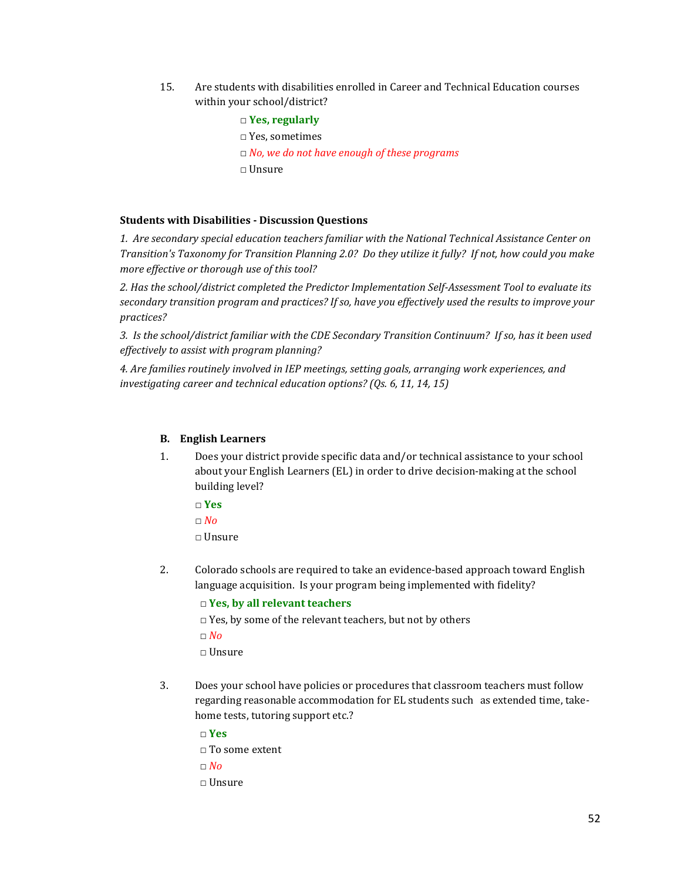15. Are students with disabilities enrolled in Career and Technical Education courses within your school/district?

 □ **Yes, regularly**
 □ Yes, sometimes
 □ *No, we do not have enough of these programs*
 □ Unsure

**Students with Disabilities - Discussion Questions**

*1. Are secondary special education teachers familiar with the National Technical Assistance Center on Transition's Taxonomy for Transition Planning 2.0? Do they utilize it fully? If not, how could you make more effective or thorough use of this tool?*

*2. Has the school/district completed the Predictor Implementation Self-Assessment Tool to evaluate its secondary transition program and practices? If so, have you effectively used the results to improve your practices?*

*3. Is the school/district familiar with the CDE Secondary Transition Continuum? If so, has it been used effectively to assist with program planning?*

*4. Are families routinely involved in IEP meetings, setting goals, arranging work experiences, and investigating career and technical education options? (Qs. 6, 11, 14, 15)*

**B. English Learners**

1. Does your district provide specific data and/or technical assistance to your school about your English Learners (EL) in order to drive decision-making at the school building level?

 □ **Yes**
 □ *No*
 □ Unsure

2. Colorado schools are required to take an evidence-based approach toward English language acquisition. Is your program being implemented with fidelity?

 □ **Yes, by all relevant teachers**
 □ Yes, by some of the relevant teachers, but not by others
 □ *No*
 □ Unsure

3. Does your school have policies or procedures that classroom teachers must follow regarding reasonable accommodation for EL students such as extended time, take-home tests, tutoring support etc.?

 □ **Yes**
 □ To some extent
 □ *No*
 □ Unsure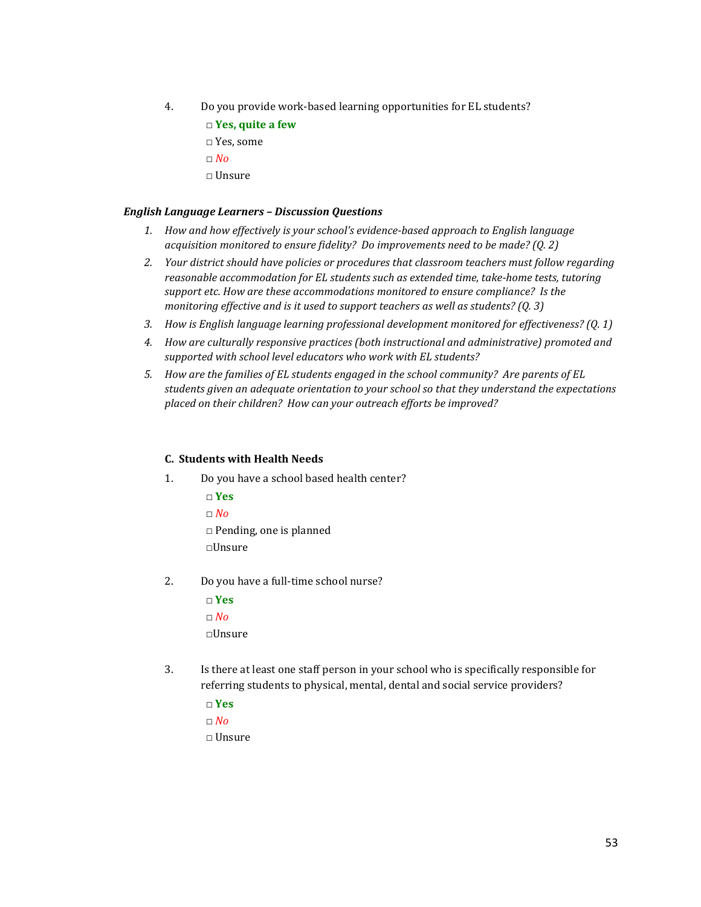4. Do you provide work-based learning opportunities for EL students?

   □ **Yes, quite a few**
   □ Yes, some
   □ *No*
   □ Unsure

***English Language Learners – Discussion Questions***

1. *How and how effectively is your school's evidence-based approach to English language acquisition monitored to ensure fidelity? Do improvements need to be made? (Q. 2)*
2. *Your district should have policies or procedures that classroom teachers must follow regarding reasonable accommodation for EL students such as extended time, take-home tests, tutoring support etc. How are these accommodations monitored to ensure compliance? Is the monitoring effective and is it used to support teachers as well as students? (Q. 3)*
3. *How is English language learning professional development monitored for effectiveness? (Q. 1)*
4. *How are culturally responsive practices (both instructional and administrative) promoted and supported with school level educators who work with EL students?*
5. *How are the families of EL students engaged in the school community? Are parents of EL students given an adequate orientation to your school so that they understand the expectations placed on their children? How can your outreach efforts be improved?*

### C. Students with Health Needs

1. Do you have a school based health center?

   □ **Yes**
   □ *No*
   □ Pending, one is planned
   □Unsure

2. Do you have a full-time school nurse?

   □ **Yes**
   □ *No*
   □Unsure

3. Is there at least one staff person in your school who is specifically responsible for referring students to physical, mental, dental and social service providers?

   □ **Yes**
   □ *No*
   □ Unsure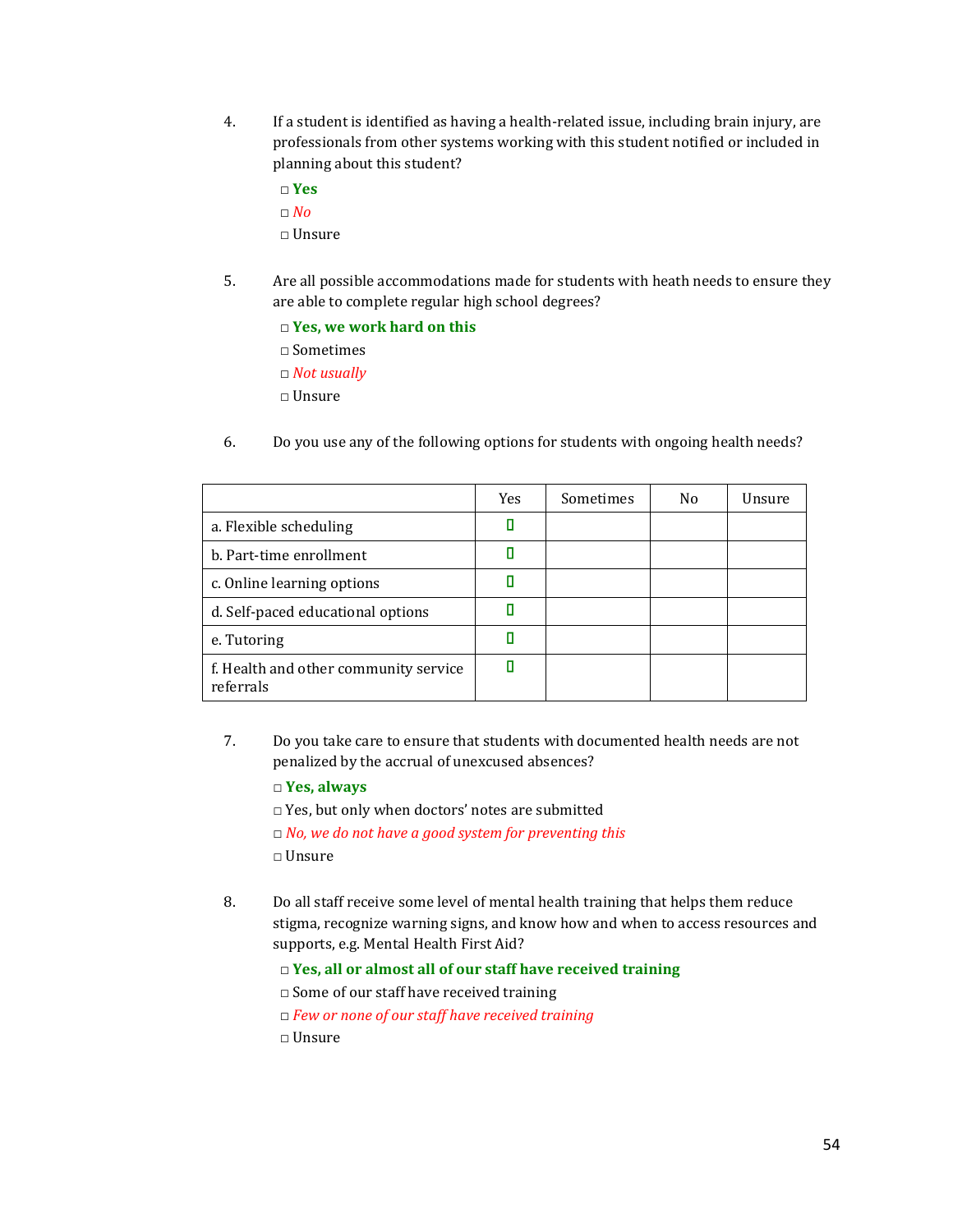4. If a student is identified as having a health-related issue, including brain injury, are professionals from other systems working with this student notified or included in planning about this student?

   □ **Yes**
   □ *No*
   □ Unsure

5. Are all possible accommodations made for students with heath needs to ensure they are able to complete regular high school degrees?

   □ **Yes, we work hard on this**
   □ Sometimes
   □ *Not usually*
   □ Unsure

6. Do you use any of the following options for students with ongoing health needs?

|  | Yes | Sometimes | No | Unsure |
|---|---|---|---|---|
| a. Flexible scheduling | ▯ |  |  |  |
| b. Part-time enrollment | ▯ |  |  |  |
| c. Online learning options | ▯ |  |  |  |
| d. Self-paced educational options | ▯ |  |  |  |
| e. Tutoring | ▯ |  |  |  |
| f. Health and other community service referrals | ▯ |  |  |  |

7. Do you take care to ensure that students with documented health needs are not penalized by the accrual of unexcused absences?

   □ **Yes, always**
   □ Yes, but only when doctors' notes are submitted
   □ *No, we do not have a good system for preventing this*
   □ Unsure

8. Do all staff receive some level of mental health training that helps them reduce stigma, recognize warning signs, and know how and when to access resources and supports, e.g. Mental Health First Aid?

   □ **Yes, all or almost all of our staff have received training**
   □ Some of our staff have received training
   □ *Few or none of our staff have received training*
   □ Unsure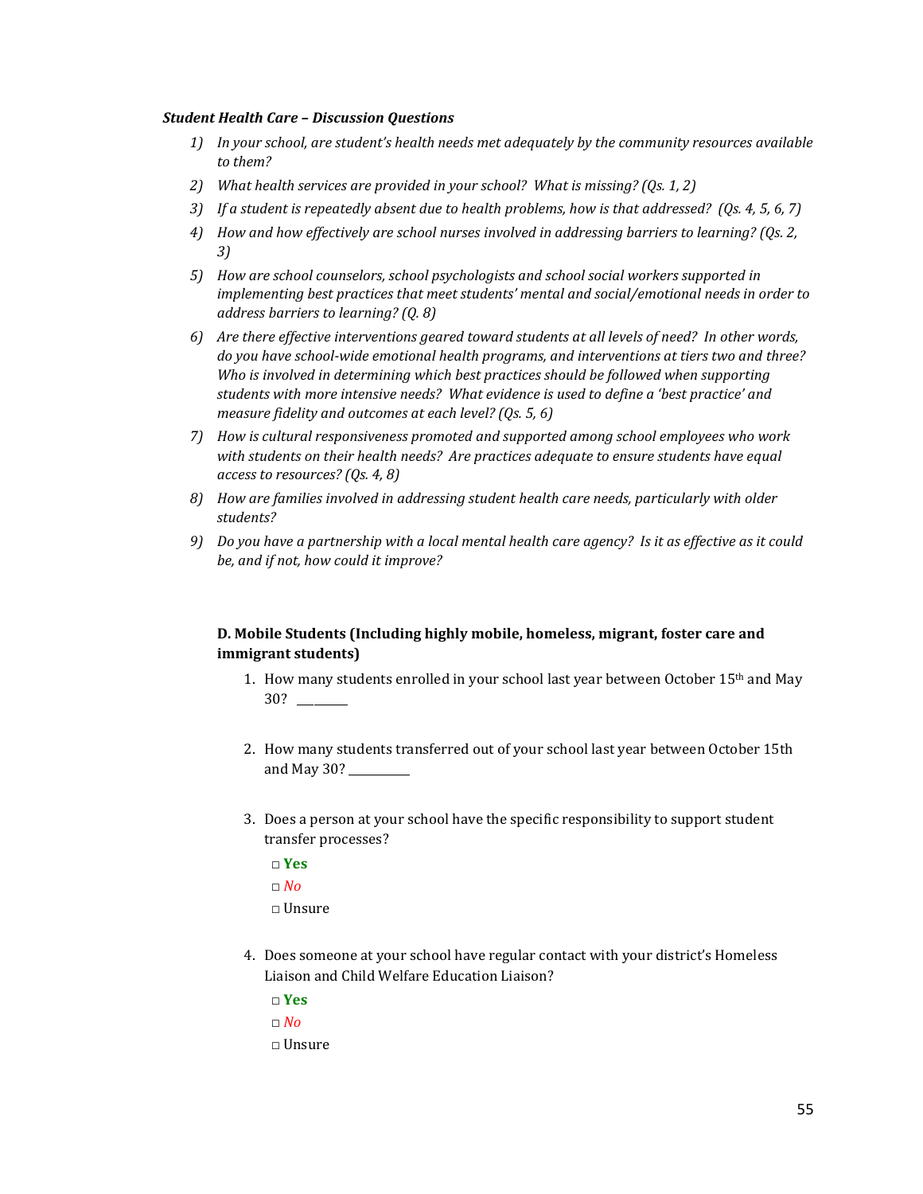***Student Health Care – Discussion Questions***

1) *In your school, are student's health needs met adequately by the community resources available to them?*
2) *What health services are provided in your school? What is missing? (Qs. 1, 2)*
3) *If a student is repeatedly absent due to health problems, how is that addressed? (Qs. 4, 5, 6, 7)*
4) *How and how effectively are school nurses involved in addressing barriers to learning? (Qs. 2, 3)*
5) *How are school counselors, school psychologists and school social workers supported in implementing best practices that meet students' mental and social/emotional needs in order to address barriers to learning? (Q. 8)*
6) *Are there effective interventions geared toward students at all levels of need? In other words, do you have school-wide emotional health programs, and interventions at tiers two and three? Who is involved in determining which best practices should be followed when supporting students with more intensive needs? What evidence is used to define a 'best practice' and measure fidelity and outcomes at each level? (Qs. 5, 6)*
7) *How is cultural responsiveness promoted and supported among school employees who work with students on their health needs? Are practices adequate to ensure students have equal access to resources? (Qs. 4, 8)*
8) *How are families involved in addressing student health care needs, particularly with older students?*
9) *Do you have a partnership with a local mental health care agency? Is it as effective as it could be, and if not, how could it improve?*

## D. Mobile Students (Including highly mobile, homeless, migrant, foster care and immigrant students)

1. How many students enrolled in your school last year between October 15th and May 30? ________

2. How many students transferred out of your school last year between October 15th and May 30? __________

3. Does a person at your school have the specific responsibility to support student transfer processes?

   □ **Yes**
   □ *No*
   □ Unsure

4. Does someone at your school have regular contact with your district's Homeless Liaison and Child Welfare Education Liaison?

   □ **Yes**
   □ *No*
   □ Unsure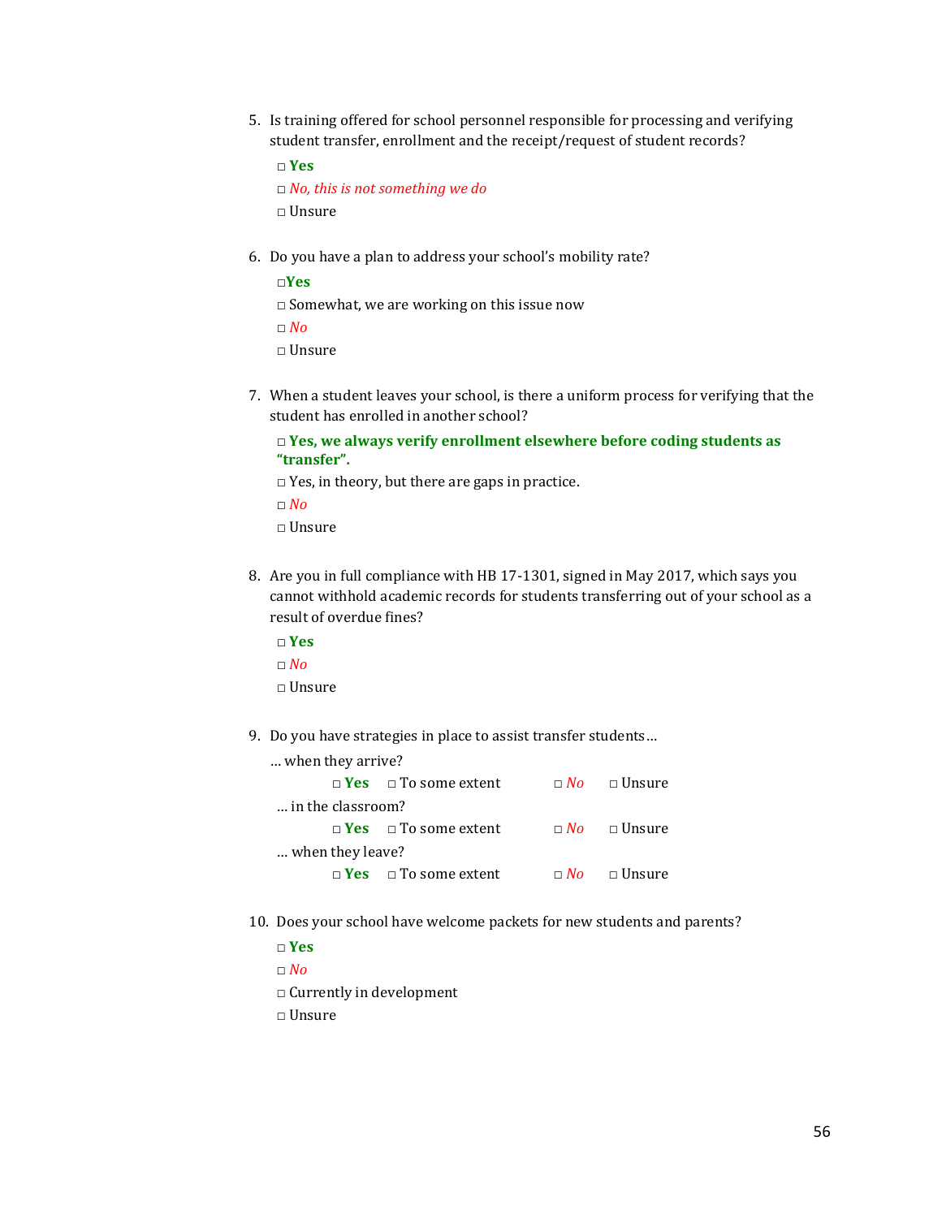5. Is training offered for school personnel responsible for processing and verifying student transfer, enrollment and the receipt/request of student records?

   □ **Yes**

   □ *No, this is not something we do*

   □ Unsure

6. Do you have a plan to address your school's mobility rate?

   □**Yes**

   □ Somewhat, we are working on this issue now

   □ *No*

   □ Unsure

7. When a student leaves your school, is there a uniform process for verifying that the student has enrolled in another school?

   □ **Yes, we always verify enrollment elsewhere before coding students as "transfer".**

   □ Yes, in theory, but there are gaps in practice.

   □ *No*

   □ Unsure

8. Are you in full compliance with HB 17-1301, signed in May 2017, which says you cannot withhold academic records for students transferring out of your school as a result of overdue fines?

   □ **Yes**

   □ *No*

   □ Unsure

9. Do you have strategies in place to assist transfer students…

   … when they arrive?

   □ **Yes** □ To some extent □ *No* □ Unsure

   … in the classroom?

   □ **Yes** □ To some extent □ *No* □ Unsure

   … when they leave?

   □ **Yes** □ To some extent □ *No* □ Unsure

10. Does your school have welcome packets for new students and parents?

    □ **Yes**

    □ *No*

    □ Currently in development

    □ Unsure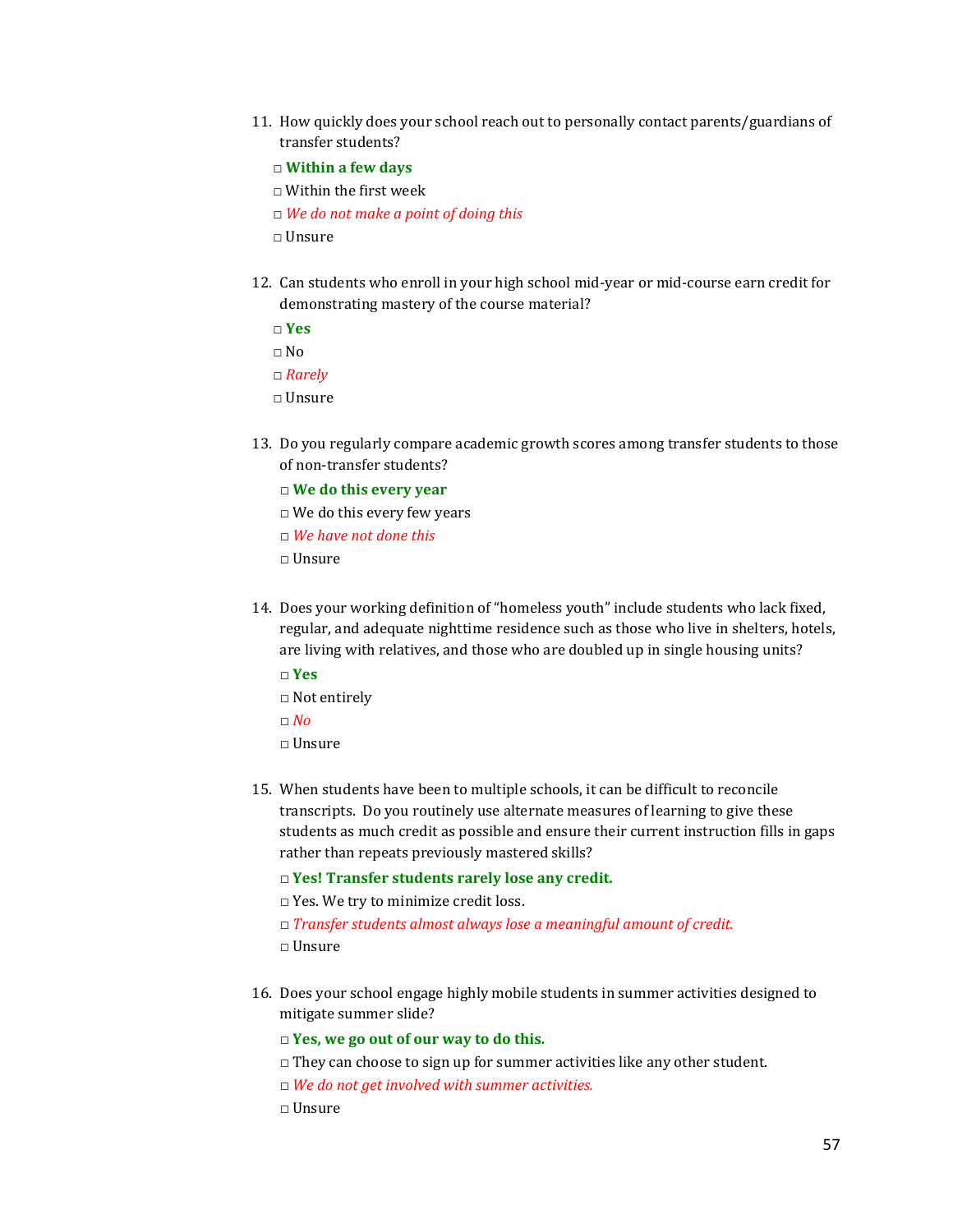11. How quickly does your school reach out to personally contact parents/guardians of transfer students?

    □ **Within a few days**

    □ Within the first week

    □ *We do not make a point of doing this*

    □ Unsure

12. Can students who enroll in your high school mid-year or mid-course earn credit for demonstrating mastery of the course material?

    □ **Yes**

    □ No

    □ *Rarely*

    □ Unsure

13. Do you regularly compare academic growth scores among transfer students to those of non-transfer students?

    □ **We do this every year**

    □ We do this every few years

    □ *We have not done this*

    □ Unsure

14. Does your working definition of "homeless youth" include students who lack fixed, regular, and adequate nighttime residence such as those who live in shelters, hotels, are living with relatives, and those who are doubled up in single housing units?

    □ **Yes**

    □ Not entirely

    □ *No*

    □ Unsure

15. When students have been to multiple schools, it can be difficult to reconcile transcripts. Do you routinely use alternate measures of learning to give these students as much credit as possible and ensure their current instruction fills in gaps rather than repeats previously mastered skills?

    □ **Yes! Transfer students rarely lose any credit.**

    □ Yes. We try to minimize credit loss.

    □ *Transfer students almost always lose a meaningful amount of credit.*

    □ Unsure

16. Does your school engage highly mobile students in summer activities designed to mitigate summer slide?

    □ **Yes, we go out of our way to do this.**

    □ They can choose to sign up for summer activities like any other student.

    □ *We do not get involved with summer activities.*

    □ Unsure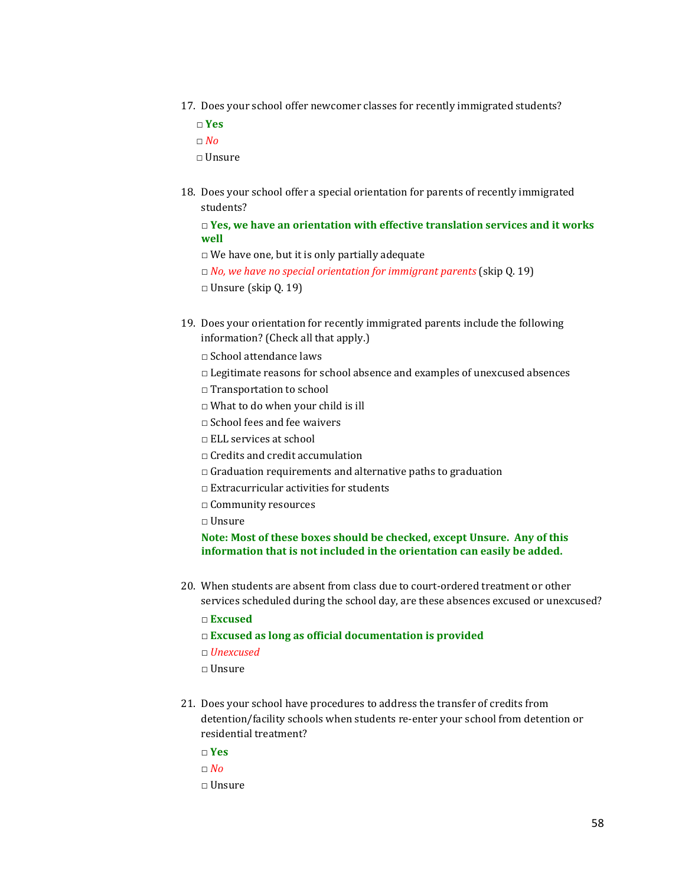17. Does your school offer newcomer classes for recently immigrated students?

    □ **Yes**

    □ *No*

    □ Unsure

18. Does your school offer a special orientation for parents of recently immigrated students?

    □ **Yes, we have an orientation with effective translation services and it works well**

    □ We have one, but it is only partially adequate

    □ *No, we have no special orientation for immigrant parents* (skip Q. 19)

    □ Unsure (skip Q. 19)

19. Does your orientation for recently immigrated parents include the following information? (Check all that apply.)

    □ School attendance laws

    □ Legitimate reasons for school absence and examples of unexcused absences

    □ Transportation to school

    □ What to do when your child is ill

    □ School fees and fee waivers

    □ ELL services at school

    □ Credits and credit accumulation

    □ Graduation requirements and alternative paths to graduation

    □ Extracurricular activities for students

    □ Community resources

    □ Unsure

    **Note: Most of these boxes should be checked, except Unsure. Any of this information that is not included in the orientation can easily be added.**

20. When students are absent from class due to court-ordered treatment or other services scheduled during the school day, are these absences excused or unexcused?

    □ **Excused**

    □ **Excused as long as official documentation is provided**

    □ *Unexcused*

    □ Unsure

21. Does your school have procedures to address the transfer of credits from detention/facility schools when students re-enter your school from detention or residential treatment?

    □ **Yes**

    □ *No*

    □ Unsure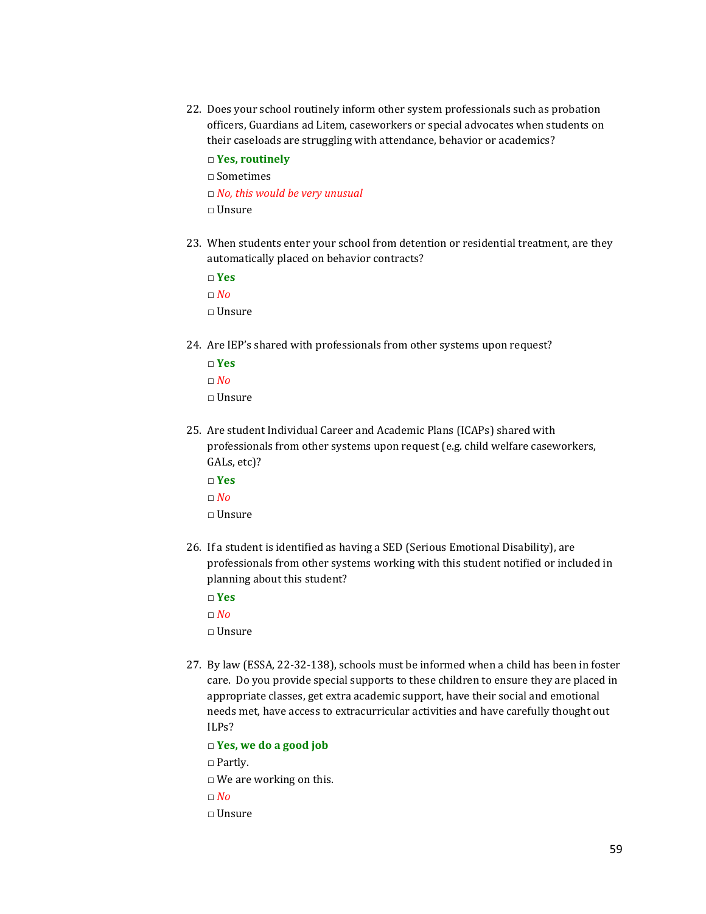22. Does your school routinely inform other system professionals such as probation officers, Guardians ad Litem, caseworkers or special advocates when students on their caseloads are struggling with attendance, behavior or academics?

    □ **Yes, routinely**

    □ Sometimes

    □ *No, this would be very unusual*

    □ Unsure

23. When students enter your school from detention or residential treatment, are they automatically placed on behavior contracts?

    □ **Yes**

    □ *No*

    □ Unsure

24. Are IEP's shared with professionals from other systems upon request?

    □ **Yes**

    □ *No*

    □ Unsure

25. Are student Individual Career and Academic Plans (ICAPs) shared with professionals from other systems upon request (e.g. child welfare caseworkers, GALs, etc)?

    □ **Yes**

    □ *No*

    □ Unsure

26. If a student is identified as having a SED (Serious Emotional Disability), are professionals from other systems working with this student notified or included in planning about this student?

    □ **Yes**

    □ *No*

    □ Unsure

27. By law (ESSA, 22-32-138), schools must be informed when a child has been in foster care. Do you provide special supports to these children to ensure they are placed in appropriate classes, get extra academic support, have their social and emotional needs met, have access to extracurricular activities and have carefully thought out ILPs?

    □ **Yes, we do a good job**

    □ Partly.

    □ We are working on this.

    □ *No*

    □ Unsure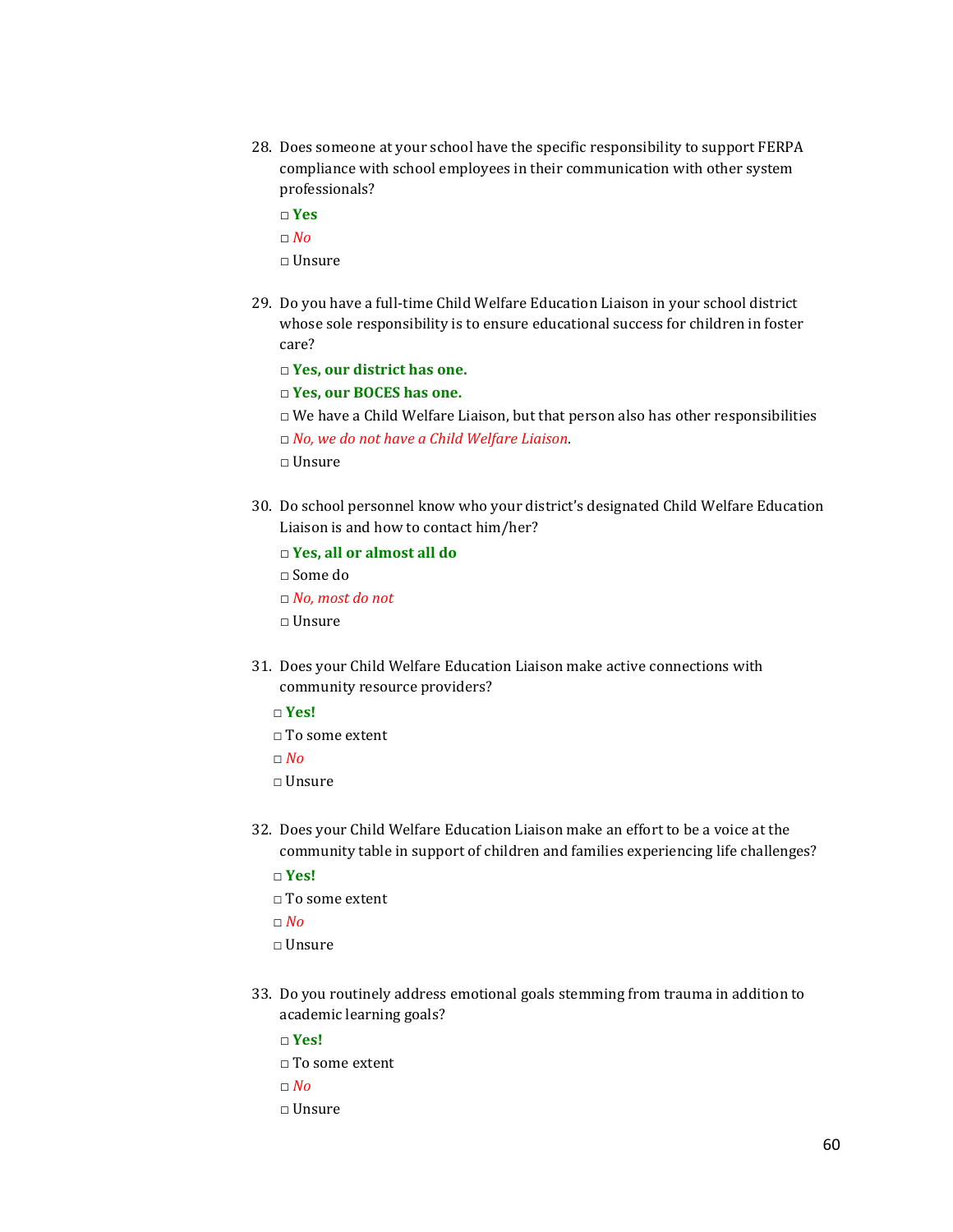28. Does someone at your school have the specific responsibility to support FERPA compliance with school employees in their communication with other system professionals?

    □ **Yes**

    □ *No*

    □ Unsure

29. Do you have a full-time Child Welfare Education Liaison in your school district whose sole responsibility is to ensure educational success for children in foster care?

    □ **Yes, our district has one.**

    □ **Yes, our BOCES has one.**

    □ We have a Child Welfare Liaison, but that person also has other responsibilities

    □ *No, we do not have a Child Welfare Liaison*.

    □ Unsure

30. Do school personnel know who your district's designated Child Welfare Education Liaison is and how to contact him/her?

    □ **Yes, all or almost all do**

    □ Some do

    □ *No, most do not*

    □ Unsure

31. Does your Child Welfare Education Liaison make active connections with community resource providers?

    □ **Yes!**

    □ To some extent

    □ *No*

    □ Unsure

32. Does your Child Welfare Education Liaison make an effort to be a voice at the community table in support of children and families experiencing life challenges?

    □ **Yes!**

    □ To some extent

    □ *No*

    □ Unsure

33. Do you routinely address emotional goals stemming from trauma in addition to academic learning goals?

    □ **Yes!**

    □ To some extent

    □ *No*

    □ Unsure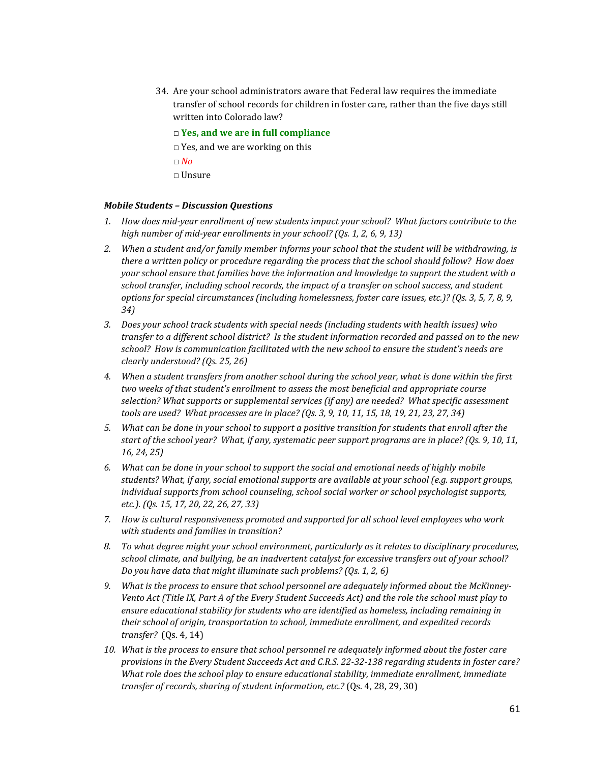34. Are your school administrators aware that Federal law requires the immediate transfer of school records for children in foster care, rather than the five days still written into Colorado law?

    □ **Yes, and we are in full compliance**

    □ Yes, and we are working on this

    □ *No*

    □ Unsure

***Mobile Students – Discussion Questions***

1. *How does mid-year enrollment of new students impact your school? What factors contribute to the high number of mid-year enrollments in your school? (Qs. 1, 2, 6, 9, 13)*
2. *When a student and/or family member informs your school that the student will be withdrawing, is there a written policy or procedure regarding the process that the school should follow? How does your school ensure that families have the information and knowledge to support the student with a school transfer, including school records, the impact of a transfer on school success, and student options for special circumstances (including homelessness, foster care issues, etc.)? (Qs. 3, 5, 7, 8, 9, 34)*
3. *Does your school track students with special needs (including students with health issues) who transfer to a different school district? Is the student information recorded and passed on to the new school? How is communication facilitated with the new school to ensure the student's needs are clearly understood? (Qs. 25, 26)*
4. *When a student transfers from another school during the school year, what is done within the first two weeks of that student's enrollment to assess the most beneficial and appropriate course selection? What supports or supplemental services (if any) are needed? What specific assessment tools are used? What processes are in place? (Qs. 3, 9, 10, 11, 15, 18, 19, 21, 23, 27, 34)*
5. *What can be done in your school to support a positive transition for students that enroll after the start of the school year? What, if any, systematic peer support programs are in place? (Qs. 9, 10, 11, 16, 24, 25)*
6. *What can be done in your school to support the social and emotional needs of highly mobile students? What, if any, social emotional supports are available at your school (e.g. support groups, individual supports from school counseling, school social worker or school psychologist supports, etc.). (Qs. 15, 17, 20, 22, 26, 27, 33)*
7. *How is cultural responsiveness promoted and supported for all school level employees who work with students and families in transition?*
8. *To what degree might your school environment, particularly as it relates to disciplinary procedures, school climate, and bullying, be an inadvertent catalyst for excessive transfers out of your school? Do you have data that might illuminate such problems? (Qs. 1, 2, 6)*
9. *What is the process to ensure that school personnel are adequately informed about the McKinney-Vento Act (Title IX, Part A of the Every Student Succeeds Act) and the role the school must play to ensure educational stability for students who are identified as homeless, including remaining in their school of origin, transportation to school, immediate enrollment, and expedited records transfer?* (Qs. 4, 14)
10. *What is the process to ensure that school personnel re adequately informed about the foster care provisions in the Every Student Succeeds Act and C.R.S. 22-32-138 regarding students in foster care? What role does the school play to ensure educational stability, immediate enrollment, immediate transfer of records, sharing of student information, etc.?* (Qs. 4, 28, 29, 30)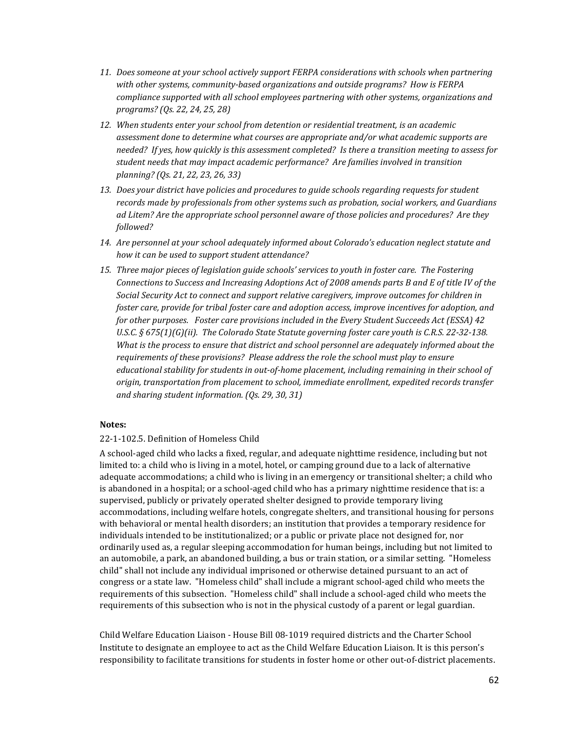11. *Does someone at your school actively support FERPA considerations with schools when partnering with other systems, community-based organizations and outside programs? How is FERPA compliance supported with all school employees partnering with other systems, organizations and programs? (Qs. 22, 24, 25, 28)*
12. *When students enter your school from detention or residential treatment, is an academic assessment done to determine what courses are appropriate and/or what academic supports are needed? If yes, how quickly is this assessment completed? Is there a transition meeting to assess for student needs that may impact academic performance? Are families involved in transition planning? (Qs. 21, 22, 23, 26, 33)*
13. *Does your district have policies and procedures to guide schools regarding requests for student records made by professionals from other systems such as probation, social workers, and Guardians ad Litem? Are the appropriate school personnel aware of those policies and procedures? Are they followed?*
14. *Are personnel at your school adequately informed about Colorado's education neglect statute and how it can be used to support student attendance?*
15. *Three major pieces of legislation guide schools' services to youth in foster care. The Fostering Connections to Success and Increasing Adoptions Act of 2008 amends parts B and E of title IV of the Social Security Act to connect and support relative caregivers, improve outcomes for children in foster care, provide for tribal foster care and adoption access, improve incentives for adoption, and for other purposes. Foster care provisions included in the Every Student Succeeds Act (ESSA) 42 U.S.C. § 675(1)(G)(ii). The Colorado State Statute governing foster care youth is C.R.S. 22-32-138. What is the process to ensure that district and school personnel are adequately informed about the requirements of these provisions? Please address the role the school must play to ensure educational stability for students in out-of-home placement, including remaining in their school of origin, transportation from placement to school, immediate enrollment, expedited records transfer and sharing student information. (Qs. 29, 30, 31)*

**Notes:**

22-1-102.5. Definition of Homeless Child

A school-aged child who lacks a fixed, regular, and adequate nighttime residence, including but not limited to: a child who is living in a motel, hotel, or camping ground due to a lack of alternative adequate accommodations; a child who is living in an emergency or transitional shelter; a child who is abandoned in a hospital; or a school-aged child who has a primary nighttime residence that is: a supervised, publicly or privately operated shelter designed to provide temporary living accommodations, including welfare hotels, congregate shelters, and transitional housing for persons with behavioral or mental health disorders; an institution that provides a temporary residence for individuals intended to be institutionalized; or a public or private place not designed for, nor ordinarily used as, a regular sleeping accommodation for human beings, including but not limited to an automobile, a park, an abandoned building, a bus or train station, or a similar setting. "Homeless child" shall not include any individual imprisoned or otherwise detained pursuant to an act of congress or a state law. "Homeless child" shall include a migrant school-aged child who meets the requirements of this subsection. "Homeless child" shall include a school-aged child who meets the requirements of this subsection who is not in the physical custody of a parent or legal guardian.

Child Welfare Education Liaison - House Bill 08-1019 required districts and the Charter School Institute to designate an employee to act as the Child Welfare Education Liaison. It is this person's responsibility to facilitate transitions for students in foster home or other out-of-district placements.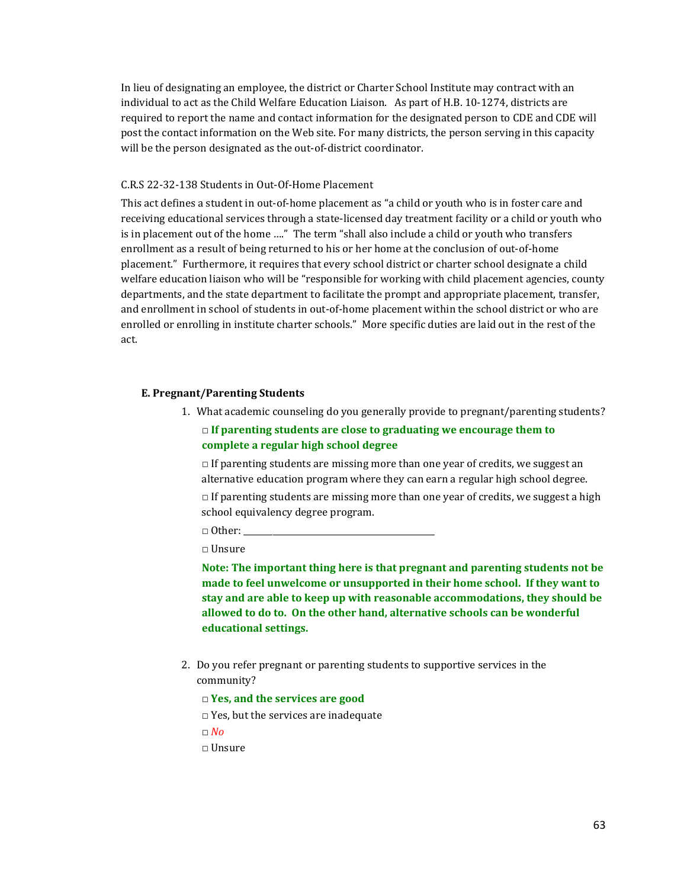In lieu of designating an employee, the district or Charter School Institute may contract with an individual to act as the Child Welfare Education Liaison. As part of H.B. 10-1274, districts are required to report the name and contact information for the designated person to CDE and CDE will post the contact information on the Web site. For many districts, the person serving in this capacity will be the person designated as the out-of-district coordinator.

C.R.S 22-32-138 Students in Out-Of-Home Placement

This act defines a student in out-of-home placement as "a child or youth who is in foster care and receiving educational services through a state-licensed day treatment facility or a child or youth who is in placement out of the home …." The term "shall also include a child or youth who transfers enrollment as a result of being returned to his or her home at the conclusion of out-of-home placement." Furthermore, it requires that every school district or charter school designate a child welfare education liaison who will be "responsible for working with child placement agencies, county departments, and the state department to facilitate the prompt and appropriate placement, transfer, and enrollment in school of students in out-of-home placement within the school district or who are enrolled or enrolling in institute charter schools." More specific duties are laid out in the rest of the act.

**E. Pregnant/Parenting Students**

1. What academic counseling do you generally provide to pregnant/parenting students?

   □ **If parenting students are close to graduating we encourage them to complete a regular high school degree**

   □ If parenting students are missing more than one year of credits, we suggest an alternative education program where they can earn a regular high school degree.

   □ If parenting students are missing more than one year of credits, we suggest a high school equivalency degree program.

   □ Other: ______________________________

   □ Unsure

   **Note: The important thing here is that pregnant and parenting students not be made to feel unwelcome or unsupported in their home school. If they want to stay and are able to keep up with reasonable accommodations, they should be allowed to do to. On the other hand, alternative schools can be wonderful educational settings.**

2. Do you refer pregnant or parenting students to supportive services in the community?

   □ **Yes, and the services are good**

   □ Yes, but the services are inadequate

   □ *No*

   □ Unsure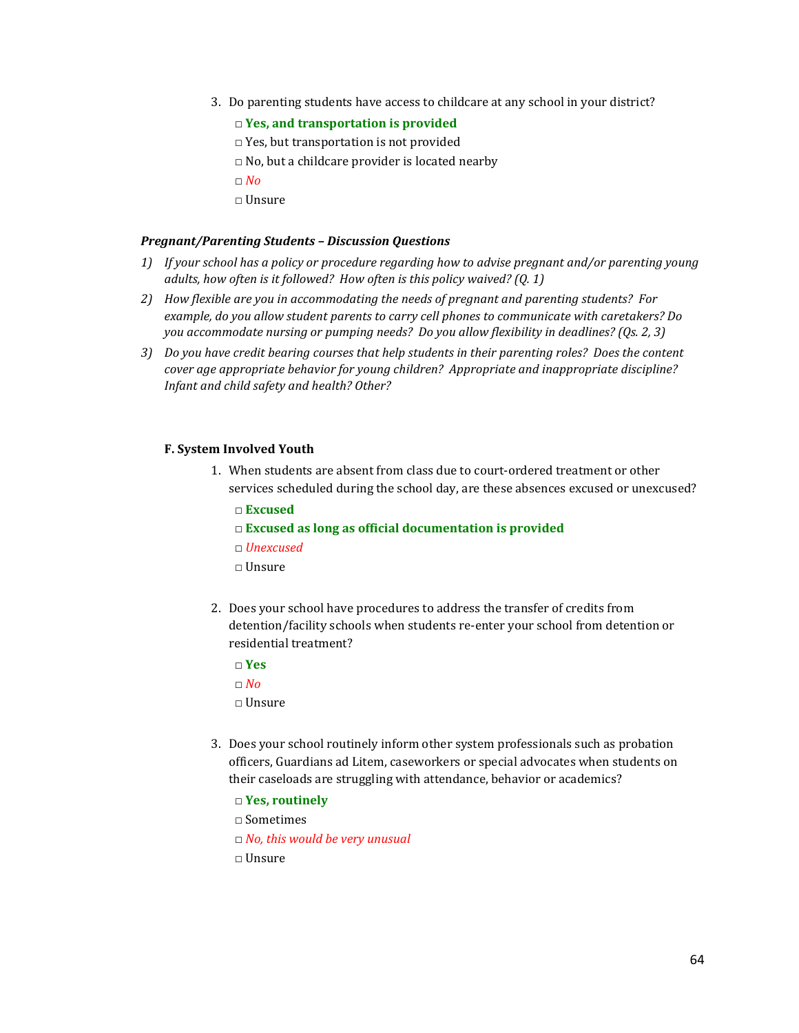3. Do parenting students have access to childcare at any school in your district?

   □ **Yes, and transportation is provided**

   □ Yes, but transportation is not provided

   □ No, but a childcare provider is located nearby

   □ *No*

   □ Unsure

***Pregnant/Parenting Students – Discussion Questions***

1) *If your school has a policy or procedure regarding how to advise pregnant and/or parenting young adults, how often is it followed? How often is this policy waived? (Q. 1)*
2) *How flexible are you in accommodating the needs of pregnant and parenting students? For example, do you allow student parents to carry cell phones to communicate with caretakers? Do you accommodate nursing or pumping needs? Do you allow flexibility in deadlines? (Qs. 2, 3)*
3) *Do you have credit bearing courses that help students in their parenting roles? Does the content cover age appropriate behavior for young children? Appropriate and inappropriate discipline? Infant and child safety and health? Other?*

**F. System Involved Youth**

1. When students are absent from class due to court-ordered treatment or other services scheduled during the school day, are these absences excused or unexcused?

   □ **Excused**

   □ **Excused as long as official documentation is provided**

   □ *Unexcused*

   □ Unsure

2. Does your school have procedures to address the transfer of credits from detention/facility schools when students re-enter your school from detention or residential treatment?

   □ **Yes**

   □ *No*

   □ Unsure

3. Does your school routinely inform other system professionals such as probation officers, Guardians ad Litem, caseworkers or special advocates when students on their caseloads are struggling with attendance, behavior or academics?

   □ **Yes, routinely**

   □ Sometimes

   □ *No, this would be very unusual*

   □ Unsure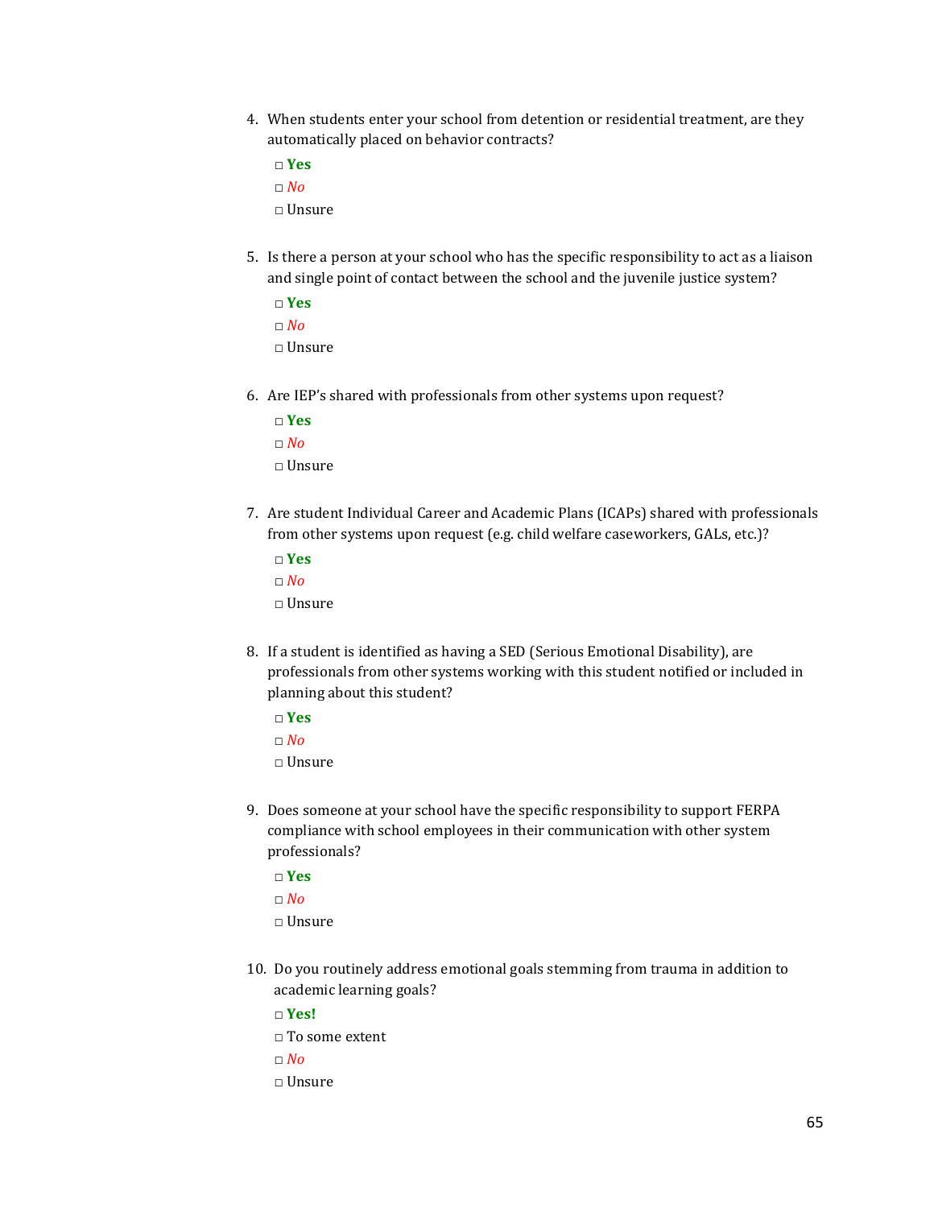4. When students enter your school from detention or residential treatment, are they automatically placed on behavior contracts?

   □ **Yes**

   □ *No*

   □ Unsure

5. Is there a person at your school who has the specific responsibility to act as a liaison and single point of contact between the school and the juvenile justice system?

   □ **Yes**

   □ *No*

   □ Unsure

6. Are IEP's shared with professionals from other systems upon request?

   □ **Yes**

   □ *No*

   □ Unsure

7. Are student Individual Career and Academic Plans (ICAPs) shared with professionals from other systems upon request (e.g. child welfare caseworkers, GALs, etc.)?

   □ **Yes**

   □ *No*

   □ Unsure

8. If a student is identified as having a SED (Serious Emotional Disability), are professionals from other systems working with this student notified or included in planning about this student?

   □ **Yes**

   □ *No*

   □ Unsure

9. Does someone at your school have the specific responsibility to support FERPA compliance with school employees in their communication with other system professionals?

   □ **Yes**

   □ *No*

   □ Unsure

10. Do you routinely address emotional goals stemming from trauma in addition to academic learning goals?

    □ **Yes!**

    □ To some extent

    □ *No*

    □ Unsure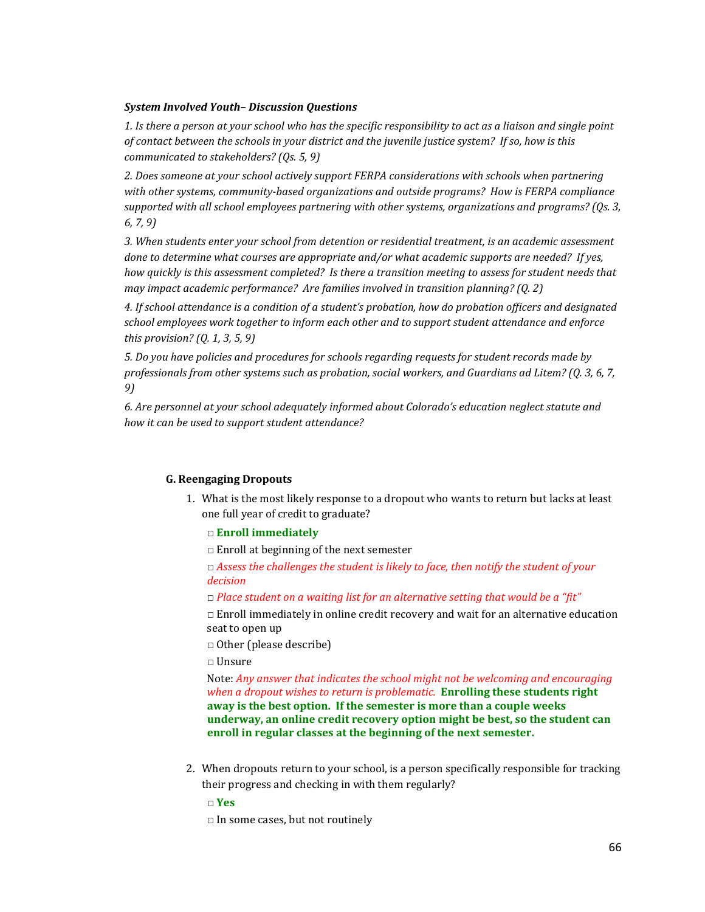***System Involved Youth– Discussion Questions***

*1. Is there a person at your school who has the specific responsibility to act as a liaison and single point of contact between the schools in your district and the juvenile justice system? If so, how is this communicated to stakeholders? (Qs. 5, 9)*

*2. Does someone at your school actively support FERPA considerations with schools when partnering with other systems, community-based organizations and outside programs? How is FERPA compliance supported with all school employees partnering with other systems, organizations and programs? (Qs. 3, 6, 7, 9)*

*3. When students enter your school from detention or residential treatment, is an academic assessment done to determine what courses are appropriate and/or what academic supports are needed? If yes, how quickly is this assessment completed? Is there a transition meeting to assess for student needs that may impact academic performance? Are families involved in transition planning? (Q. 2)*

*4. If school attendance is a condition of a student's probation, how do probation officers and designated school employees work together to inform each other and to support student attendance and enforce this provision? (Q. 1, 3, 5, 9)*

*5. Do you have policies and procedures for schools regarding requests for student records made by professionals from other systems such as probation, social workers, and Guardians ad Litem? (Q. 3, 6, 7, 9)*

*6. Are personnel at your school adequately informed about Colorado's education neglect statute and how it can be used to support student attendance?*

## G. Reengaging Dropouts

1. What is the most likely response to a dropout who wants to return but lacks at least one full year of credit to graduate?

   □ **Enroll immediately**

   □ Enroll at beginning of the next semester

   □ *Assess the challenges the student is likely to face, then notify the student of your decision*

   □ *Place student on a waiting list for an alternative setting that would be a "fit"*

   □ Enroll immediately in online credit recovery and wait for an alternative education seat to open up

   □ Other (please describe)

   □ Unsure

   Note: *Any answer that indicates the school might not be welcoming and encouraging when a dropout wishes to return is problematic.* **Enrolling these students right away is the best option. If the semester is more than a couple weeks underway, an online credit recovery option might be best, so the student can enroll in regular classes at the beginning of the next semester.**

2. When dropouts return to your school, is a person specifically responsible for tracking their progress and checking in with them regularly?

   □ **Yes**

   □ In some cases, but not routinely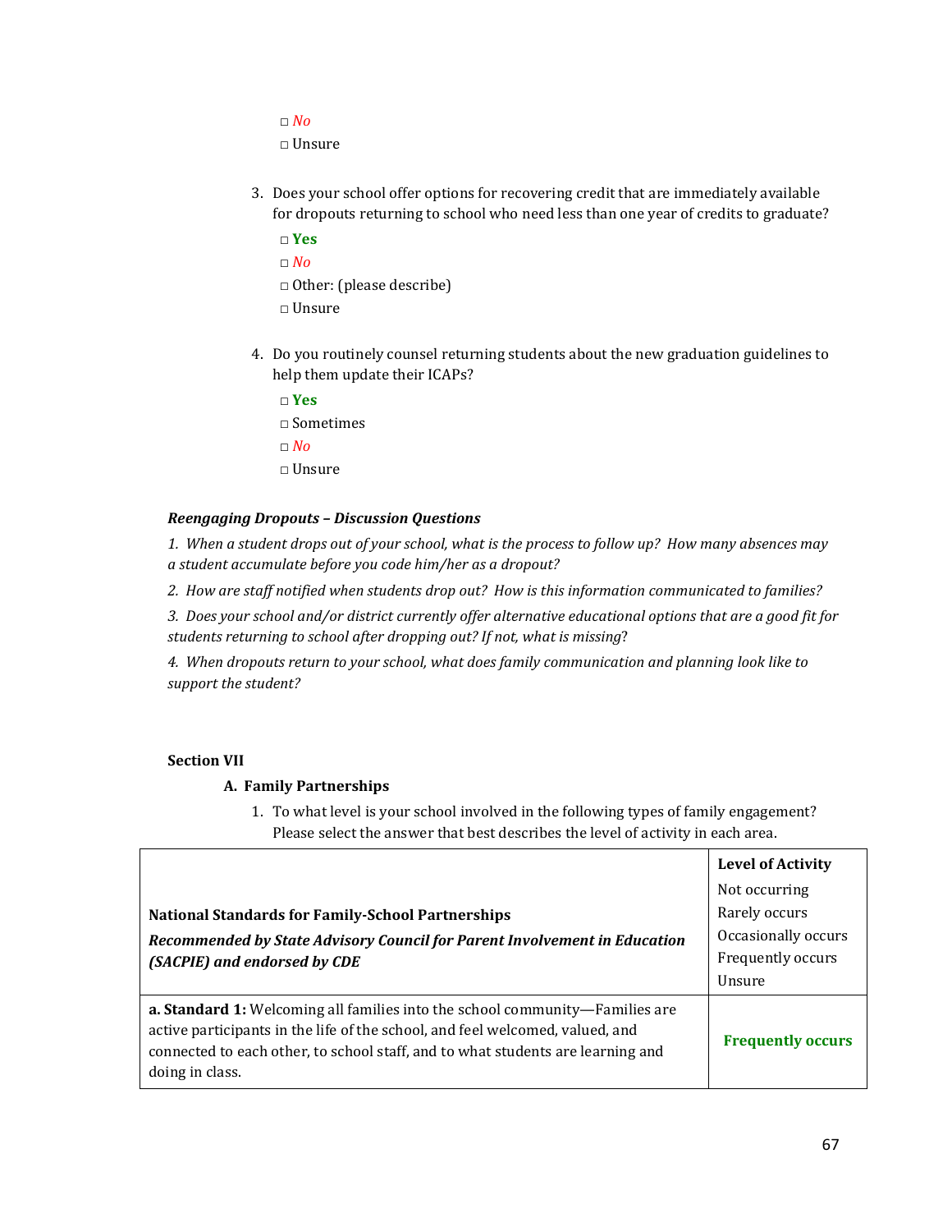□ *No*
□ Unsure

3. Does your school offer options for recovering credit that are immediately available for dropouts returning to school who need less than one year of credits to graduate?

   □ **Yes**
   □ *No*
   □ Other: (please describe)
   □ Unsure

4. Do you routinely counsel returning students about the new graduation guidelines to help them update their ICAPs?

   □ **Yes**
   □ Sometimes
   □ *No*
   □ Unsure

***Reengaging Dropouts – Discussion Questions***

*1. When a student drops out of your school, what is the process to follow up? How many absences may a student accumulate before you code him/her as a dropout?*

*2. How are staff notified when students drop out? How is this information communicated to families?*

*3. Does your school and/or district currently offer alternative educational options that are a good fit for students returning to school after dropping out? If not, what is missing?*

*4. When dropouts return to your school, what does family communication and planning look like to support the student?*

**Section VII**

**A. Family Partnerships**

1. To what level is your school involved in the following types of family engagement? Please select the answer that best describes the level of activity in each area.

| **National Standards for Family-School Partnerships** ***Recommended by State Advisory Council for Parent Involvement in Education (SACPIE) and endorsed by CDE*** | **Level of Activity** Not occurring Rarely occurs Occasionally occurs Frequently occurs Unsure |
|---|---|
| **a. Standard 1:** Welcoming all families into the school community—Families are active participants in the life of the school, and feel welcomed, valued, and connected to each other, to school staff, and to what students are learning and doing in class. | **Frequently occurs** |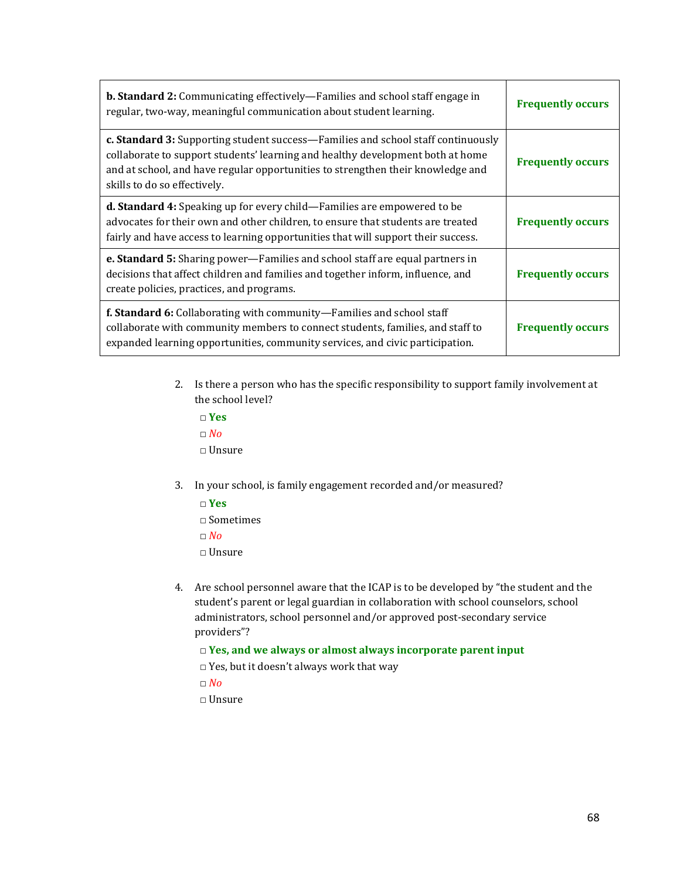| | |
|---|---|
| **b. Standard 2:** Communicating effectively—Families and school staff engage in regular, two-way, meaningful communication about student learning. | **Frequently occurs** |
| **c. Standard 3:** Supporting student success—Families and school staff continuously collaborate to support students' learning and healthy development both at home and at school, and have regular opportunities to strengthen their knowledge and skills to do so effectively. | **Frequently occurs** |
| **d. Standard 4:** Speaking up for every child—Families are empowered to be advocates for their own and other children, to ensure that students are treated fairly and have access to learning opportunities that will support their success. | **Frequently occurs** |
| **e. Standard 5:** Sharing power—Families and school staff are equal partners in decisions that affect children and families and together inform, influence, and create policies, practices, and programs. | **Frequently occurs** |
| **f. Standard 6:** Collaborating with community—Families and school staff collaborate with community members to connect students, families, and staff to expanded learning opportunities, community services, and civic participation. | **Frequently occurs** |

2. Is there a person who has the specific responsibility to support family involvement at the school level?

   □ **Yes**
   □ *No*
   □ Unsure

3. In your school, is family engagement recorded and/or measured?

   □ **Yes**
   □ Sometimes
   □ *No*
   □ Unsure

4. Are school personnel aware that the ICAP is to be developed by "the student and the student's parent or legal guardian in collaboration with school counselors, school administrators, school personnel and/or approved post-secondary service providers"?

   □ **Yes, and we always or almost always incorporate parent input**
   □ Yes, but it doesn't always work that way
   □ *No*
   □ Unsure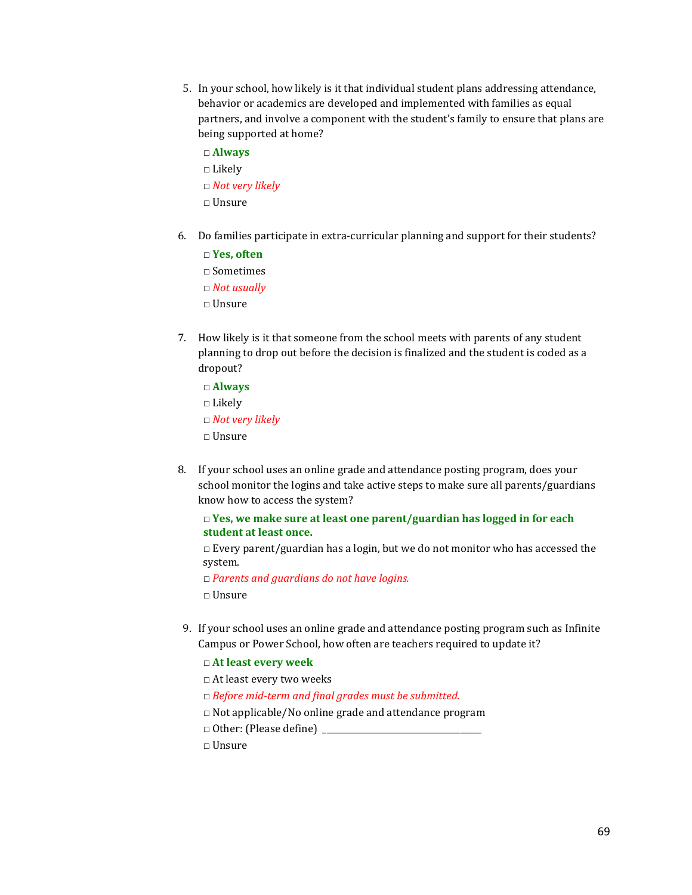5. In your school, how likely is it that individual student plans addressing attendance, behavior or academics are developed and implemented with families as equal partners, and involve a component with the student's family to ensure that plans are being supported at home?

   □ **Always**
   □ Likely
   □ *Not very likely*
   □ Unsure

6. Do families participate in extra-curricular planning and support for their students?

   □ **Yes, often**
   □ Sometimes
   □ *Not usually*
   □ Unsure

7. How likely is it that someone from the school meets with parents of any student planning to drop out before the decision is finalized and the student is coded as a dropout?

   □ **Always**
   □ Likely
   □ *Not very likely*
   □ Unsure

8. If your school uses an online grade and attendance posting program, does your school monitor the logins and take active steps to make sure all parents/guardians know how to access the system?

   □ **Yes, we make sure at least one parent/guardian has logged in for each student at least once.**
   □ Every parent/guardian has a login, but we do not monitor who has accessed the system.
   □ *Parents and guardians do not have logins.*
   □ Unsure

9. If your school uses an online grade and attendance posting program such as Infinite Campus or Power School, how often are teachers required to update it?

   □ **At least every week**
   □ At least every two weeks
   □ *Before mid-term and final grades must be submitted.*
   □ Not applicable/No online grade and attendance program
   □ Other: (Please define) ____________________________________
   □ Unsure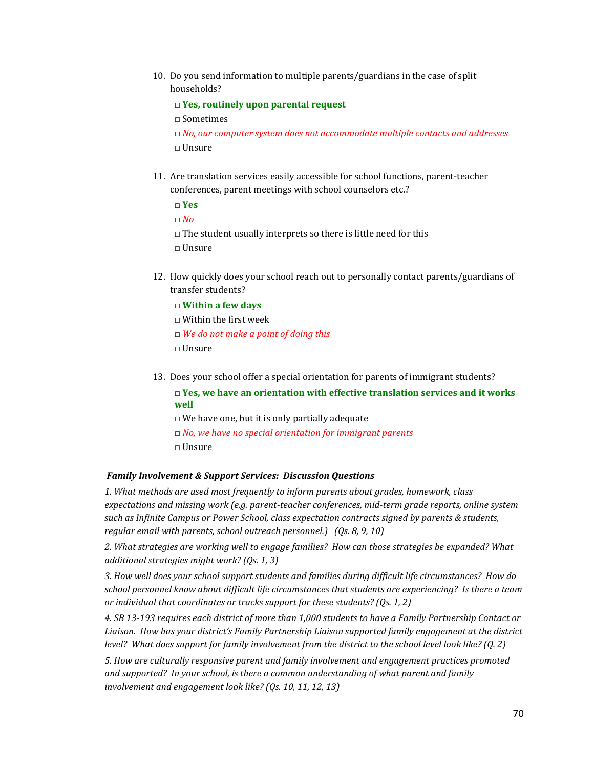10. Do you send information to multiple parents/guardians in the case of split households?

    □ **Yes, routinely upon parental request**

    □ Sometimes

    □ *No, our computer system does not accommodate multiple contacts and addresses*

    □ Unsure

11. Are translation services easily accessible for school functions, parent-teacher conferences, parent meetings with school counselors etc.?

    □ **Yes**

    □ *No*

    □ The student usually interprets so there is little need for this

    □ Unsure

12. How quickly does your school reach out to personally contact parents/guardians of transfer students?

    □ **Within a few days**

    □ Within the first week

    □ *We do not make a point of doing this*

    □ Unsure

13. Does your school offer a special orientation for parents of immigrant students?

    □ **Yes, we have an orientation with effective translation services and it works well**

    □ We have one, but it is only partially adequate

    □ *No, we have no special orientation for immigrant parents*

    □ Unsure

***Family Involvement & Support Services: Discussion Questions***

*1. What methods are used most frequently to inform parents about grades, homework, class expectations and missing work (e.g. parent-teacher conferences, mid-term grade reports, online system such as Infinite Campus or Power School, class expectation contracts signed by parents & students, regular email with parents, school outreach personnel.) (Qs. 8, 9, 10)*

*2. What strategies are working well to engage families? How can those strategies be expanded? What additional strategies might work? (Qs. 1, 3)*

*3. How well does your school support students and families during difficult life circumstances? How do school personnel know about difficult life circumstances that students are experiencing? Is there a team or individual that coordinates or tracks support for these students? (Qs. 1, 2)*

*4. SB 13-193 requires each district of more than 1,000 students to have a Family Partnership Contact or Liaison. How has your district's Family Partnership Liaison supported family engagement at the district level? What does support for family involvement from the district to the school level look like? (Q. 2)*

*5. How are culturally responsive parent and family involvement and engagement practices promoted and supported? In your school, is there a common understanding of what parent and family involvement and engagement look like? (Qs. 10, 11, 12, 13)*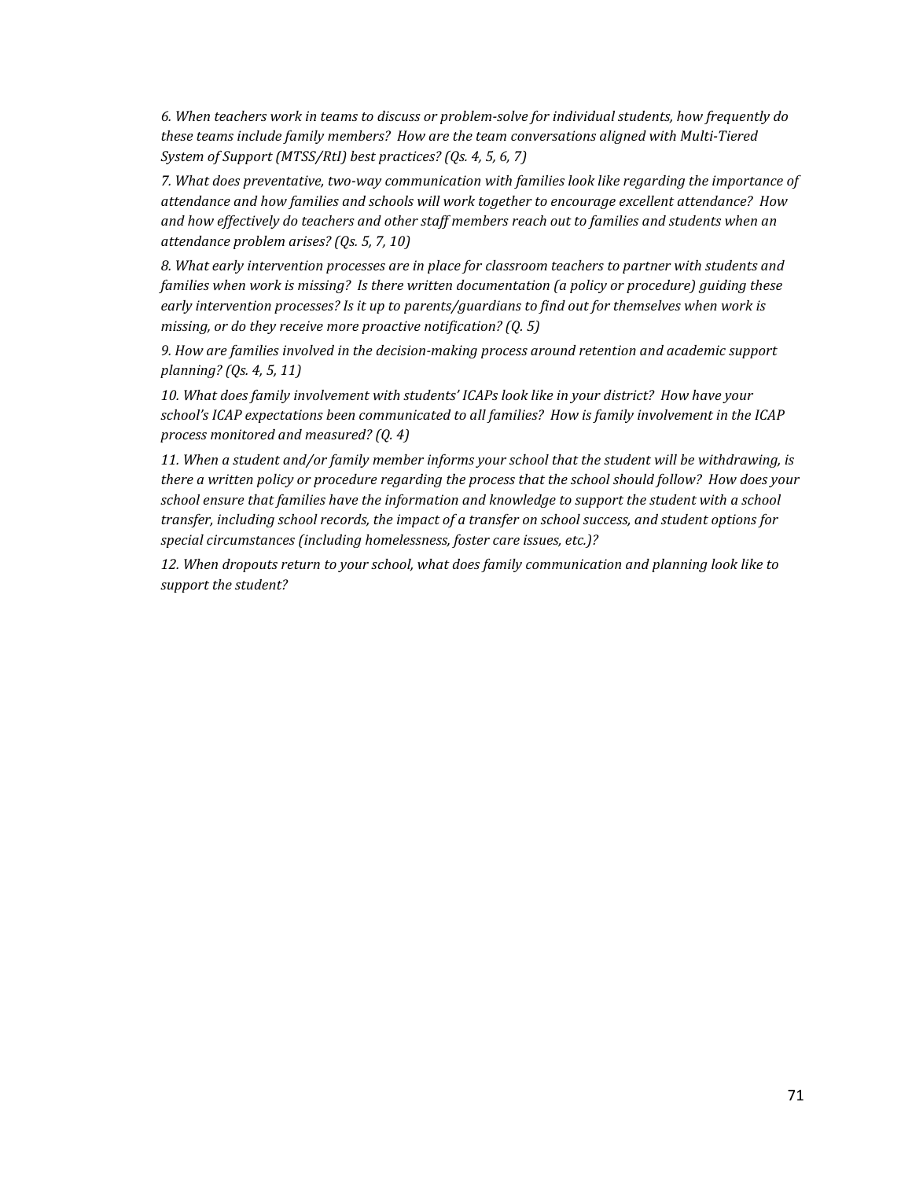*6. When teachers work in teams to discuss or problem-solve for individual students, how frequently do these teams include family members? How are the team conversations aligned with Multi-Tiered System of Support (MTSS/RtI) best practices? (Qs. 4, 5, 6, 7)*

*7. What does preventative, two-way communication with families look like regarding the importance of attendance and how families and schools will work together to encourage excellent attendance? How and how effectively do teachers and other staff members reach out to families and students when an attendance problem arises? (Qs. 5, 7, 10)*

*8. What early intervention processes are in place for classroom teachers to partner with students and families when work is missing? Is there written documentation (a policy or procedure) guiding these early intervention processes? Is it up to parents/guardians to find out for themselves when work is missing, or do they receive more proactive notification? (Q. 5)*

*9. How are families involved in the decision-making process around retention and academic support planning? (Qs. 4, 5, 11)*

*10. What does family involvement with students' ICAPs look like in your district? How have your school's ICAP expectations been communicated to all families? How is family involvement in the ICAP process monitored and measured? (Q. 4)*

*11. When a student and/or family member informs your school that the student will be withdrawing, is there a written policy or procedure regarding the process that the school should follow? How does your school ensure that families have the information and knowledge to support the student with a school transfer, including school records, the impact of a transfer on school success, and student options for special circumstances (including homelessness, foster care issues, etc.)?*

*12. When dropouts return to your school, what does family communication and planning look like to support the student?*